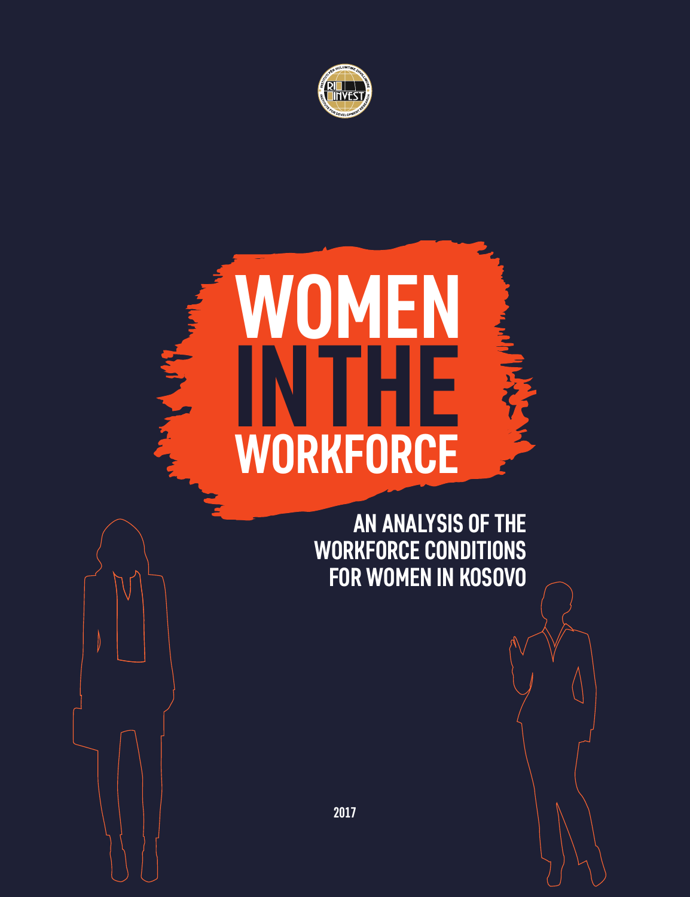# WOMEN IN THE WORKFORCE

## AN ANALYSIS OF THE WORKFORCE CONDITIONS FOR WOMEN IN KOSOVO

2017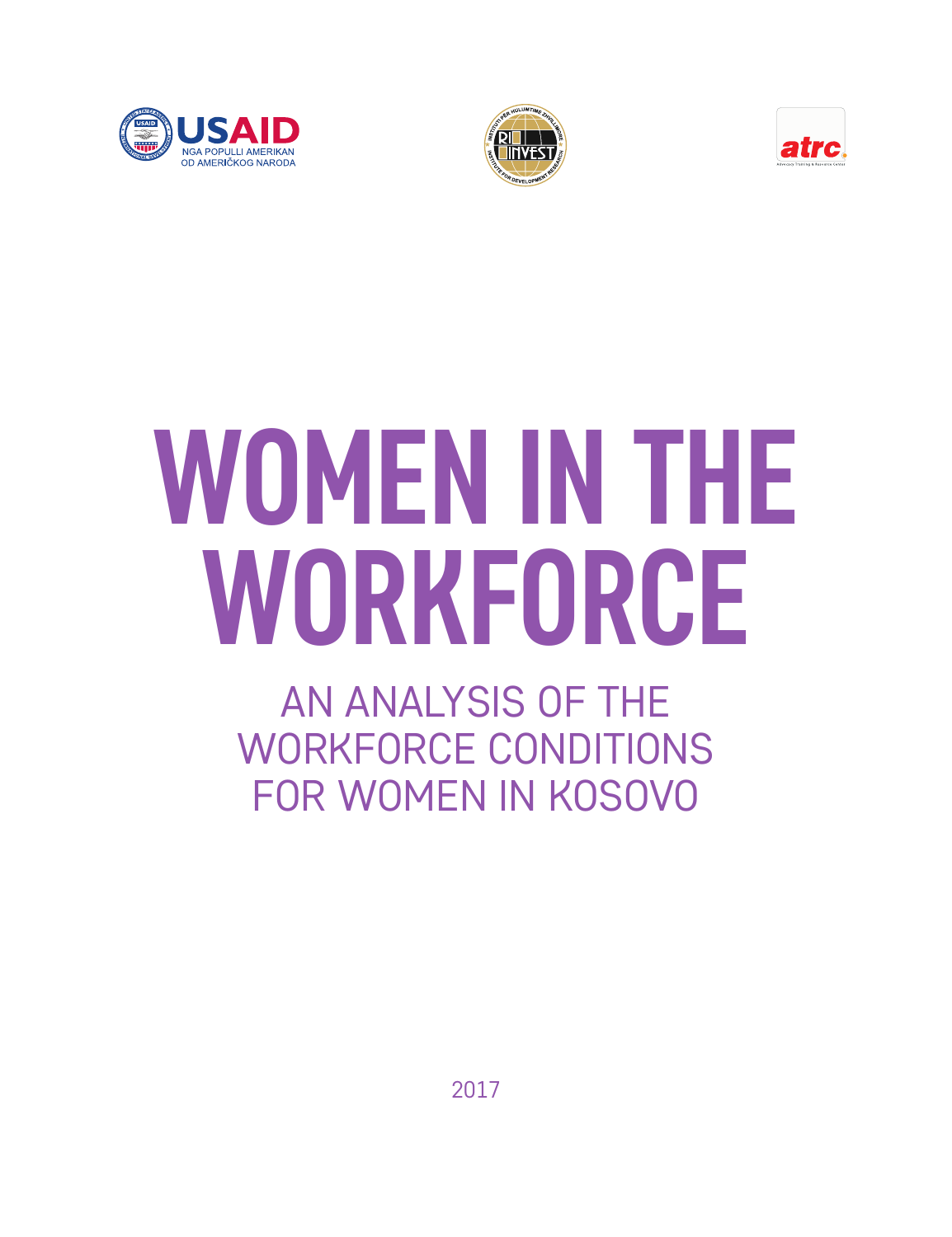USAID
NGA POPULLI AMERIKAN
OD AMERIČKOG NARODA

# WOMEN IN THE WORKFORCE

## AN ANALYSIS OF THE WORKFORCE CONDITIONS FOR WOMEN IN KOSOVO

2017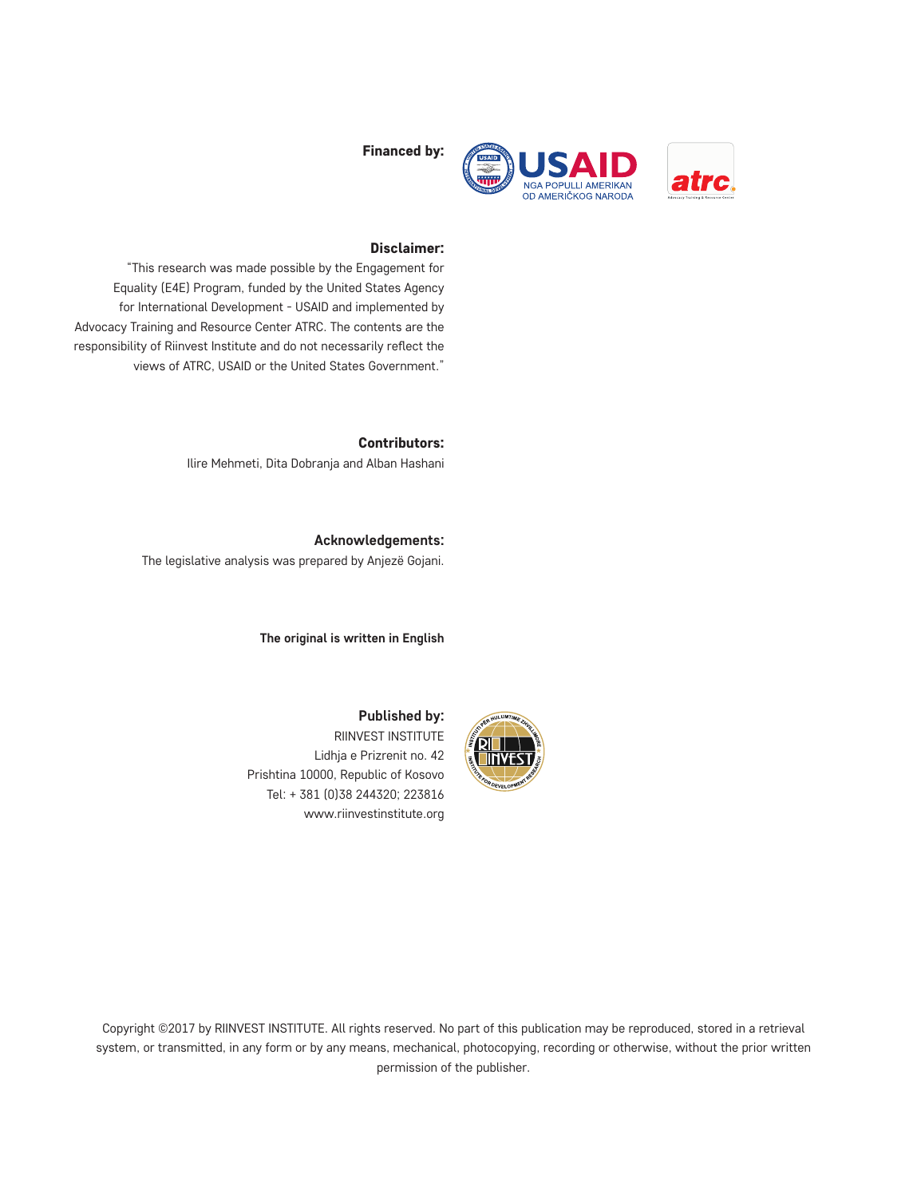**Financed by:**

**Disclaimer:**

"This research was made possible by the Engagement for Equality (E4E) Program, funded by the United States Agency for International Development - USAID and implemented by Advocacy Training and Resource Center ATRC. The contents are the responsibility of Riinvest Institute and do not necessarily reflect the views of ATRC, USAID or the United States Government."

**Contributors:**

Ilire Mehmeti, Dita Dobranja and Alban Hashani

**Acknowledgements:**

The legislative analysis was prepared by Anjezë Gojani.

**The original is written in English**

**Published by:**

RIINVEST INSTITUTE
Lidhja e Prizrenit no. 42
Prishtina 10000, Republic of Kosovo
Tel: + 381 (0)38 244320; 223816
www.riinvestinstitute.org

Copyright ©2017 by RIINVEST INSTITUTE. All rights reserved. No part of this publication may be reproduced, stored in a retrieval system, or transmitted, in any form or by any means, mechanical, photocopying, recording or otherwise, without the prior written permission of the publisher.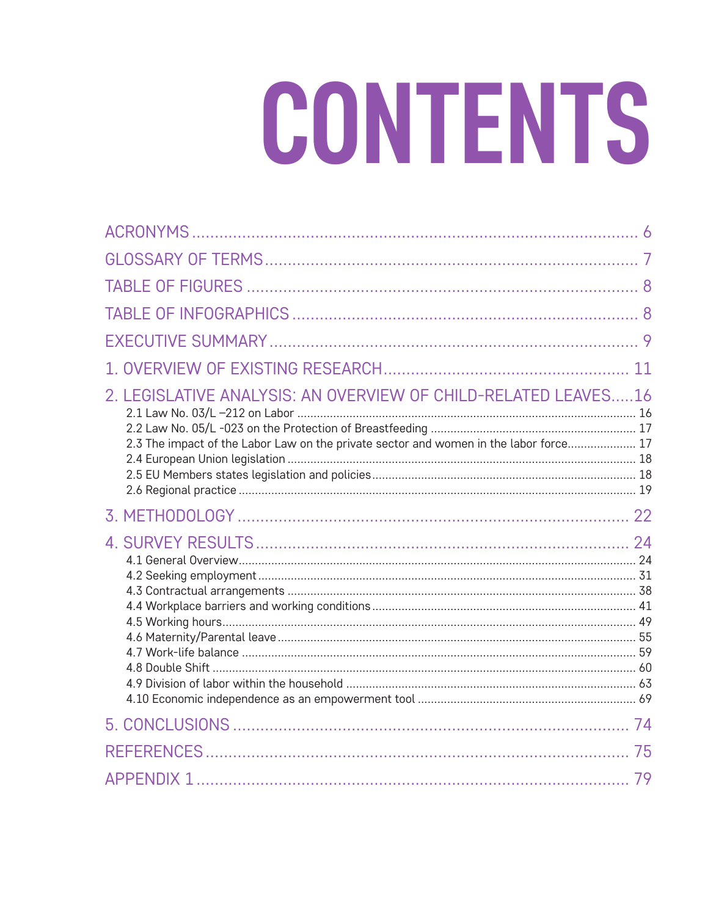# CONTENTS

- ACRONYMS ........ 6
- GLOSSARY OF TERMS ........ 7
- TABLE OF FIGURES ........ 8
- TABLE OF INFOGRAPHICS ........ 8
- EXECUTIVE SUMMARY ........ 9
- 1. OVERVIEW OF EXISTING RESEARCH ........ 11
- 2. LEGISLATIVE ANALYSIS: AN OVERVIEW OF CHILD-RELATED LEAVES ........ 16
  - 2.1 Law No. 03/L –212 on Labor ........ 16
  - 2.2 Law No. 05/L -023 on the Protection of Breastfeeding ........ 17
  - 2.3 The impact of the Labor Law on the private sector and women in the labor force ........ 17
  - 2.4 European Union legislation ........ 18
  - 2.5 EU Members states legislation and policies ........ 18
  - 2.6 Regional practice ........ 19
- 3. METHODOLOGY ........ 22
- 4. SURVEY RESULTS ........ 24
  - 4.1 General Overview ........ 24
  - 4.2 Seeking employment ........ 31
  - 4.3 Contractual arrangements ........ 38
  - 4.4 Workplace barriers and working conditions ........ 41
  - 4.5 Working hours ........ 49
  - 4.6 Maternity/Parental leave ........ 55
  - 4.7 Work-life balance ........ 59
  - 4.8 Double Shift ........ 60
  - 4.9 Division of labor within the household ........ 63
  - 4.10 Economic independence as an empowerment tool ........ 69
- 5. CONCLUSIONS ........ 74
- REFERENCES ........ 75
- APPENDIX 1 ........ 79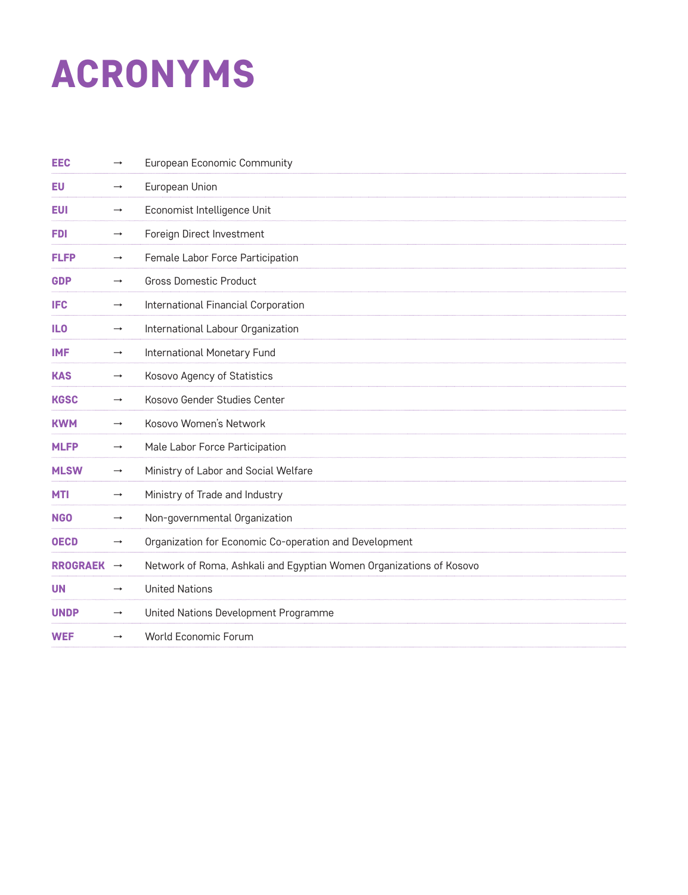# ACRONYMS

| | | |
|---|---|---|
| **EEC** | → | European Economic Community |
| **EU** | → | European Union |
| **EUI** | → | Economist Intelligence Unit |
| **FDI** | → | Foreign Direct Investment |
| **FLFP** | → | Female Labor Force Participation |
| **GDP** | → | Gross Domestic Product |
| **IFC** | → | International Financial Corporation |
| **ILO** | → | International Labour Organization |
| **IMF** | → | International Monetary Fund |
| **KAS** | → | Kosovo Agency of Statistics |
| **KGSC** | → | Kosovo Gender Studies Center |
| **KWM** | → | Kosovo Women's Network |
| **MLFP** | → | Male Labor Force Participation |
| **MLSW** | → | Ministry of Labor and Social Welfare |
| **MTI** | → | Ministry of Trade and Industry |
| **NGO** | → | Non-governmental Organization |
| **OECD** | → | Organization for Economic Co-operation and Development |
| **RROGRAEK** | → | Network of Roma, Ashkali and Egyptian Women Organizations of Kosovo |
| **UN** | → | United Nations |
| **UNDP** | → | United Nations Development Programme |
| **WEF** | → | World Economic Forum |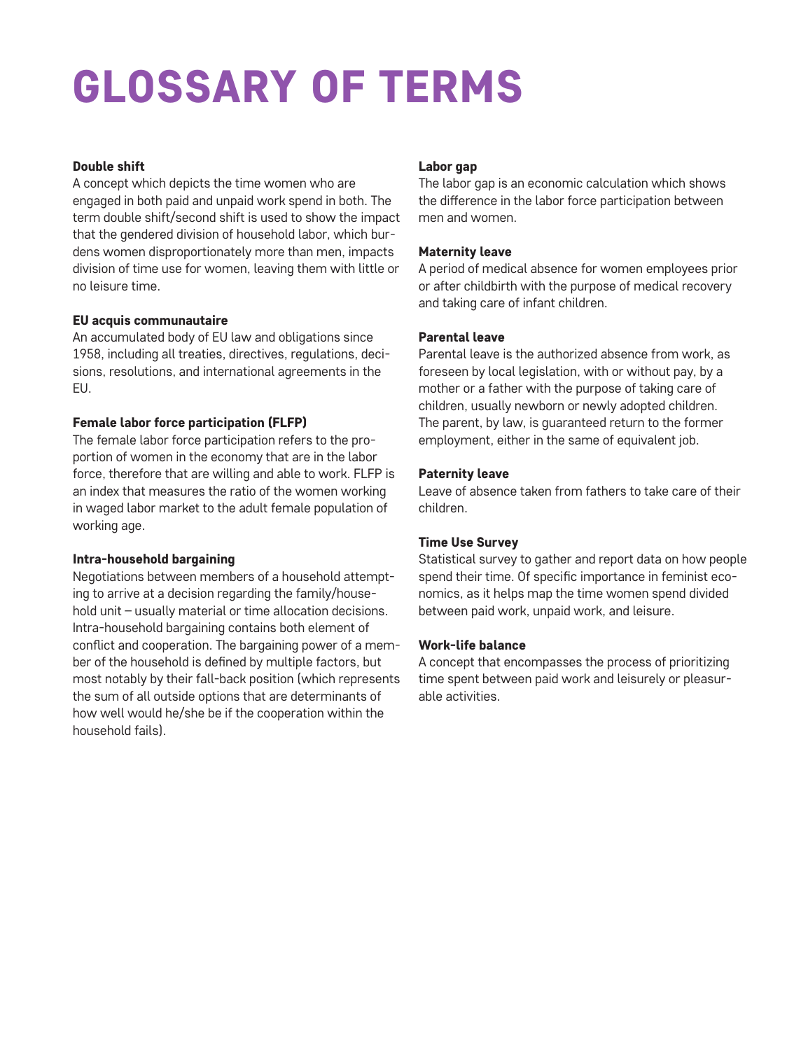# GLOSSARY OF TERMS

**Double shift**
A concept which depicts the time women who are engaged in both paid and unpaid work spend in both. The term double shift/second shift is used to show the impact that the gendered division of household labor, which burdens women disproportionately more than men, impacts division of time use for women, leaving them with little or no leisure time.

**EU acquis communautaire**
An accumulated body of EU law and obligations since 1958, including all treaties, directives, regulations, decisions, resolutions, and international agreements in the EU.

**Female labor force participation (FLFP)**
The female labor force participation refers to the proportion of women in the economy that are in the labor force, therefore that are willing and able to work. FLFP is an index that measures the ratio of the women working in waged labor market to the adult female population of working age.

**Intra-household bargaining**
Negotiations between members of a household attempting to arrive at a decision regarding the family/household unit – usually material or time allocation decisions. Intra-household bargaining contains both element of conflict and cooperation. The bargaining power of a member of the household is defined by multiple factors, but most notably by their fall-back position (which represents the sum of all outside options that are determinants of how well would he/she be if the cooperation within the household fails).

**Labor gap**
The labor gap is an economic calculation which shows the difference in the labor force participation between men and women.

**Maternity leave**
A period of medical absence for women employees prior or after childbirth with the purpose of medical recovery and taking care of infant children.

**Parental leave**
Parental leave is the authorized absence from work, as foreseen by local legislation, with or without pay, by a mother or a father with the purpose of taking care of children, usually newborn or newly adopted children. The parent, by law, is guaranteed return to the former employment, either in the same of equivalent job.

**Paternity leave**
Leave of absence taken from fathers to take care of their children.

**Time Use Survey**
Statistical survey to gather and report data on how people spend their time. Of specific importance in feminist economics, as it helps map the time women spend divided between paid work, unpaid work, and leisure.

**Work-life balance**
A concept that encompasses the process of prioritizing time spent between paid work and leisurely or pleasurable activities.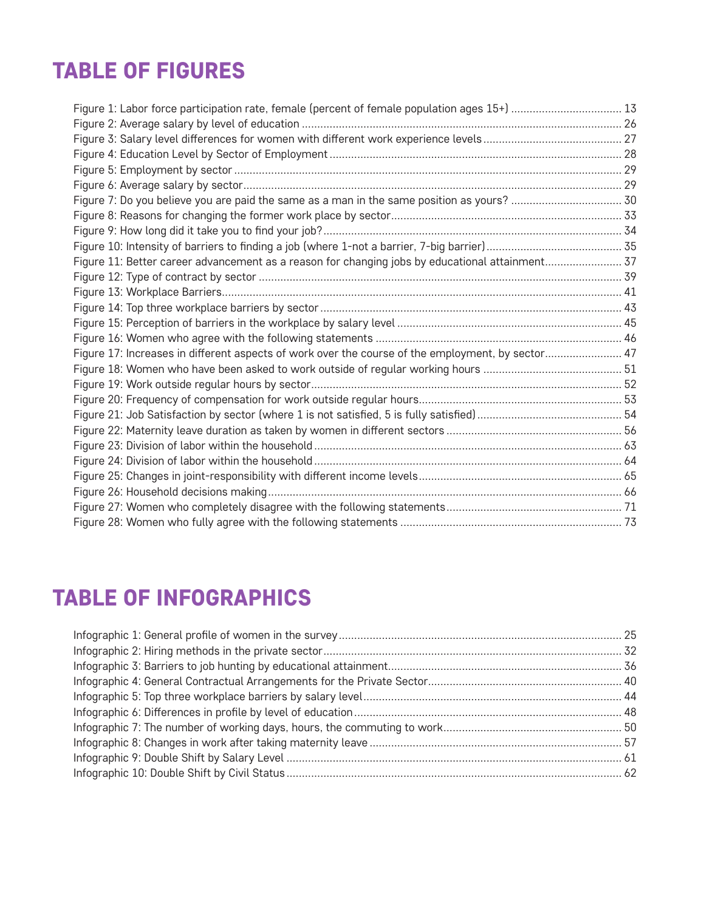# TABLE OF FIGURES

Figure 1: Labor force participation rate, female (percent of female population ages 15+) .................................... 13
Figure 2: Average salary by level of education ........................................................................................................ 26
Figure 3: Salary level differences for women with different work experience levels ............................................ 27
Figure 4: Education Level by Sector of Employment ............................................................................................... 28
Figure 5: Employment by sector ................................................................................................................................ 29
Figure 6: Average salary by sector ............................................................................................................................ 29
Figure 7: Do you believe you are paid the same as a man in the same position as yours? .................................... 30
Figure 8: Reasons for changing the former work place by sector ........................................................................... 33
Figure 9: How long did it take you to find your job? ................................................................................................. 34
Figure 10: Intensity of barriers to finding a job (where 1-not a barrier, 7-big barrier) ........................................... 35
Figure 11: Better career advancement as a reason for changing jobs by educational attainment ......................... 37
Figure 12: Type of contract by sector ....................................................................................................................... 39
Figure 13: Workplace Barriers .................................................................................................................................. 41
Figure 14: Top three workplace barriers by sector .................................................................................................. 43
Figure 15: Perception of barriers in the workplace by salary level ......................................................................... 45
Figure 16: Women who agree with the following statements ................................................................................. 46
Figure 17: Increases in different aspects of work over the course of the employment, by sector ......................... 47
Figure 18: Women who have been asked to work outside of regular working hours ............................................. 51
Figure 19: Work outside regular hours by sector ..................................................................................................... 52
Figure 20: Frequency of compensation for work outside regular hours .................................................................. 53
Figure 21: Job Satisfaction by sector (where 1 is not satisfied, 5 is fully satisfied) ............................................... 54
Figure 22: Maternity leave duration as taken by women in different sectors ......................................................... 56
Figure 23: Division of labor within the household .................................................................................................... 63
Figure 24: Division of labor within the household .................................................................................................... 64
Figure 25: Changes in joint-responsibility with different income levels .................................................................. 65
Figure 26: Household decisions making ................................................................................................................... 66
Figure 27: Women who completely disagree with the following statements ......................................................... 71
Figure 28: Women who fully agree with the following statements ........................................................................ 73

# TABLE OF INFOGRAPHICS

Infographic 1: General profile of women in the survey ............................................................................................ 25
Infographic 2: Hiring methods in the private sector ................................................................................................. 32
Infographic 3: Barriers to job hunting by educational attainment ............................................................................ 36
Infographic 4: General Contractual Arrangements for the Private Sector ............................................................... 40
Infographic 5: Top three workplace barriers by salary level .................................................................................... 44
Infographic 6: Differences in profile by level of education ....................................................................................... 48
Infographic 7: The number of working days, hours, the commuting to work .......................................................... 50
Infographic 8: Changes in work after taking maternity leave .................................................................................. 57
Infographic 9: Double Shift by Salary Level ............................................................................................................. 61
Infographic 10: Double Shift by Civil Status ............................................................................................................. 62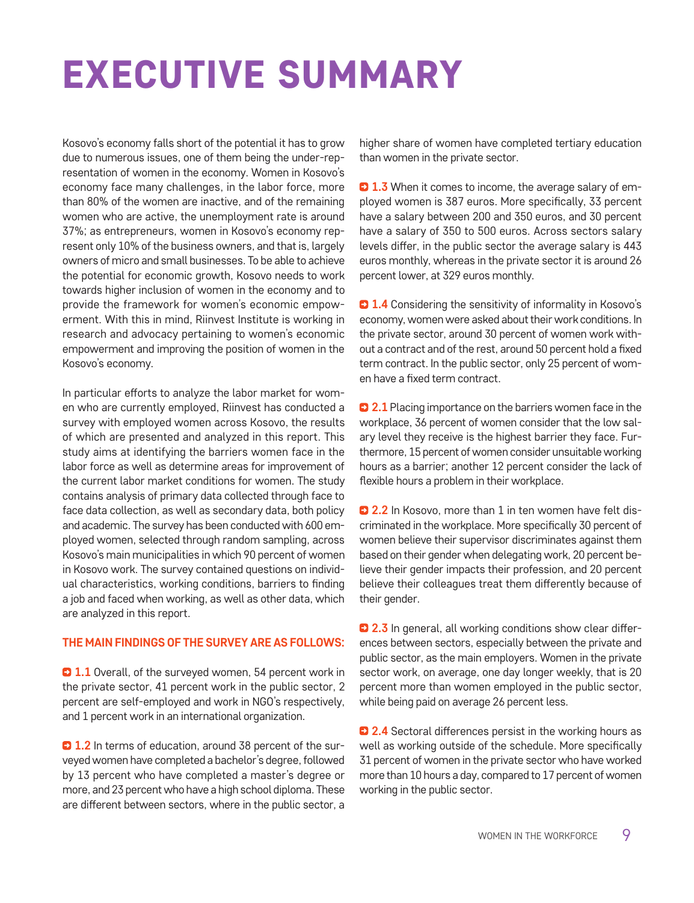# EXECUTIVE SUMMARY

Kosovo's economy falls short of the potential it has to grow due to numerous issues, one of them being the under-representation of women in the economy. Women in Kosovo's economy face many challenges, in the labor force, more than 80% of the women are inactive, and of the remaining women who are active, the unemployment rate is around 37%; as entrepreneurs, women in Kosovo's economy represent only 10% of the business owners, and that is, largely owners of micro and small businesses. To be able to achieve the potential for economic growth, Kosovo needs to work towards higher inclusion of women in the economy and to provide the framework for women's economic empowerment. With this in mind, Riinvest Institute is working in research and advocacy pertaining to women's economic empowerment and improving the position of women in the Kosovo's economy.

In particular efforts to analyze the labor market for women who are currently employed, Riinvest has conducted a survey with employed women across Kosovo, the results of which are presented and analyzed in this report. This study aims at identifying the barriers women face in the labor force as well as determine areas for improvement of the current labor market conditions for women. The study contains analysis of primary data collected through face to face data collection, as well as secondary data, both policy and academic. The survey has been conducted with 600 employed women, selected through random sampling, across Kosovo's main municipalities in which 90 percent of women in Kosovo work. The survey contained questions on individual characteristics, working conditions, barriers to finding a job and faced when working, as well as other data, which are analyzed in this report.

**THE MAIN FINDINGS OF THE SURVEY ARE AS FOLLOWS:**

**1.1** Overall, of the surveyed women, 54 percent work in the private sector, 41 percent work in the public sector, 2 percent are self-employed and work in NGO's respectively, and 1 percent work in an international organization.

**1.2** In terms of education, around 38 percent of the surveyed women have completed a bachelor's degree, followed by 13 percent who have completed a master's degree or more, and 23 percent who have a high school diploma. These are different between sectors, where in the public sector, a higher share of women have completed tertiary education than women in the private sector.

**1.3** When it comes to income, the average salary of employed women is 387 euros. More specifically, 33 percent have a salary between 200 and 350 euros, and 30 percent have a salary of 350 to 500 euros. Across sectors salary levels differ, in the public sector the average salary is 443 euros monthly, whereas in the private sector it is around 26 percent lower, at 329 euros monthly.

**1.4** Considering the sensitivity of informality in Kosovo's economy, women were asked about their work conditions. In the private sector, around 30 percent of women work without a contract and of the rest, around 50 percent hold a fixed term contract. In the public sector, only 25 percent of women have a fixed term contract.

**2.1** Placing importance on the barriers women face in the workplace, 36 percent of women consider that the low salary level they receive is the highest barrier they face. Furthermore, 15 percent of women consider unsuitable working hours as a barrier; another 12 percent consider the lack of flexible hours a problem in their workplace.

**2.2** In Kosovo, more than 1 in ten women have felt discriminated in the workplace. More specifically 30 percent of women believe their supervisor discriminates against them based on their gender when delegating work, 20 percent believe their gender impacts their profession, and 20 percent believe their colleagues treat them differently because of their gender.

**2.3** In general, all working conditions show clear differences between sectors, especially between the private and public sector, as the main employers. Women in the private sector work, on average, one day longer weekly, that is 20 percent more than women employed in the public sector, while being paid on average 26 percent less.

**2.4** Sectoral differences persist in the working hours as well as working outside of the schedule. More specifically 31 percent of women in the private sector who have worked more than 10 hours a day, compared to 17 percent of women working in the public sector.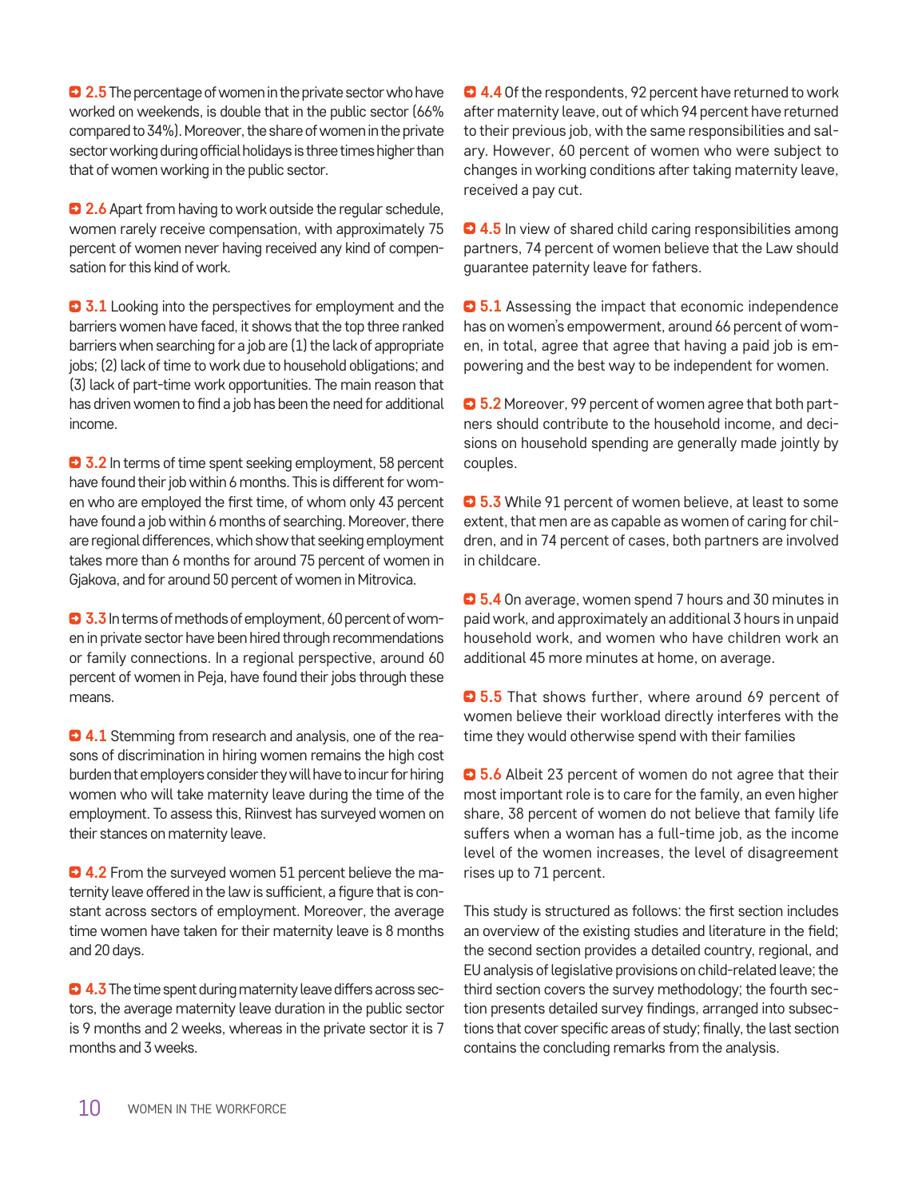**2.5** The percentage of women in the private sector who have worked on weekends, is double that in the public sector (66% compared to 34%). Moreover, the share of women in the private sector working during official holidays is three times higher than that of women working in the public sector.

**2.6** Apart from having to work outside the regular schedule, women rarely receive compensation, with approximately 75 percent of women never having received any kind of compensation for this kind of work.

**3.1** Looking into the perspectives for employment and the barriers women have faced, it shows that the top three ranked barriers when searching for a job are (1) the lack of appropriate jobs; (2) lack of time to work due to household obligations; and (3) lack of part-time work opportunities. The main reason that has driven women to find a job has been the need for additional income.

**3.2** In terms of time spent seeking employment, 58 percent have found their job within 6 months. This is different for women who are employed the first time, of whom only 43 percent have found a job within 6 months of searching. Moreover, there are regional differences, which show that seeking employment takes more than 6 months for around 75 percent of women in Gjakova, and for around 50 percent of women in Mitrovica.

**3.3** In terms of methods of employment, 60 percent of women in private sector have been hired through recommendations or family connections. In a regional perspective, around 60 percent of women in Peja, have found their jobs through these means.

**4.1** Stemming from research and analysis, one of the reasons of discrimination in hiring women remains the high cost burden that employers consider they will have to incur for hiring women who will take maternity leave during the time of the employment. To assess this, Riinvest has surveyed women on their stances on maternity leave.

**4.2** From the surveyed women 51 percent believe the maternity leave offered in the law is sufficient, a figure that is constant across sectors of employment. Moreover, the average time women have taken for their maternity leave is 8 months and 20 days.

**4.3** The time spent during maternity leave differs across sectors, the average maternity leave duration in the public sector is 9 months and 2 weeks, whereas in the private sector it is 7 months and 3 weeks.

**4.4** Of the respondents, 92 percent have returned to work after maternity leave, out of which 94 percent have returned to their previous job, with the same responsibilities and salary. However, 60 percent of women who were subject to changes in working conditions after taking maternity leave, received a pay cut.

**4.5** In view of shared child caring responsibilities among partners, 74 percent of women believe that the Law should guarantee paternity leave for fathers.

**5.1** Assessing the impact that economic independence has on women's empowerment, around 66 percent of women, in total, agree that agree that having a paid job is empowering and the best way to be independent for women.

**5.2** Moreover, 99 percent of women agree that both partners should contribute to the household income, and decisions on household spending are generally made jointly by couples.

**5.3** While 91 percent of women believe, at least to some extent, that men are as capable as women of caring for children, and in 74 percent of cases, both partners are involved in childcare.

**5.4** On average, women spend 7 hours and 30 minutes in paid work, and approximately an additional 3 hours in unpaid household work, and women who have children work an additional 45 more minutes at home, on average.

**5.5** That shows further, where around 69 percent of women believe their workload directly interferes with the time they would otherwise spend with their families

**5.6** Albeit 23 percent of women do not agree that their most important role is to care for the family, an even higher share, 38 percent of women do not believe that family life suffers when a woman has a full-time job, as the income level of the women increases, the level of disagreement rises up to 71 percent.

This study is structured as follows: the first section includes an overview of the existing studies and literature in the field; the second section provides a detailed country, regional, and EU analysis of legislative provisions on child-related leave; the third section covers the survey methodology; the fourth section presents detailed survey findings, arranged into subsections that cover specific areas of study; finally, the last section contains the concluding remarks from the analysis.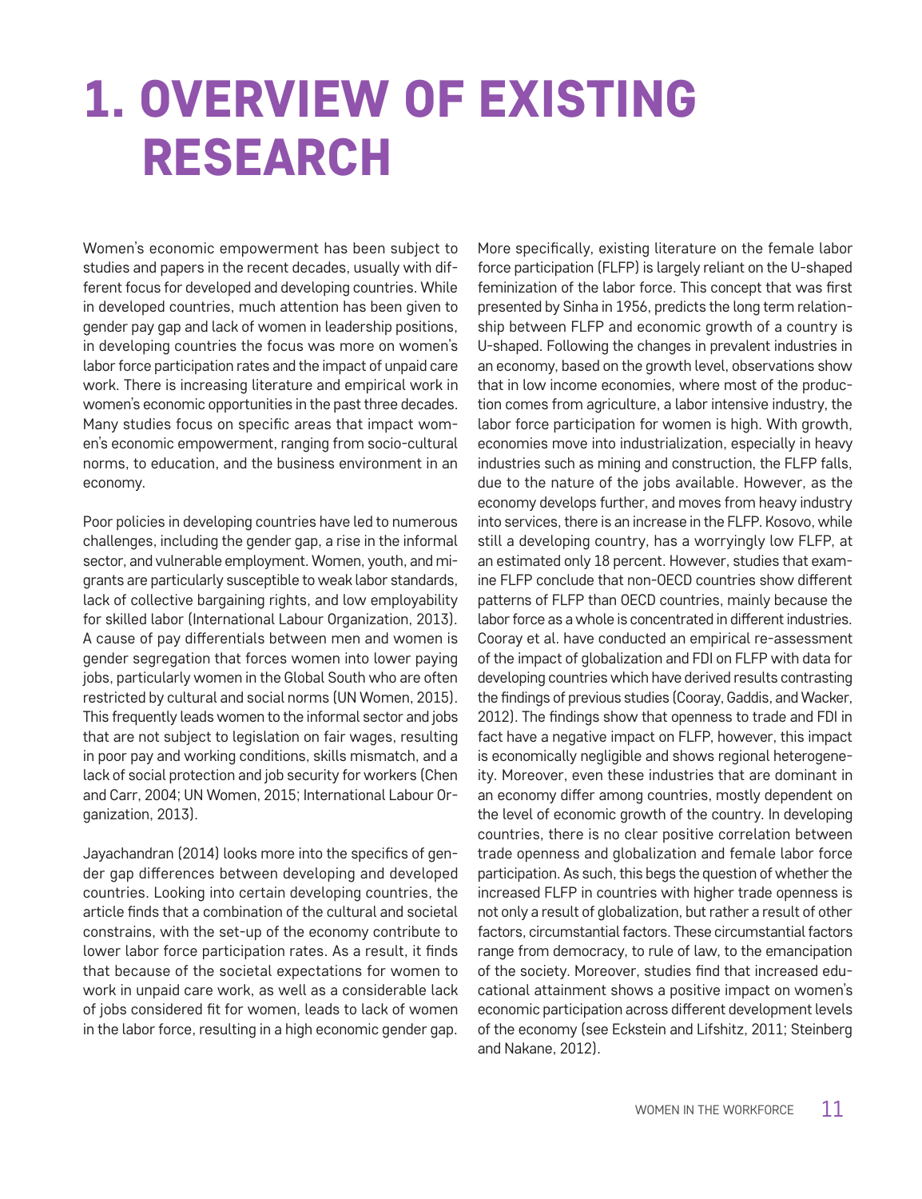# 1. OVERVIEW OF EXISTING RESEARCH

Women's economic empowerment has been subject to studies and papers in the recent decades, usually with different focus for developed and developing countries. While in developed countries, much attention has been given to gender pay gap and lack of women in leadership positions, in developing countries the focus was more on women's labor force participation rates and the impact of unpaid care work. There is increasing literature and empirical work in women's economic opportunities in the past three decades. Many studies focus on specific areas that impact women's economic empowerment, ranging from socio-cultural norms, to education, and the business environment in an economy.

Poor policies in developing countries have led to numerous challenges, including the gender gap, a rise in the informal sector, and vulnerable employment. Women, youth, and migrants are particularly susceptible to weak labor standards, lack of collective bargaining rights, and low employability for skilled labor (International Labour Organization, 2013). A cause of pay differentials between men and women is gender segregation that forces women into lower paying jobs, particularly women in the Global South who are often restricted by cultural and social norms (UN Women, 2015). This frequently leads women to the informal sector and jobs that are not subject to legislation on fair wages, resulting in poor pay and working conditions, skills mismatch, and a lack of social protection and job security for workers (Chen and Carr, 2004; UN Women, 2015; International Labour Organization, 2013).

Jayachandran (2014) looks more into the specifics of gender gap differences between developing and developed countries. Looking into certain developing countries, the article finds that a combination of the cultural and societal constrains, with the set-up of the economy contribute to lower labor force participation rates. As a result, it finds that because of the societal expectations for women to work in unpaid care work, as well as a considerable lack of jobs considered fit for women, leads to lack of women in the labor force, resulting in a high economic gender gap.

More specifically, existing literature on the female labor force participation (FLFP) is largely reliant on the U-shaped feminization of the labor force. This concept that was first presented by Sinha in 1956, predicts the long term relationship between FLFP and economic growth of a country is U-shaped. Following the changes in prevalent industries in an economy, based on the growth level, observations show that in low income economies, where most of the production comes from agriculture, a labor intensive industry, the labor force participation for women is high. With growth, economies move into industrialization, especially in heavy industries such as mining and construction, the FLFP falls, due to the nature of the jobs available. However, as the economy develops further, and moves from heavy industry into services, there is an increase in the FLFP. Kosovo, while still a developing country, has a worryingly low FLFP, at an estimated only 18 percent. However, studies that examine FLFP conclude that non-OECD countries show different patterns of FLFP than OECD countries, mainly because the labor force as a whole is concentrated in different industries. Cooray et al. have conducted an empirical re-assessment of the impact of globalization and FDI on FLFP with data for developing countries which have derived results contrasting the findings of previous studies (Cooray, Gaddis, and Wacker, 2012). The findings show that openness to trade and FDI in fact have a negative impact on FLFP, however, this impact is economically negligible and shows regional heterogeneity. Moreover, even these industries that are dominant in an economy differ among countries, mostly dependent on the level of economic growth of the country. In developing countries, there is no clear positive correlation between trade openness and globalization and female labor force participation. As such, this begs the question of whether the increased FLFP in countries with higher trade openness is not only a result of globalization, but rather a result of other factors, circumstantial factors. These circumstantial factors range from democracy, to rule of law, to the emancipation of the society. Moreover, studies find that increased educational attainment shows a positive impact on women's economic participation across different development levels of the economy (see Eckstein and Lifshitz, 2011; Steinberg and Nakane, 2012).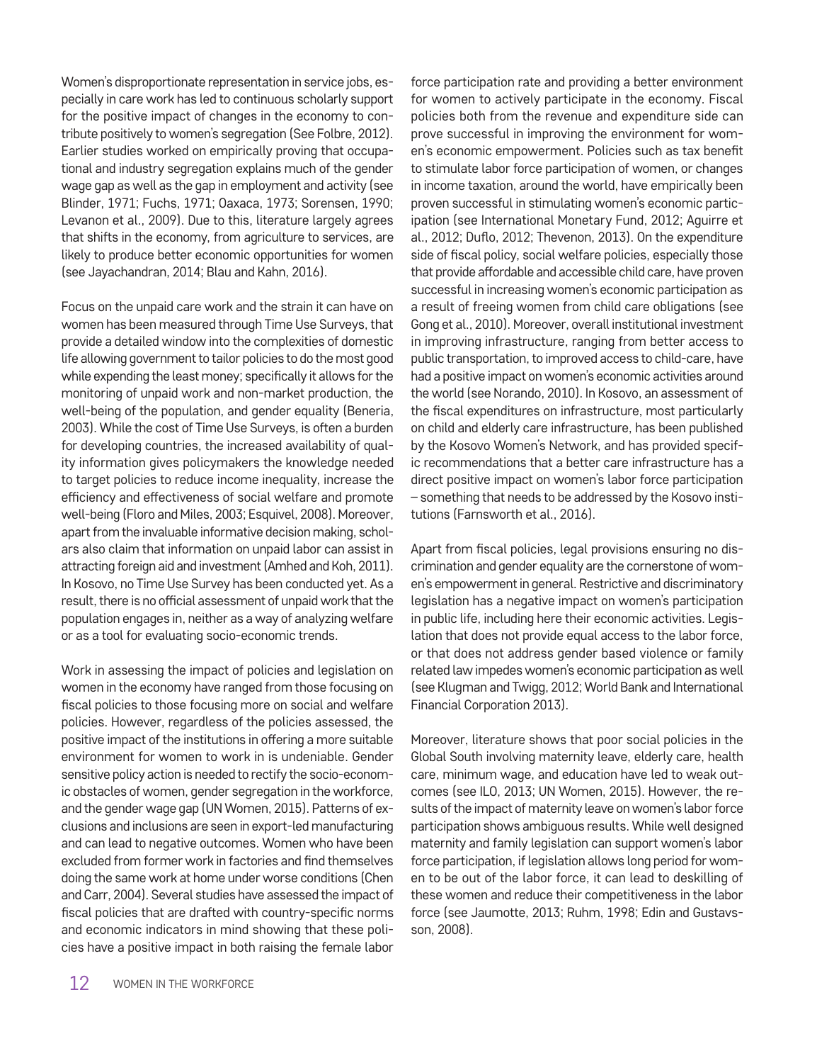Women's disproportionate representation in service jobs, especially in care work has led to continuous scholarly support for the positive impact of changes in the economy to contribute positively to women's segregation (See Folbre, 2012). Earlier studies worked on empirically proving that occupational and industry segregation explains much of the gender wage gap as well as the gap in employment and activity (see Blinder, 1971; Fuchs, 1971; Oaxaca, 1973; Sorensen, 1990; Levanon et al., 2009). Due to this, literature largely agrees that shifts in the economy, from agriculture to services, are likely to produce better economic opportunities for women (see Jayachandran, 2014; Blau and Kahn, 2016).

Focus on the unpaid care work and the strain it can have on women has been measured through Time Use Surveys, that provide a detailed window into the complexities of domestic life allowing government to tailor policies to do the most good while expending the least money; specifically it allows for the monitoring of unpaid work and non-market production, the well-being of the population, and gender equality (Beneria, 2003). While the cost of Time Use Surveys, is often a burden for developing countries, the increased availability of quality information gives policymakers the knowledge needed to target policies to reduce income inequality, increase the efficiency and effectiveness of social welfare and promote well-being (Floro and Miles, 2003; Esquivel, 2008). Moreover, apart from the invaluable informative decision making, scholars also claim that information on unpaid labor can assist in attracting foreign aid and investment (Amhed and Koh, 2011). In Kosovo, no Time Use Survey has been conducted yet. As a result, there is no official assessment of unpaid work that the population engages in, neither as a way of analyzing welfare or as a tool for evaluating socio-economic trends.

Work in assessing the impact of policies and legislation on women in the economy have ranged from those focusing on fiscal policies to those focusing more on social and welfare policies. However, regardless of the policies assessed, the positive impact of the institutions in offering a more suitable environment for women to work in is undeniable. Gender sensitive policy action is needed to rectify the socio-economic obstacles of women, gender segregation in the workforce, and the gender wage gap (UN Women, 2015). Patterns of exclusions and inclusions are seen in export-led manufacturing and can lead to negative outcomes. Women who have been excluded from former work in factories and find themselves doing the same work at home under worse conditions (Chen and Carr, 2004). Several studies have assessed the impact of fiscal policies that are drafted with country-specific norms and economic indicators in mind showing that these policies have a positive impact in both raising the female labor force participation rate and providing a better environment for women to actively participate in the economy. Fiscal policies both from the revenue and expenditure side can prove successful in improving the environment for women's economic empowerment. Policies such as tax benefit to stimulate labor force participation of women, or changes in income taxation, around the world, have empirically been proven successful in stimulating women's economic participation (see International Monetary Fund, 2012; Aguirre et al., 2012; Duflo, 2012; Thevenon, 2013). On the expenditure side of fiscal policy, social welfare policies, especially those that provide affordable and accessible child care, have proven successful in increasing women's economic participation as a result of freeing women from child care obligations (see Gong et al., 2010). Moreover, overall institutional investment in improving infrastructure, ranging from better access to public transportation, to improved access to child-care, have had a positive impact on women's economic activities around the world (see Norando, 2010). In Kosovo, an assessment of the fiscal expenditures on infrastructure, most particularly on child and elderly care infrastructure, has been published by the Kosovo Women's Network, and has provided specific recommendations that a better care infrastructure has a direct positive impact on women's labor force participation – something that needs to be addressed by the Kosovo institutions (Farnsworth et al., 2016).

Apart from fiscal policies, legal provisions ensuring no discrimination and gender equality are the cornerstone of women's empowerment in general. Restrictive and discriminatory legislation has a negative impact on women's participation in public life, including here their economic activities. Legislation that does not provide equal access to the labor force, or that does not address gender based violence or family related law impedes women's economic participation as well (see Klugman and Twigg, 2012; World Bank and International Financial Corporation 2013).

Moreover, literature shows that poor social policies in the Global South involving maternity leave, elderly care, health care, minimum wage, and education have led to weak outcomes (see ILO, 2013; UN Women, 2015). However, the results of the impact of maternity leave on women's labor force participation shows ambiguous results. While well designed maternity and family legislation can support women's labor force participation, if legislation allows long period for women to be out of the labor force, it can lead to deskilling of these women and reduce their competitiveness in the labor force (see Jaumotte, 2013; Ruhm, 1998; Edin and Gustavsson, 2008).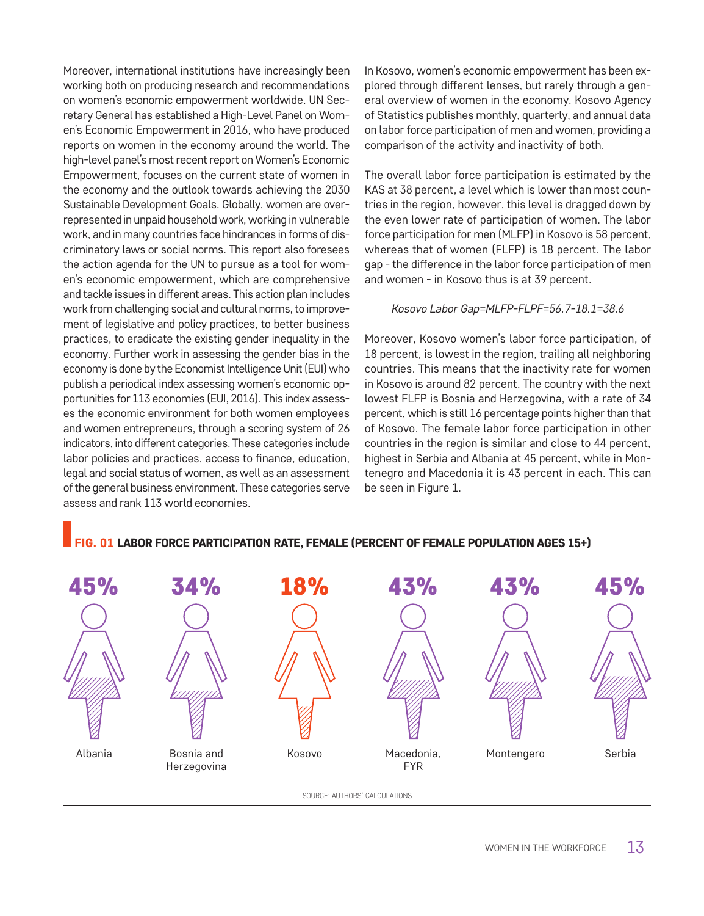Moreover, international institutions have increasingly been working both on producing research and recommendations on women's economic empowerment worldwide. UN Secretary General has established a High-Level Panel on Women's Economic Empowerment in 2016, who have produced reports on women in the economy around the world. The high-level panel's most recent report on Women's Economic Empowerment, focuses on the current state of women in the economy and the outlook towards achieving the 2030 Sustainable Development Goals. Globally, women are overrepresented in unpaid household work, working in vulnerable work, and in many countries face hindrances in forms of discriminatory laws or social norms. This report also foresees the action agenda for the UN to pursue as a tool for women's economic empowerment, which are comprehensive and tackle issues in different areas. This action plan includes work from challenging social and cultural norms, to improvement of legislative and policy practices, to better business practices, to eradicate the existing gender inequality in the economy. Further work in assessing the gender bias in the economy is done by the Economist Intelligence Unit (EUI) who publish a periodical index assessing women's economic opportunities for 113 economies (EUI, 2016). This index assesses the economic environment for both women employees and women entrepreneurs, through a scoring system of 26 indicators, into different categories. These categories include labor policies and practices, access to finance, education, legal and social status of women, as well as an assessment of the general business environment. These categories serve assess and rank 113 world economies.

In Kosovo, women's economic empowerment has been explored through different lenses, but rarely through a general overview of women in the economy. Kosovo Agency of Statistics publishes monthly, quarterly, and annual data on labor force participation of men and women, providing a comparison of the activity and inactivity of both.

The overall labor force participation is estimated by the KAS at 38 percent, a level which is lower than most countries in the region, however, this level is dragged down by the even lower rate of participation of women. The labor force participation for men (MLFP) in Kosovo is 58 percent, whereas that of women (FLFP) is 18 percent. The labor gap - the difference in the labor force participation of men and women - in Kosovo thus is at 39 percent.

*Kosovo Labor Gap=MLFP-FLPF=56.7-18.1=38.6*

Moreover, Kosovo women's labor force participation, of 18 percent, is lowest in the region, trailing all neighboring countries. This means that the inactivity rate for women in Kosovo is around 82 percent. The country with the next lowest FLFP is Bosnia and Herzegovina, with a rate of 34 percent, which is still 16 percentage points higher than that of Kosovo. The female labor force participation in other countries in the region is similar and close to 44 percent, highest in Serbia and Albania at 45 percent, while in Montenegro and Macedonia it is 43 percent in each. This can be seen in Figure 1.

**FIG. 01 LABOR FORCE PARTICIPATION RATE, FEMALE (PERCENT OF FEMALE POPULATION AGES 15+)**

| Albania | Bosnia and Herzegovina | Kosovo | Macedonia, FYR | Montengero | Serbia |
|---|---|---|---|---|---|
| 45% | 34% | 18% | 43% | 43% | 45% |

SOURCE: AUTHORS' CALCULATIONS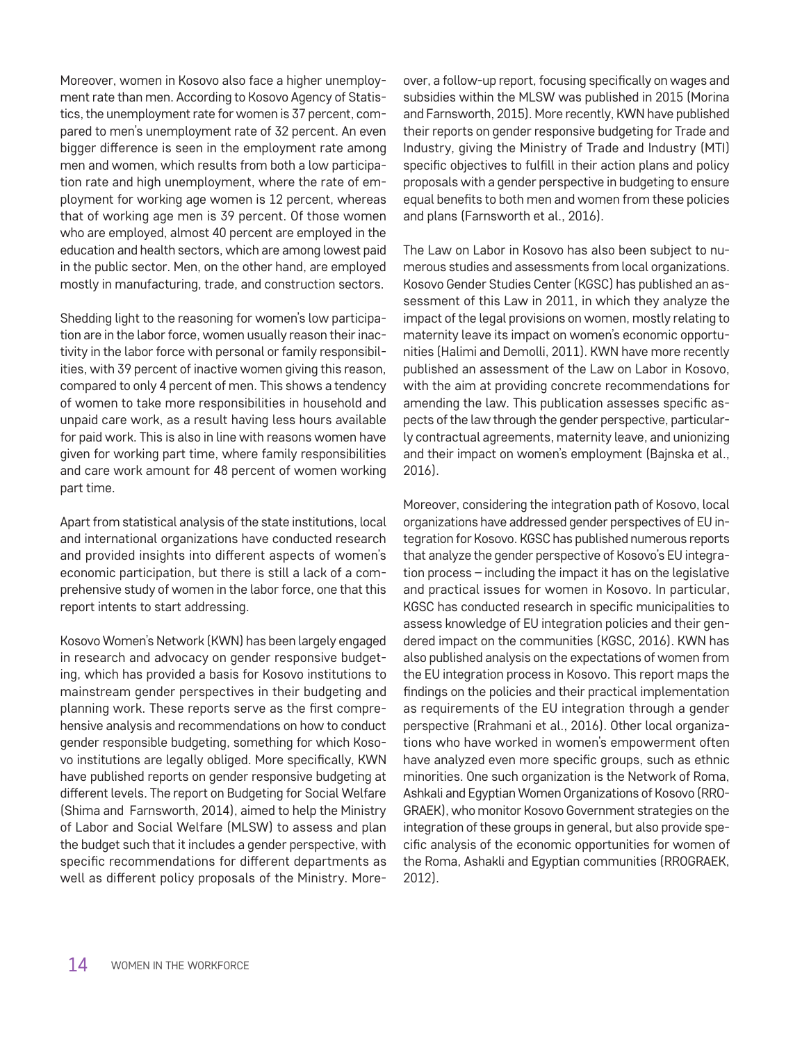Moreover, women in Kosovo also face a higher unemployment rate than men. According to Kosovo Agency of Statistics, the unemployment rate for women is 37 percent, compared to men's unemployment rate of 32 percent. An even bigger difference is seen in the employment rate among men and women, which results from both a low participation rate and high unemployment, where the rate of employment for working age women is 12 percent, whereas that of working age men is 39 percent. Of those women who are employed, almost 40 percent are employed in the education and health sectors, which are among lowest paid in the public sector. Men, on the other hand, are employed mostly in manufacturing, trade, and construction sectors.

Shedding light to the reasoning for women's low participation are in the labor force, women usually reason their inactivity in the labor force with personal or family responsibilities, with 39 percent of inactive women giving this reason, compared to only 4 percent of men. This shows a tendency of women to take more responsibilities in household and unpaid care work, as a result having less hours available for paid work. This is also in line with reasons women have given for working part time, where family responsibilities and care work amount for 48 percent of women working part time.

Apart from statistical analysis of the state institutions, local and international organizations have conducted research and provided insights into different aspects of women's economic participation, but there is still a lack of a comprehensive study of women in the labor force, one that this report intents to start addressing.

Kosovo Women's Network (KWN) has been largely engaged in research and advocacy on gender responsive budgeting, which has provided a basis for Kosovo institutions to mainstream gender perspectives in their budgeting and planning work. These reports serve as the first comprehensive analysis and recommendations on how to conduct gender responsible budgeting, something for which Kosovo institutions are legally obliged. More specifically, KWN have published reports on gender responsive budgeting at different levels. The report on Budgeting for Social Welfare (Shima and Farnsworth, 2014), aimed to help the Ministry of Labor and Social Welfare (MLSW) to assess and plan the budget such that it includes a gender perspective, with specific recommendations for different departments as well as different policy proposals of the Ministry. Moreover, a follow-up report, focusing specifically on wages and subsidies within the MLSW was published in 2015 (Morina and Farnsworth, 2015). More recently, KWN have published their reports on gender responsive budgeting for Trade and Industry, giving the Ministry of Trade and Industry (MTI) specific objectives to fulfill in their action plans and policy proposals with a gender perspective in budgeting to ensure equal benefits to both men and women from these policies and plans (Farnsworth et al., 2016).

The Law on Labor in Kosovo has also been subject to numerous studies and assessments from local organizations. Kosovo Gender Studies Center (KGSC) has published an assessment of this Law in 2011, in which they analyze the impact of the legal provisions on women, mostly relating to maternity leave its impact on women's economic opportunities (Halimi and Demolli, 2011). KWN have more recently published an assessment of the Law on Labor in Kosovo, with the aim at providing concrete recommendations for amending the law. This publication assesses specific aspects of the law through the gender perspective, particularly contractual agreements, maternity leave, and unionizing and their impact on women's employment (Bajnska et al., 2016).

Moreover, considering the integration path of Kosovo, local organizations have addressed gender perspectives of EU integration for Kosovo. KGSC has published numerous reports that analyze the gender perspective of Kosovo's EU integration process – including the impact it has on the legislative and practical issues for women in Kosovo. In particular, KGSC has conducted research in specific municipalities to assess knowledge of EU integration policies and their gendered impact on the communities (KGSC, 2016). KWN has also published analysis on the expectations of women from the EU integration process in Kosovo. This report maps the findings on the policies and their practical implementation as requirements of the EU integration through a gender perspective (Rrahmani et al., 2016). Other local organizations who have worked in women's empowerment often have analyzed even more specific groups, such as ethnic minorities. One such organization is the Network of Roma, Ashkali and Egyptian Women Organizations of Kosovo (RROGRAEK), who monitor Kosovo Government strategies on the integration of these groups in general, but also provide specific analysis of the economic opportunities for women of the Roma, Ashakli and Egyptian communities (RROGRAEK, 2012).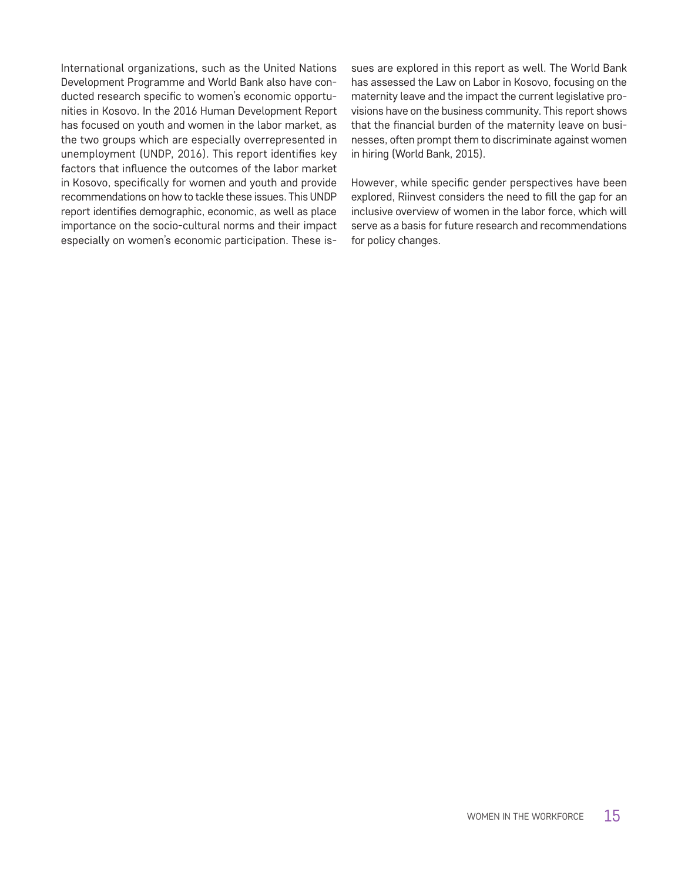International organizations, such as the United Nations Development Programme and World Bank also have conducted research specific to women's economic opportunities in Kosovo. In the 2016 Human Development Report has focused on youth and women in the labor market, as the two groups which are especially overrepresented in unemployment (UNDP, 2016). This report identifies key factors that influence the outcomes of the labor market in Kosovo, specifically for women and youth and provide recommendations on how to tackle these issues. This UNDP report identifies demographic, economic, as well as place importance on the socio-cultural norms and their impact especially on women's economic participation. These issues are explored in this report as well. The World Bank has assessed the Law on Labor in Kosovo, focusing on the maternity leave and the impact the current legislative provisions have on the business community. This report shows that the financial burden of the maternity leave on businesses, often prompt them to discriminate against women in hiring (World Bank, 2015).

However, while specific gender perspectives have been explored, Riinvest considers the need to fill the gap for an inclusive overview of women in the labor force, which will serve as a basis for future research and recommendations for policy changes.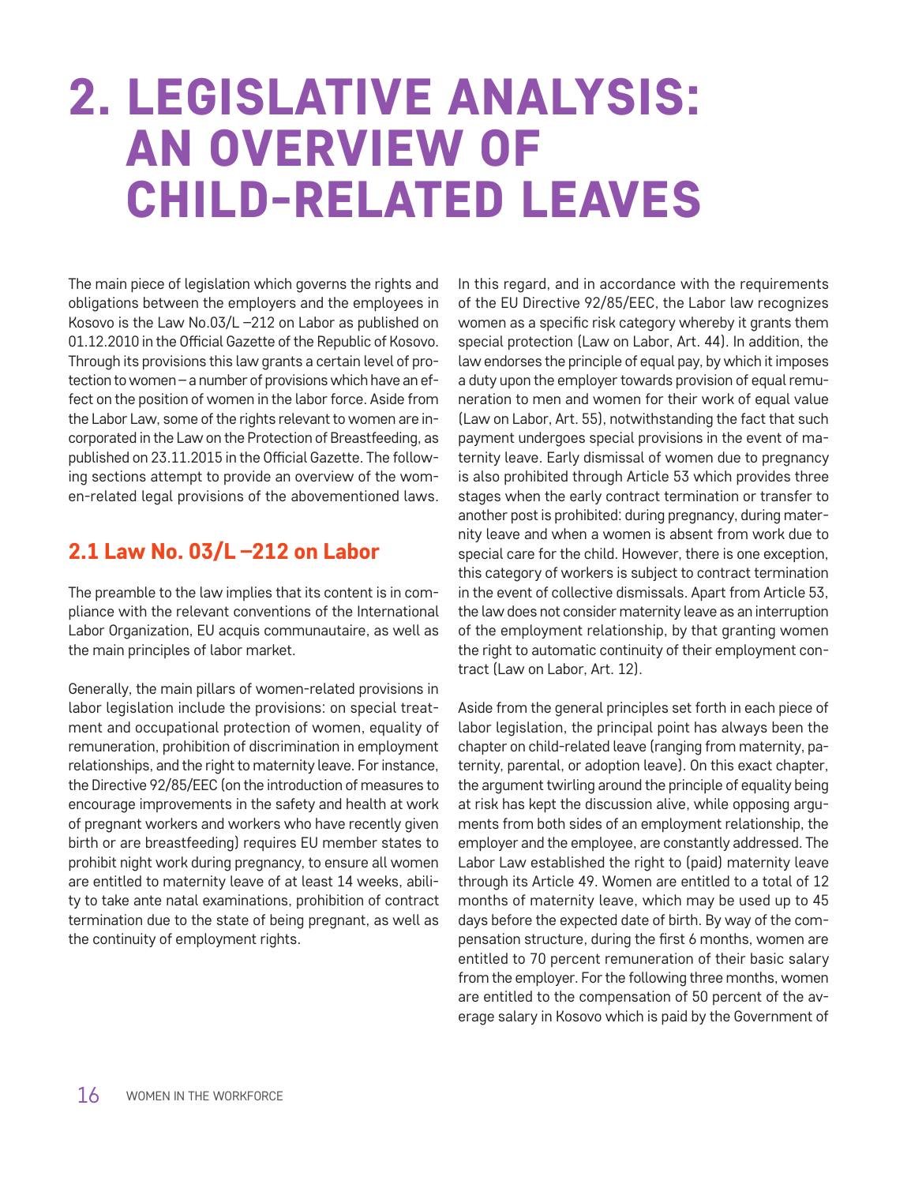# 2. LEGISLATIVE ANALYSIS: AN OVERVIEW OF CHILD-RELATED LEAVES

The main piece of legislation which governs the rights and obligations between the employers and the employees in Kosovo is the Law No.03/L –212 on Labor as published on 01.12.2010 in the Official Gazette of the Republic of Kosovo. Through its provisions this law grants a certain level of protection to women – a number of provisions which have an effect on the position of women in the labor force. Aside from the Labor Law, some of the rights relevant to women are incorporated in the Law on the Protection of Breastfeeding, as published on 23.11.2015 in the Official Gazette. The following sections attempt to provide an overview of the women-related legal provisions of the abovementioned laws.

## 2.1 Law No. 03/L –212 on Labor

The preamble to the law implies that its content is in compliance with the relevant conventions of the International Labor Organization, EU acquis communautaire, as well as the main principles of labor market.

Generally, the main pillars of women-related provisions in labor legislation include the provisions: on special treatment and occupational protection of women, equality of remuneration, prohibition of discrimination in employment relationships, and the right to maternity leave. For instance, the Directive 92/85/EEC (on the introduction of measures to encourage improvements in the safety and health at work of pregnant workers and workers who have recently given birth or are breastfeeding) requires EU member states to prohibit night work during pregnancy, to ensure all women are entitled to maternity leave of at least 14 weeks, ability to take ante natal examinations, prohibition of contract termination due to the state of being pregnant, as well as the continuity of employment rights.

In this regard, and in accordance with the requirements of the EU Directive 92/85/EEC, the Labor law recognizes women as a specific risk category whereby it grants them special protection (Law on Labor, Art. 44). In addition, the law endorses the principle of equal pay, by which it imposes a duty upon the employer towards provision of equal remuneration to men and women for their work of equal value (Law on Labor, Art. 55), notwithstanding the fact that such payment undergoes special provisions in the event of maternity leave. Early dismissal of women due to pregnancy is also prohibited through Article 53 which provides three stages when the early contract termination or transfer to another post is prohibited: during pregnancy, during maternity leave and when a women is absent from work due to special care for the child. However, there is one exception, this category of workers is subject to contract termination in the event of collective dismissals. Apart from Article 53, the law does not consider maternity leave as an interruption of the employment relationship, by that granting women the right to automatic continuity of their employment contract (Law on Labor, Art. 12).

Aside from the general principles set forth in each piece of labor legislation, the principal point has always been the chapter on child-related leave (ranging from maternity, paternity, parental, or adoption leave). On this exact chapter, the argument twirling around the principle of equality being at risk has kept the discussion alive, while opposing arguments from both sides of an employment relationship, the employer and the employee, are constantly addressed. The Labor Law established the right to (paid) maternity leave through its Article 49. Women are entitled to a total of 12 months of maternity leave, which may be used up to 45 days before the expected date of birth. By way of the compensation structure, during the first 6 months, women are entitled to 70 percent remuneration of their basic salary from the employer. For the following three months, women are entitled to the compensation of 50 percent of the average salary in Kosovo which is paid by the Government of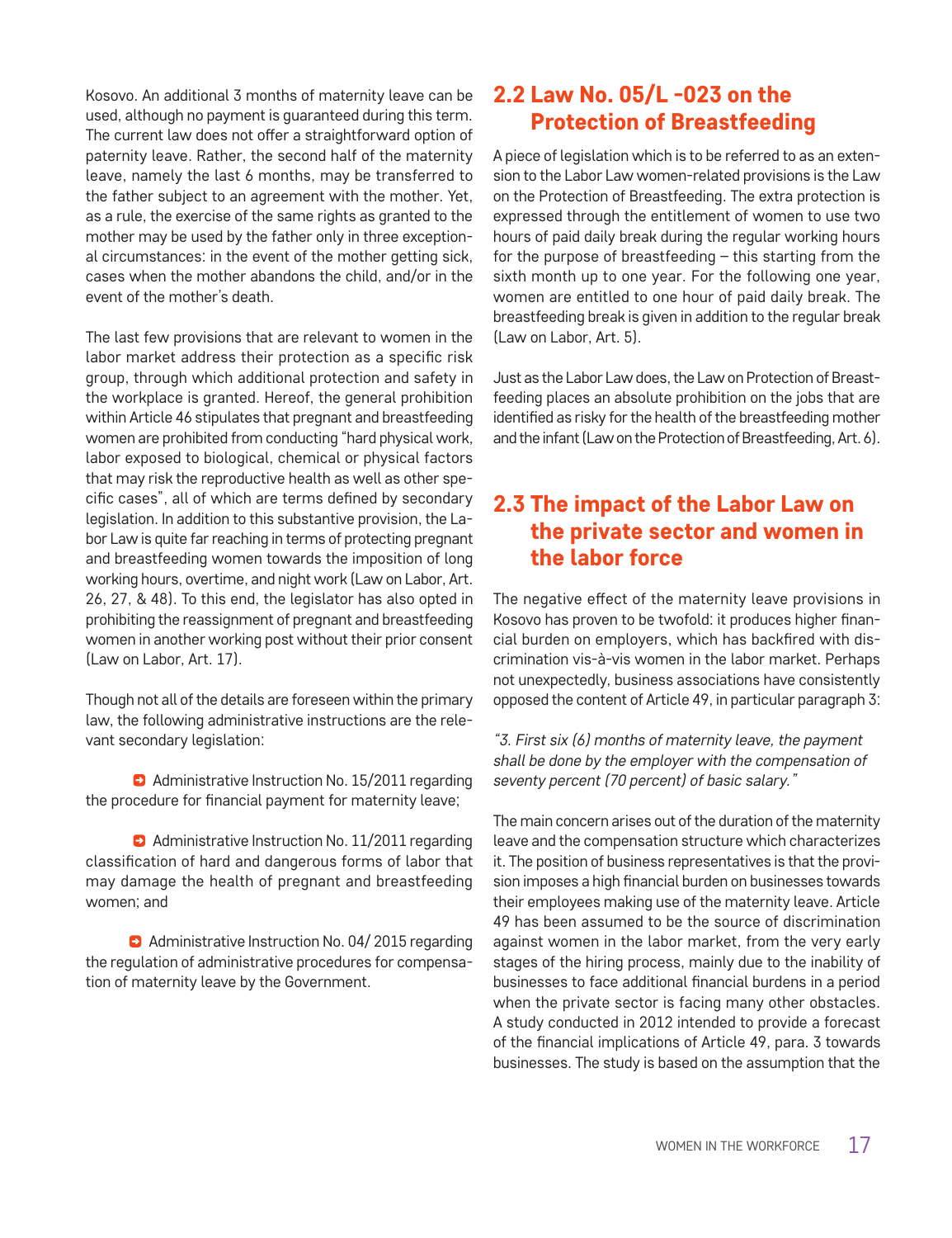Kosovo. An additional 3 months of maternity leave can be used, although no payment is guaranteed during this term. The current law does not offer a straightforward option of paternity leave. Rather, the second half of the maternity leave, namely the last 6 months, may be transferred to the father subject to an agreement with the mother. Yet, as a rule, the exercise of the same rights as granted to the mother may be used by the father only in three exceptional circumstances: in the event of the mother getting sick, cases when the mother abandons the child, and/or in the event of the mother's death.

The last few provisions that are relevant to women in the labor market address their protection as a specific risk group, through which additional protection and safety in the workplace is granted. Hereof, the general prohibition within Article 46 stipulates that pregnant and breastfeeding women are prohibited from conducting "hard physical work, labor exposed to biological, chemical or physical factors that may risk the reproductive health as well as other specific cases", all of which are terms defined by secondary legislation. In addition to this substantive provision, the Labor Law is quite far reaching in terms of protecting pregnant and breastfeeding women towards the imposition of long working hours, overtime, and night work (Law on Labor, Art. 26, 27, & 48). To this end, the legislator has also opted in prohibiting the reassignment of pregnant and breastfeeding women in another working post without their prior consent (Law on Labor, Art. 17).

Though not all of the details are foreseen within the primary law, the following administrative instructions are the relevant secondary legislation:

- Administrative Instruction No. 15/2011 regarding the procedure for financial payment for maternity leave;
- Administrative Instruction No. 11/2011 regarding classification of hard and dangerous forms of labor that may damage the health of pregnant and breastfeeding women; and
- Administrative Instruction No. 04/ 2015 regarding the regulation of administrative procedures for compensation of maternity leave by the Government.

## 2.2 Law No. 05/L -023 on the Protection of Breastfeeding

A piece of legislation which is to be referred to as an extension to the Labor Law women-related provisions is the Law on the Protection of Breastfeeding. The extra protection is expressed through the entitlement of women to use two hours of paid daily break during the regular working hours for the purpose of breastfeeding – this starting from the sixth month up to one year. For the following one year, women are entitled to one hour of paid daily break. The breastfeeding break is given in addition to the regular break (Law on Labor, Art. 5).

Just as the Labor Law does, the Law on Protection of Breastfeeding places an absolute prohibition on the jobs that are identified as risky for the health of the breastfeeding mother and the infant (Law on the Protection of Breastfeeding, Art. 6).

## 2.3 The impact of the Labor Law on the private sector and women in the labor force

The negative effect of the maternity leave provisions in Kosovo has proven to be twofold: it produces higher financial burden on employers, which has backfired with discrimination vis-à-vis women in the labor market. Perhaps not unexpectedly, business associations have consistently opposed the content of Article 49, in particular paragraph 3:

*"3. First six (6) months of maternity leave, the payment shall be done by the employer with the compensation of seventy percent (70 percent) of basic salary."*

The main concern arises out of the duration of the maternity leave and the compensation structure which characterizes it. The position of business representatives is that the provision imposes a high financial burden on businesses towards their employees making use of the maternity leave. Article 49 has been assumed to be the source of discrimination against women in the labor market, from the very early stages of the hiring process, mainly due to the inability of businesses to face additional financial burdens in a period when the private sector is facing many other obstacles. A study conducted in 2012 intended to provide a forecast of the financial implications of Article 49, para. 3 towards businesses. The study is based on the assumption that the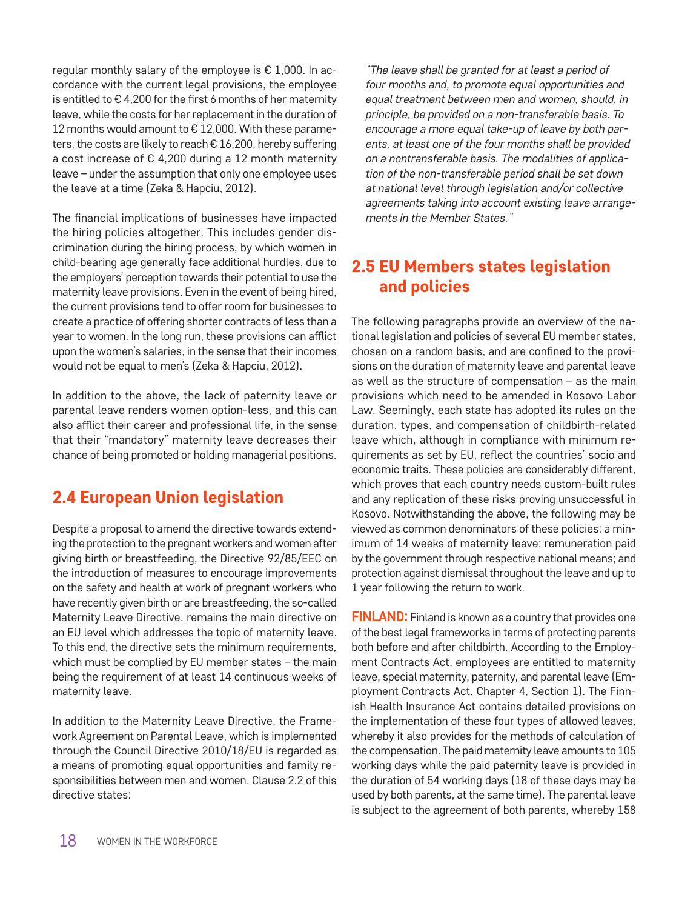regular monthly salary of the employee is € 1,000. In accordance with the current legal provisions, the employee is entitled to € 4,200 for the first 6 months of her maternity leave, while the costs for her replacement in the duration of 12 months would amount to € 12,000. With these parameters, the costs are likely to reach € 16,200, hereby suffering a cost increase of € 4,200 during a 12 month maternity leave – under the assumption that only one employee uses the leave at a time (Zeka & Hapciu, 2012).

The financial implications of businesses have impacted the hiring policies altogether. This includes gender discrimination during the hiring process, by which women in child-bearing age generally face additional hurdles, due to the employers' perception towards their potential to use the maternity leave provisions. Even in the event of being hired, the current provisions tend to offer room for businesses to create a practice of offering shorter contracts of less than a year to women. In the long run, these provisions can afflict upon the women's salaries, in the sense that their incomes would not be equal to men's (Zeka & Hapciu, 2012).

In addition to the above, the lack of paternity leave or parental leave renders women option-less, and this can also afflict their career and professional life, in the sense that their "mandatory" maternity leave decreases their chance of being promoted or holding managerial positions.

## 2.4 European Union legislation

Despite a proposal to amend the directive towards extending the protection to the pregnant workers and women after giving birth or breastfeeding, the Directive 92/85/EEC on the introduction of measures to encourage improvements on the safety and health at work of pregnant workers who have recently given birth or are breastfeeding, the so-called Maternity Leave Directive, remains the main directive on an EU level which addresses the topic of maternity leave. To this end, the directive sets the minimum requirements, which must be complied by EU member states – the main being the requirement of at least 14 continuous weeks of maternity leave.

In addition to the Maternity Leave Directive, the Framework Agreement on Parental Leave, which is implemented through the Council Directive 2010/18/EU is regarded as a means of promoting equal opportunities and family responsibilities between men and women. Clause 2.2 of this directive states:

*"The leave shall be granted for at least a period of four months and, to promote equal opportunities and equal treatment between men and women, should, in principle, be provided on a non-transferable basis. To encourage a more equal take-up of leave by both parents, at least one of the four months shall be provided on a nontransferable basis. The modalities of application of the non-transferable period shall be set down at national level through legislation and/or collective agreements taking into account existing leave arrangements in the Member States."*

## 2.5 EU Members states legislation and policies

The following paragraphs provide an overview of the national legislation and policies of several EU member states, chosen on a random basis, and are confined to the provisions on the duration of maternity leave and parental leave as well as the structure of compensation – as the main provisions which need to be amended in Kosovo Labor Law. Seemingly, each state has adopted its rules on the duration, types, and compensation of childbirth-related leave which, although in compliance with minimum requirements as set by EU, reflect the countries' socio and economic traits. These policies are considerably different, which proves that each country needs custom-built rules and any replication of these risks proving unsuccessful in Kosovo. Notwithstanding the above, the following may be viewed as common denominators of these policies: a minimum of 14 weeks of maternity leave; remuneration paid by the government through respective national means; and protection against dismissal throughout the leave and up to 1 year following the return to work.

**FINLAND:** Finland is known as a country that provides one of the best legal frameworks in terms of protecting parents both before and after childbirth. According to the Employment Contracts Act, employees are entitled to maternity leave, special maternity, paternity, and parental leave (Employment Contracts Act, Chapter 4, Section 1). The Finnish Health Insurance Act contains detailed provisions on the implementation of these four types of allowed leaves, whereby it also provides for the methods of calculation of the compensation. The paid maternity leave amounts to 105 working days while the paid paternity leave is provided in the duration of 54 working days (18 of these days may be used by both parents, at the same time). The parental leave is subject to the agreement of both parents, whereby 158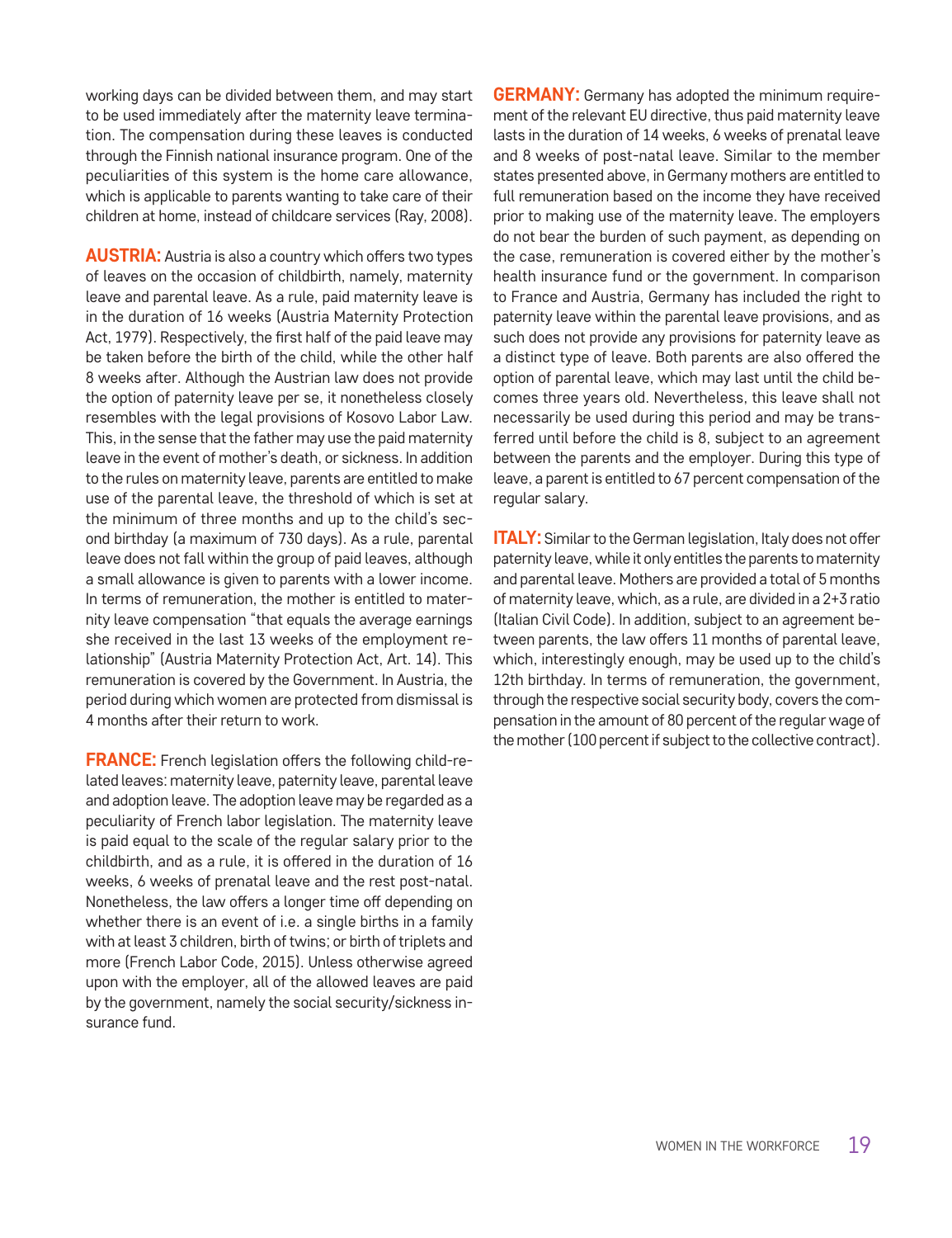working days can be divided between them, and may start to be used immediately after the maternity leave termination. The compensation during these leaves is conducted through the Finnish national insurance program. One of the peculiarities of this system is the home care allowance, which is applicable to parents wanting to take care of their children at home, instead of childcare services (Ray, 2008).

**AUSTRIA:** Austria is also a country which offers two types of leaves on the occasion of childbirth, namely, maternity leave and parental leave. As a rule, paid maternity leave is in the duration of 16 weeks (Austria Maternity Protection Act, 1979). Respectively, the first half of the paid leave may be taken before the birth of the child, while the other half 8 weeks after. Although the Austrian law does not provide the option of paternity leave per se, it nonetheless closely resembles with the legal provisions of Kosovo Labor Law. This, in the sense that the father may use the paid maternity leave in the event of mother's death, or sickness. In addition to the rules on maternity leave, parents are entitled to make use of the parental leave, the threshold of which is set at the minimum of three months and up to the child's second birthday (a maximum of 730 days). As a rule, parental leave does not fall within the group of paid leaves, although a small allowance is given to parents with a lower income. In terms of remuneration, the mother is entitled to maternity leave compensation "that equals the average earnings she received in the last 13 weeks of the employment relationship" (Austria Maternity Protection Act, Art. 14). This remuneration is covered by the Government. In Austria, the period during which women are protected from dismissal is 4 months after their return to work.

**FRANCE:** French legislation offers the following child-related leaves: maternity leave, paternity leave, parental leave and adoption leave. The adoption leave may be regarded as a peculiarity of French labor legislation. The maternity leave is paid equal to the scale of the regular salary prior to the childbirth, and as a rule, it is offered in the duration of 16 weeks, 6 weeks of prenatal leave and the rest post-natal. Nonetheless, the law offers a longer time off depending on whether there is an event of i.e. a single births in a family with at least 3 children, birth of twins; or birth of triplets and more (French Labor Code, 2015). Unless otherwise agreed upon with the employer, all of the allowed leaves are paid by the government, namely the social security/sickness insurance fund.

**GERMANY:** Germany has adopted the minimum requirement of the relevant EU directive, thus paid maternity leave lasts in the duration of 14 weeks, 6 weeks of prenatal leave and 8 weeks of post-natal leave. Similar to the member states presented above, in Germany mothers are entitled to full remuneration based on the income they have received prior to making use of the maternity leave. The employers do not bear the burden of such payment, as depending on the case, remuneration is covered either by the mother's health insurance fund or the government. In comparison to France and Austria, Germany has included the right to paternity leave within the parental leave provisions, and as such does not provide any provisions for paternity leave as a distinct type of leave. Both parents are also offered the option of parental leave, which may last until the child becomes three years old. Nevertheless, this leave shall not necessarily be used during this period and may be transferred until before the child is 8, subject to an agreement between the parents and the employer. During this type of leave, a parent is entitled to 67 percent compensation of the regular salary.

**ITALY:** Similar to the German legislation, Italy does not offer paternity leave, while it only entitles the parents to maternity and parental leave. Mothers are provided a total of 5 months of maternity leave, which, as a rule, are divided in a 2+3 ratio (Italian Civil Code). In addition, subject to an agreement between parents, the law offers 11 months of parental leave, which, interestingly enough, may be used up to the child's 12th birthday. In terms of remuneration, the government, through the respective social security body, covers the compensation in the amount of 80 percent of the regular wage of the mother (100 percent if subject to the collective contract).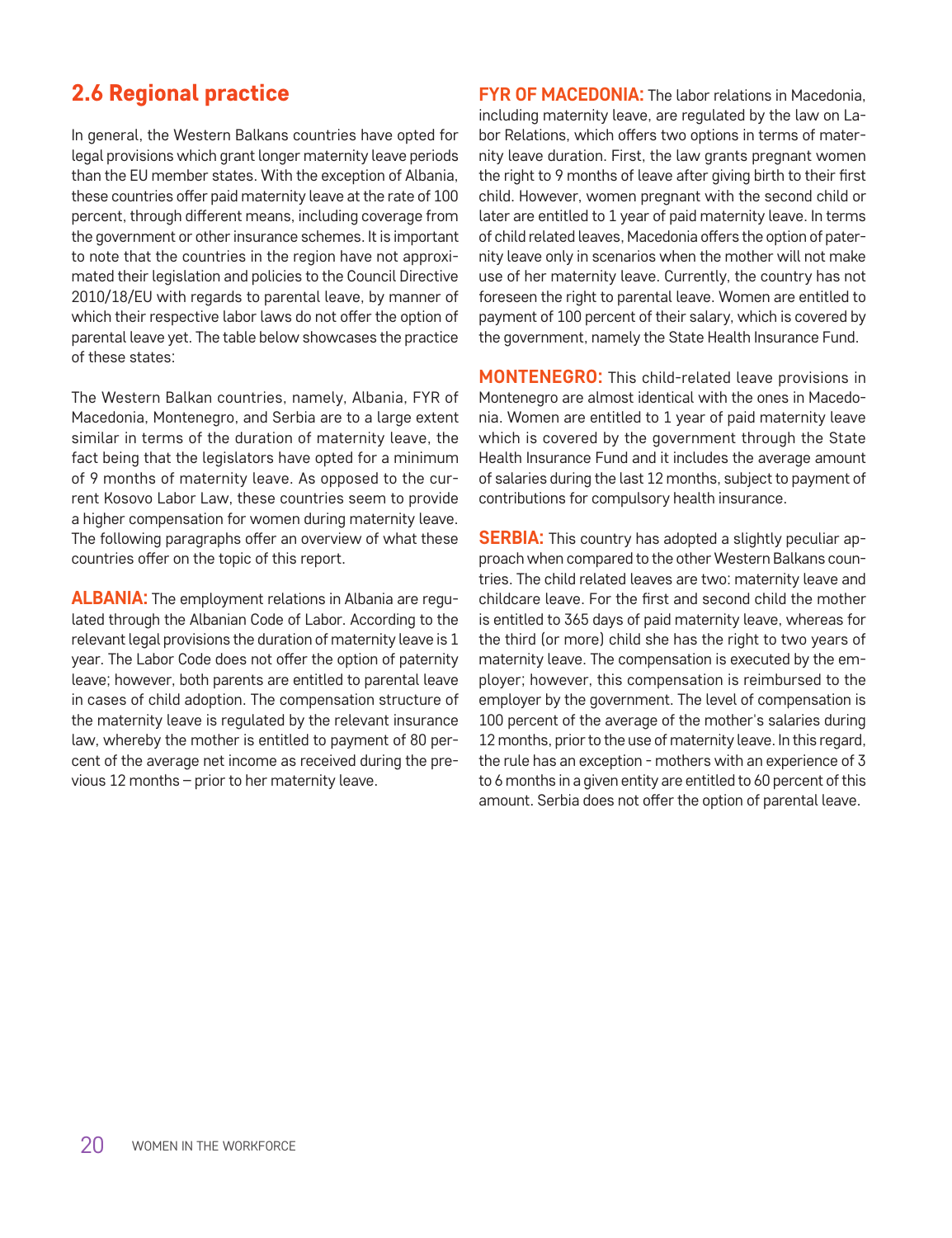## 2.6 Regional practice

In general, the Western Balkans countries have opted for legal provisions which grant longer maternity leave periods than the EU member states. With the exception of Albania, these countries offer paid maternity leave at the rate of 100 percent, through different means, including coverage from the government or other insurance schemes. It is important to note that the countries in the region have not approximated their legislation and policies to the Council Directive 2010/18/EU with regards to parental leave, by manner of which their respective labor laws do not offer the option of parental leave yet. The table below showcases the practice of these states:

The Western Balkan countries, namely, Albania, FYR of Macedonia, Montenegro, and Serbia are to a large extent similar in terms of the duration of maternity leave, the fact being that the legislators have opted for a minimum of 9 months of maternity leave. As opposed to the current Kosovo Labor Law, these countries seem to provide a higher compensation for women during maternity leave. The following paragraphs offer an overview of what these countries offer on the topic of this report.

**ALBANIA:** The employment relations in Albania are regulated through the Albanian Code of Labor. According to the relevant legal provisions the duration of maternity leave is 1 year. The Labor Code does not offer the option of paternity leave; however, both parents are entitled to parental leave in cases of child adoption. The compensation structure of the maternity leave is regulated by the relevant insurance law, whereby the mother is entitled to payment of 80 percent of the average net income as received during the previous 12 months – prior to her maternity leave.

**FYR OF MACEDONIA:** The labor relations in Macedonia, including maternity leave, are regulated by the law on Labor Relations, which offers two options in terms of maternity leave duration. First, the law grants pregnant women the right to 9 months of leave after giving birth to their first child. However, women pregnant with the second child or later are entitled to 1 year of paid maternity leave. In terms of child related leaves, Macedonia offers the option of paternity leave only in scenarios when the mother will not make use of her maternity leave. Currently, the country has not foreseen the right to parental leave. Women are entitled to payment of 100 percent of their salary, which is covered by the government, namely the State Health Insurance Fund.

**MONTENEGRO:** This child-related leave provisions in Montenegro are almost identical with the ones in Macedonia. Women are entitled to 1 year of paid maternity leave which is covered by the government through the State Health Insurance Fund and it includes the average amount of salaries during the last 12 months, subject to payment of contributions for compulsory health insurance.

**SERBIA:** This country has adopted a slightly peculiar approach when compared to the other Western Balkans countries. The child related leaves are two: maternity leave and childcare leave. For the first and second child the mother is entitled to 365 days of paid maternity leave, whereas for the third (or more) child she has the right to two years of maternity leave. The compensation is executed by the employer; however, this compensation is reimbursed to the employer by the government. The level of compensation is 100 percent of the average of the mother's salaries during 12 months, prior to the use of maternity leave. In this regard, the rule has an exception - mothers with an experience of 3 to 6 months in a given entity are entitled to 60 percent of this amount. Serbia does not offer the option of parental leave.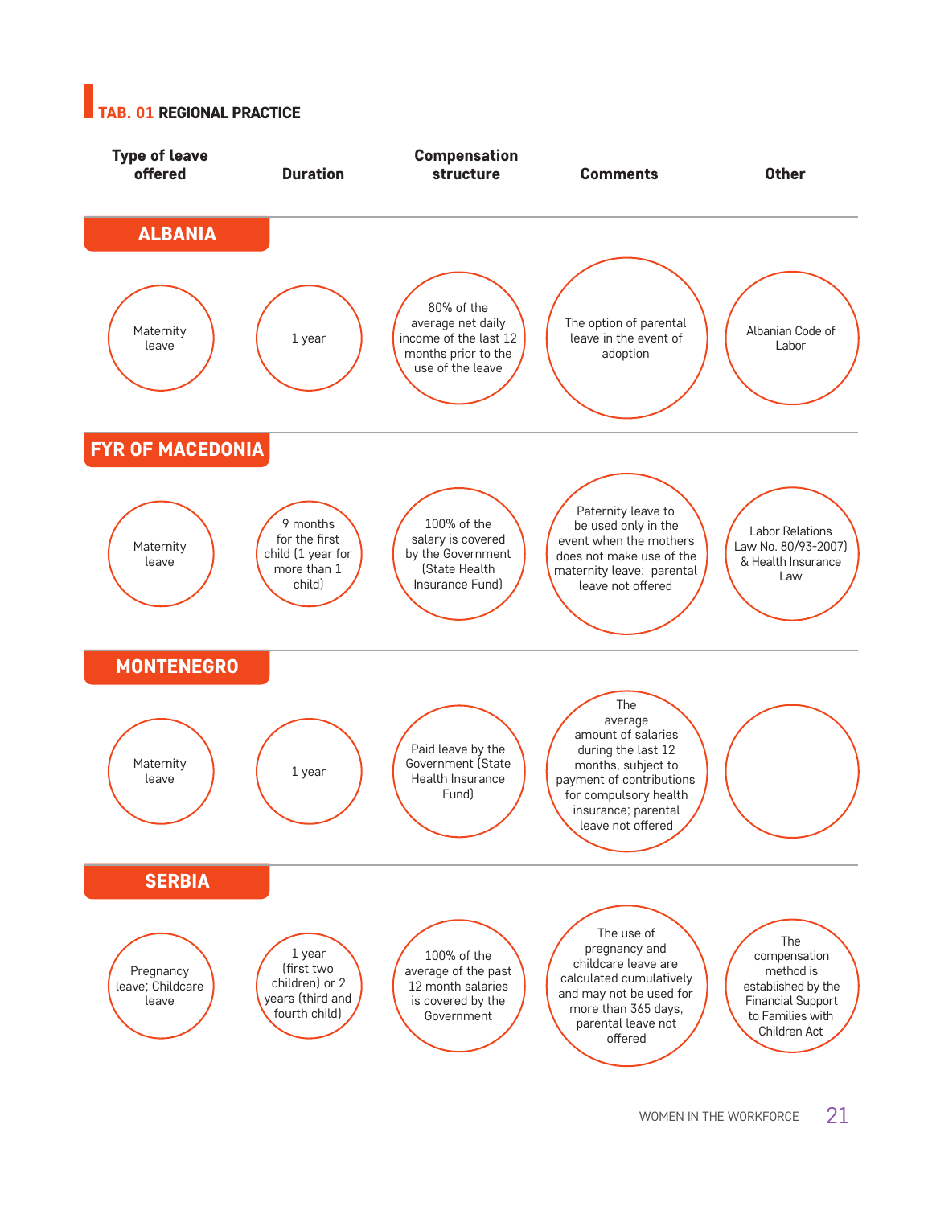**TAB. 01 REGIONAL PRACTICE**

| Type of leave offered | Duration | Compensation structure | Comments | Other |
|---|---|---|---|---|
| **ALBANIA** | | | | |
| Maternity leave | 1 year | 80% of the average net daily income of the last 12 months prior to the use of the leave | The option of parental leave in the event of adoption | Albanian Code of Labor |
| **FYR OF MACEDONIA** | | | | |
| Maternity leave | 9 months for the first child (1 year for more than 1 child) | 100% of the salary is covered by the Government (State Health Insurance Fund) | Paternity leave to be used only in the event when the mothers does not make use of the maternity leave; parental leave not offered | Labor Relations Law No. 80/93-2007) & Health Insurance Law |
| **MONTENEGRO** | | | | |
| Maternity leave | 1 year | Paid leave by the Government (State Health Insurance Fund) | The average amount of salaries during the last 12 months, subject to payment of contributions for compulsory health insurance; parental leave not offered | |
| **SERBIA** | | | | |
| Pregnancy leave; Childcare leave | 1 year (first two children) or 2 years (third and fourth child) | 100% of the past 12 month salaries is covered by the Government | The use of pregnancy and childcare leave are calculated cumulatively and may not be used for more than 365 days, parental leave not offered | The compensation method is established by the Financial Support to Families with Children Act |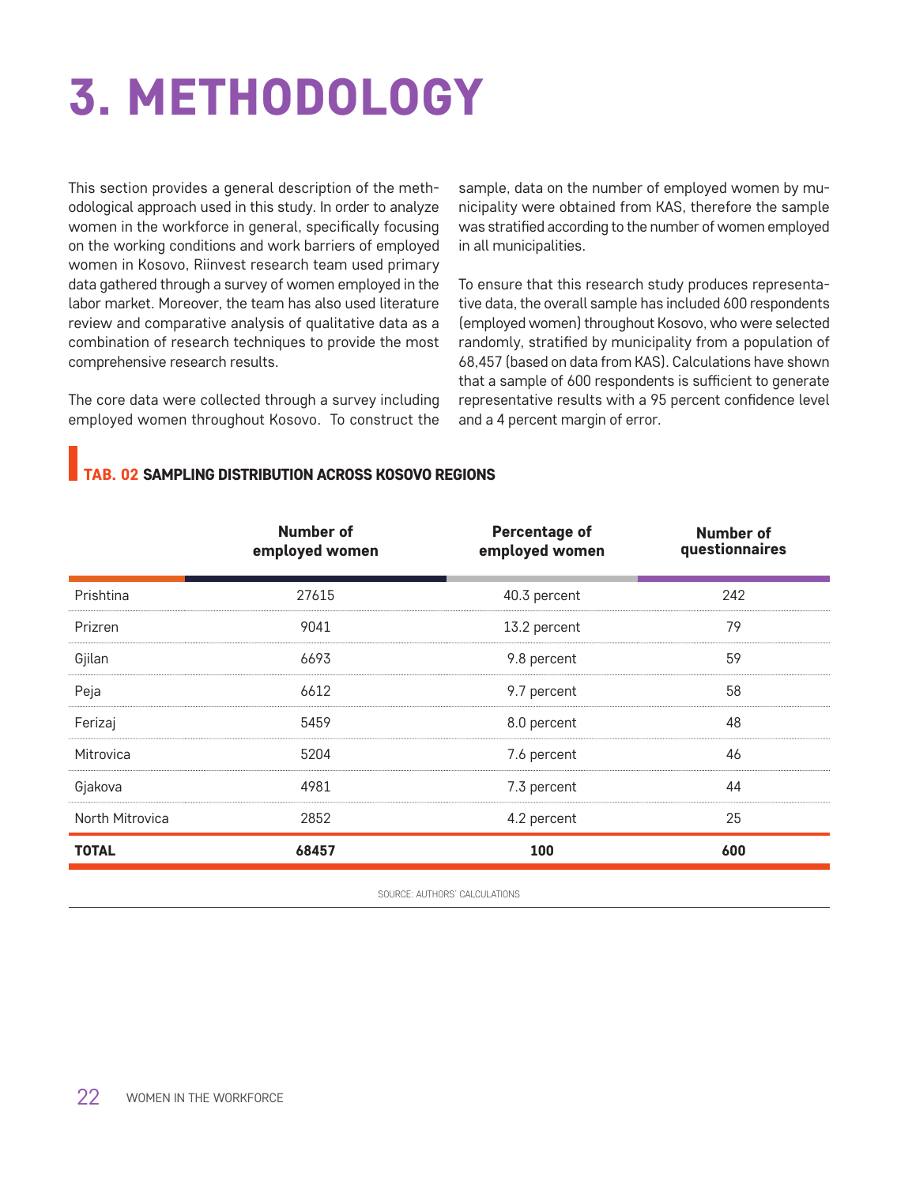# 3. METHODOLOGY

This section provides a general description of the methodological approach used in this study. In order to analyze women in the workforce in general, specifically focusing on the working conditions and work barriers of employed women in Kosovo, Riinvest research team used primary data gathered through a survey of women employed in the labor market. Moreover, the team has also used literature review and comparative analysis of qualitative data as a combination of research techniques to provide the most comprehensive research results.

The core data were collected through a survey including employed women throughout Kosovo. To construct the sample, data on the number of employed women by municipality were obtained from KAS, therefore the sample was stratified according to the number of women employed in all municipalities.

To ensure that this research study produces representative data, the overall sample has included 600 respondents (employed women) throughout Kosovo, who were selected randomly, stratified by municipality from a population of 68,457 (based on data from KAS). Calculations have shown that a sample of 600 respondents is sufficient to generate representative results with a 95 percent confidence level and a 4 percent margin of error.

**TAB. 02 SAMPLING DISTRIBUTION ACROSS KOSOVO REGIONS**

| | Number of employed women | Percentage of employed women | Number of questionnaires |
|---|---|---|---|
| Prishtina | 27615 | 40.3 percent | 242 |
| Prizren | 9041 | 13.2 percent | 79 |
| Gjilan | 6693 | 9.8 percent | 59 |
| Peja | 6612 | 9.7 percent | 58 |
| Ferizaj | 5459 | 8.0 percent | 48 |
| Mitrovica | 5204 | 7.6 percent | 46 |
| Gjakova | 4981 | 7.3 percent | 44 |
| North Mitrovica | 2852 | 4.2 percent | 25 |
| **TOTAL** | **68457** | **100** | **600** |

SOURCE: AUTHORS' CALCULATIONS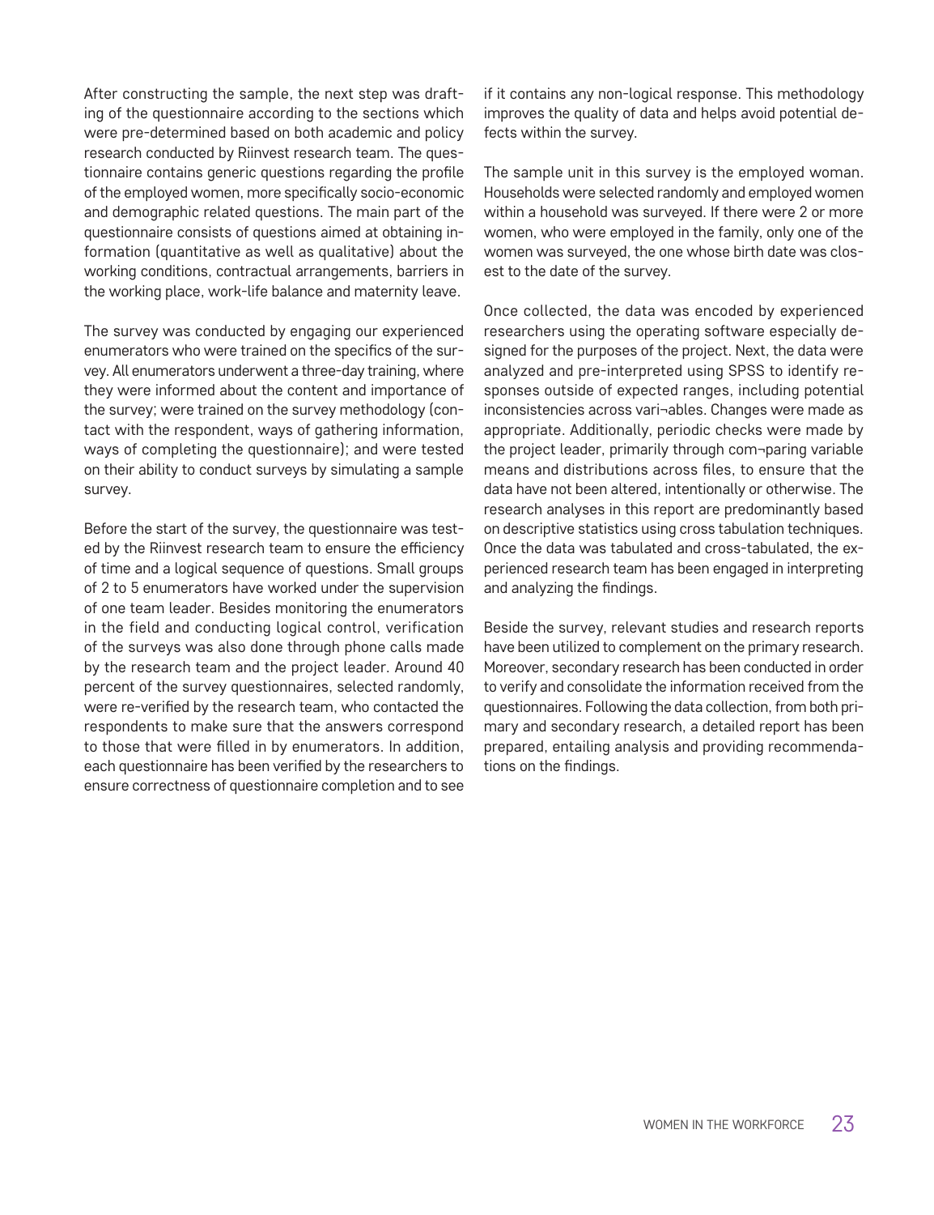After constructing the sample, the next step was drafting of the questionnaire according to the sections which were pre-determined based on both academic and policy research conducted by Riinvest research team. The questionnaire contains generic questions regarding the profile of the employed women, more specifically socio-economic and demographic related questions. The main part of the questionnaire consists of questions aimed at obtaining information (quantitative as well as qualitative) about the working conditions, contractual arrangements, barriers in the working place, work-life balance and maternity leave.

The survey was conducted by engaging our experienced enumerators who were trained on the specifics of the survey. All enumerators underwent a three-day training, where they were informed about the content and importance of the survey; were trained on the survey methodology (contact with the respondent, ways of gathering information, ways of completing the questionnaire); and were tested on their ability to conduct surveys by simulating a sample survey.

Before the start of the survey, the questionnaire was tested by the Riinvest research team to ensure the efficiency of time and a logical sequence of questions. Small groups of 2 to 5 enumerators have worked under the supervision of one team leader. Besides monitoring the enumerators in the field and conducting logical control, verification of the surveys was also done through phone calls made by the research team and the project leader. Around 40 percent of the survey questionnaires, selected randomly, were re-verified by the research team, who contacted the respondents to make sure that the answers correspond to those that were filled in by enumerators. In addition, each questionnaire has been verified by the researchers to ensure correctness of questionnaire completion and to see if it contains any non-logical response. This methodology improves the quality of data and helps avoid potential defects within the survey.

The sample unit in this survey is the employed woman. Households were selected randomly and employed women within a household was surveyed. If there were 2 or more women, who were employed in the family, only one of the women was surveyed, the one whose birth date was closest to the date of the survey.

Once collected, the data was encoded by experienced researchers using the operating software especially designed for the purposes of the project. Next, the data were analyzed and pre-interpreted using SPSS to identify responses outside of expected ranges, including potential inconsistencies across vari¬ables. Changes were made as appropriate. Additionally, periodic checks were made by the project leader, primarily through com¬paring variable means and distributions across files, to ensure that the data have not been altered, intentionally or otherwise. The research analyses in this report are predominantly based on descriptive statistics using cross tabulation techniques. Once the data was tabulated and cross-tabulated, the experienced research team has been engaged in interpreting and analyzing the findings.

Beside the survey, relevant studies and research reports have been utilized to complement on the primary research. Moreover, secondary research has been conducted in order to verify and consolidate the information received from the questionnaires. Following the data collection, from both primary and secondary research, a detailed report has been prepared, entailing analysis and providing recommendations on the findings.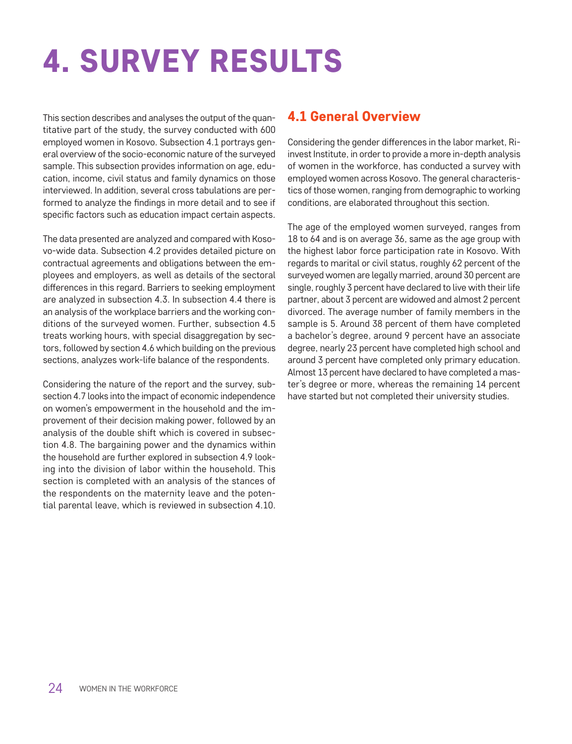# 4. SURVEY RESULTS

This section describes and analyses the output of the quantitative part of the study, the survey conducted with 600 employed women in Kosovo. Subsection 4.1 portrays general overview of the socio-economic nature of the surveyed sample. This subsection provides information on age, education, income, civil status and family dynamics on those interviewed. In addition, several cross tabulations are performed to analyze the findings in more detail and to see if specific factors such as education impact certain aspects.

The data presented are analyzed and compared with Kosovo-wide data. Subsection 4.2 provides detailed picture on contractual agreements and obligations between the employees and employers, as well as details of the sectoral differences in this regard. Barriers to seeking employment are analyzed in subsection 4.3. In subsection 4.4 there is an analysis of the workplace barriers and the working conditions of the surveyed women. Further, subsection 4.5 treats working hours, with special disaggregation by sectors, followed by section 4.6 which building on the previous sections, analyzes work-life balance of the respondents.

Considering the nature of the report and the survey, subsection 4.7 looks into the impact of economic independence on women's empowerment in the household and the improvement of their decision making power, followed by an analysis of the double shift which is covered in subsection 4.8. The bargaining power and the dynamics within the household are further explored in subsection 4.9 looking into the division of labor within the household. This section is completed with an analysis of the stances of the respondents on the maternity leave and the potential parental leave, which is reviewed in subsection 4.10.

## 4.1 General Overview

Considering the gender differences in the labor market, Riinvest Institute, in order to provide a more in-depth analysis of women in the workforce, has conducted a survey with employed women across Kosovo. The general characteristics of those women, ranging from demographic to working conditions, are elaborated throughout this section.

The age of the employed women surveyed, ranges from 18 to 64 and is on average 36, same as the age group with the highest labor force participation rate in Kosovo. With regards to marital or civil status, roughly 62 percent of the surveyed women are legally married, around 30 percent are single, roughly 3 percent have declared to live with their life partner, about 3 percent are widowed and almost 2 percent divorced. The average number of family members in the sample is 5. Around 38 percent of them have completed a bachelor's degree, around 9 percent have an associate degree, nearly 23 percent have completed high school and around 3 percent have completed only primary education. Almost 13 percent have declared to have completed a master's degree or more, whereas the remaining 14 percent have started but not completed their university studies.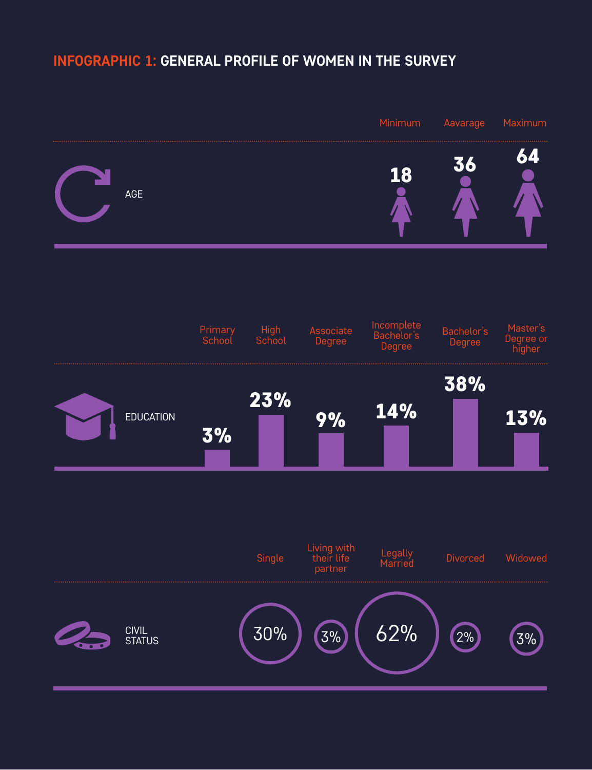# INFOGRAPHIC 1: GENERAL PROFILE OF WOMEN IN THE SURVEY

**AGE**

| Minimum | Aavarage | Maximum |
|---|---|---|
| 18 | 36 | 64 |

**EDUCATION**

| Primary School | High School | Associate Degree | Incomplete Bachelor's Degree | Bachelor's Degree | Master's Degree or higher |
|---|---|---|---|---|---|
| 3% | 23% | 9% | 14% | 38% | 13% |

**CIVIL STATUS**

| Single | Living with their life partner | Legally Married | Divorced | Widowed |
|---|---|---|---|---|
| 30% | 3% | 62% | 2% | 3% |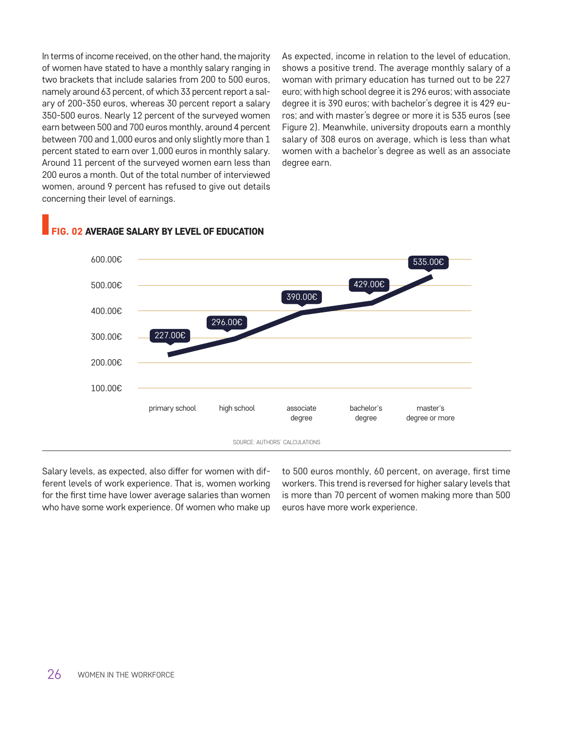In terms of income received, on the other hand, the majority of women have stated to have a monthly salary ranging in two brackets that include salaries from 200 to 500 euros, namely around 63 percent, of which 33 percent report a salary of 200-350 euros, whereas 30 percent report a salary 350-500 euros. Nearly 12 percent of the surveyed women earn between 500 and 700 euros monthly, around 4 percent between 700 and 1,000 euros and only slightly more than 1 percent stated to earn over 1,000 euros in monthly salary. Around 11 percent of the surveyed women earn less than 200 euros a month. Out of the total number of interviewed women, around 9 percent has refused to give out details concerning their level of earnings.

As expected, income in relation to the level of education, shows a positive trend. The average monthly salary of a woman with primary education has turned out to be 227 euro; with high school degree it is 296 euros; with associate degree it is 390 euros; with bachelor's degree it is 429 euros; and with master's degree or more it is 535 euros (see Figure 2). Meanwhile, university dropouts earn a monthly salary of 308 euros on average, which is less than what women with a bachelor's degree as well as an associate degree earn.

**FIG. 02 AVERAGE SALARY BY LEVEL OF EDUCATION**

| Level of education | Average salary |
|---|---|
| primary school | 227.00€ |
| high school | 296.00€ |
| associate degree | 390.00€ |
| bachelor's degree | 429.00€ |
| master's degree or more | 535.00€ |

SOURCE: AUTHORS' CALCULATIONS

Salary levels, as expected, also differ for women with different levels of work experience. That is, women working for the first time have lower average salaries than women who have some work experience. Of women who make up to 500 euros monthly, 60 percent, on average, first time workers. This trend is reversed for higher salary levels that is more than 70 percent of women making more than 500 euros have more work experience.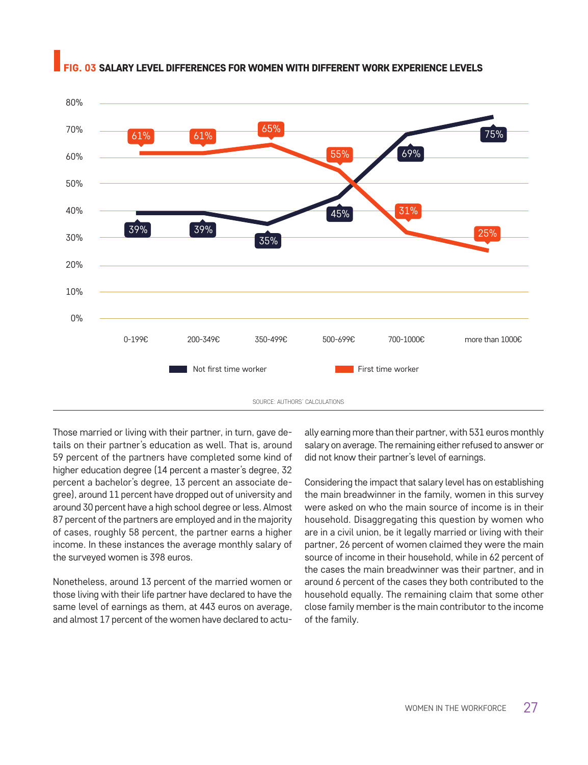**FIG. 03 SALARY LEVEL DIFFERENCES FOR WOMEN WITH DIFFERENT WORK EXPERIENCE LEVELS**

| | 0-199€ | 200-349€ | 350-499€ | 500-699€ | 700-1000€ | more than 1000€ |
|---|---|---|---|---|---|---|
| Not first time worker | 39% | 39% | 35% | 45% | 69% | 75% |
| First time worker | 61% | 61% | 65% | 55% | 31% | 25% |

SOURCE: AUTHORS' CALCULATIONS

Those married or living with their partner, in turn, gave details on their partner's education as well. That is, around 59 percent of the partners have completed some kind of higher education degree (14 percent a master's degree, 32 percent a bachelor's degree, 13 percent an associate degree), around 11 percent have dropped out of university and around 30 percent have a high school degree or less. Almost 87 percent of the partners are employed and in the majority of cases, roughly 58 percent, the partner earns a higher income. In these instances the average monthly salary of the surveyed women is 398 euros.

Nonetheless, around 13 percent of the married women or those living with their life partner have declared to have the same level of earnings as them, at 443 euros on average, and almost 17 percent of the women have declared to actually earning more than their partner, with 531 euros monthly salary on average. The remaining either refused to answer or did not know their partner's level of earnings.

Considering the impact that salary level has on establishing the main breadwinner in the family, women in this survey were asked on who the main source of income is in their household. Disaggregating this question by women who are in a civil union, be it legally married or living with their partner, 26 percent of women claimed they were the main source of income in their household, while in 62 percent of the cases the main breadwinner was their partner, and in around 6 percent of the cases they both contributed to the household equally. The remaining claim that some other close family member is the main contributor to the income of the family.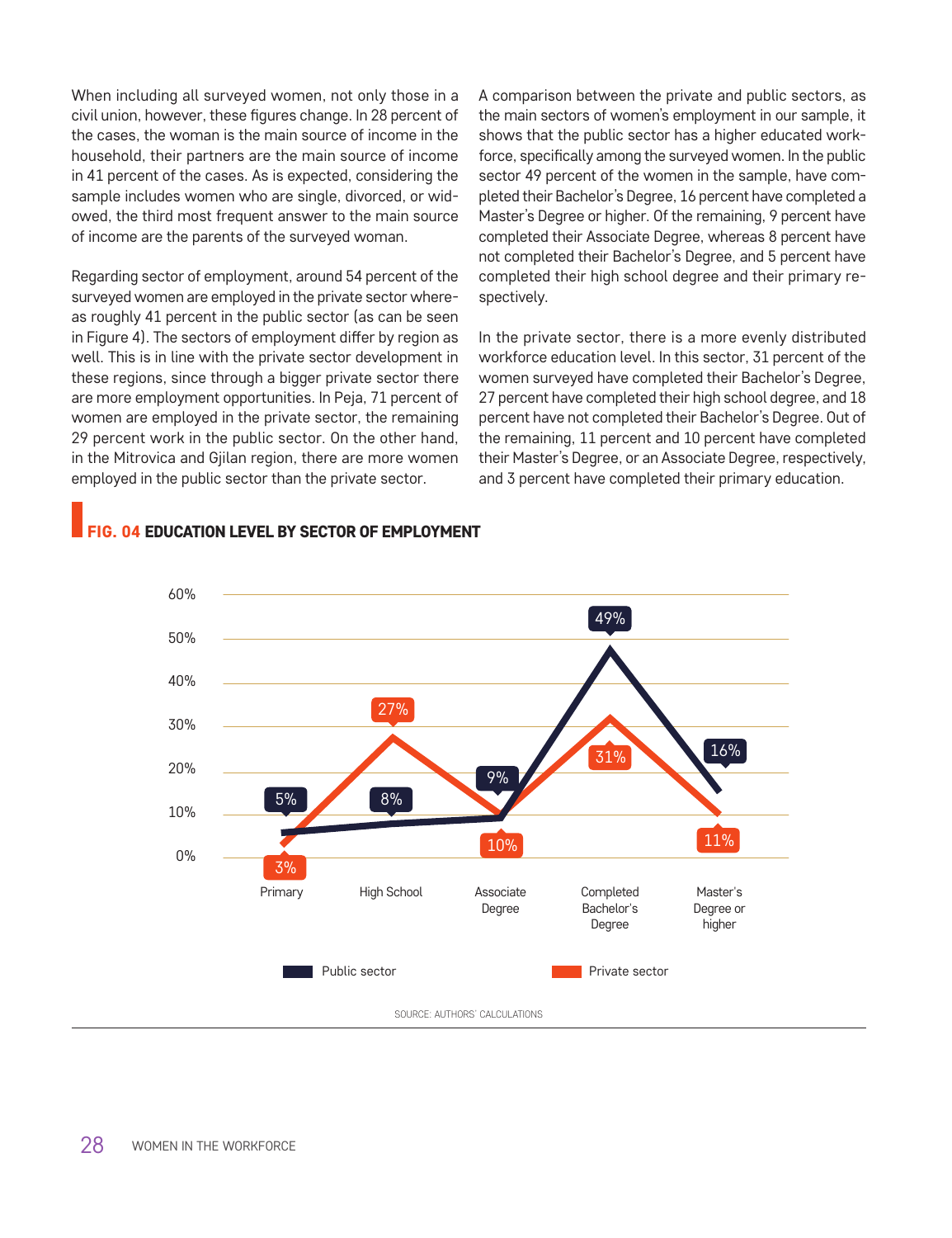When including all surveyed women, not only those in a civil union, however, these figures change. In 28 percent of the cases, the woman is the main source of income in the household, their partners are the main source of income in 41 percent of the cases. As is expected, considering the sample includes women who are single, divorced, or widowed, the third most frequent answer to the main source of income are the parents of the surveyed woman.

Regarding sector of employment, around 54 percent of the surveyed women are employed in the private sector whereas roughly 41 percent in the public sector (as can be seen in Figure 4). The sectors of employment differ by region as well. This is in line with the private sector development in these regions, since through a bigger private sector there are more employment opportunities. In Peja, 71 percent of women are employed in the private sector, the remaining 29 percent work in the public sector. On the other hand, in the Mitrovica and Gjilan region, there are more women employed in the public sector than the private sector.

A comparison between the private and public sectors, as the main sectors of women's employment in our sample, it shows that the public sector has a higher educated workforce, specifically among the surveyed women. In the public sector 49 percent of the women in the sample, have completed their Bachelor's Degree, 16 percent have completed a Master's Degree or higher. Of the remaining, 9 percent have completed their Associate Degree, whereas 8 percent have not completed their Bachelor's Degree, and 5 percent have completed their high school degree and their primary respectively.

In the private sector, there is a more evenly distributed workforce education level. In this sector, 31 percent of the women surveyed have completed their Bachelor's Degree, 27 percent have completed their high school degree, and 18 percent have not completed their Bachelor's Degree. Out of the remaining, 11 percent and 10 percent have completed their Master's Degree, or an Associate Degree, respectively, and 3 percent have completed their primary education.

## FIG. 04 EDUCATION LEVEL BY SECTOR OF EMPLOYMENT

| | Primary | High School | Associate Degree | Completed Bachelor's Degree | Master's Degree or higher |
|---|---|---|---|---|---|
| Public sector | 5% | 8% | 9% | 49% | 16% |
| Private sector | 3% | 27% | 10% | 31% | 11% |

SOURCE: AUTHORS' CALCULATIONS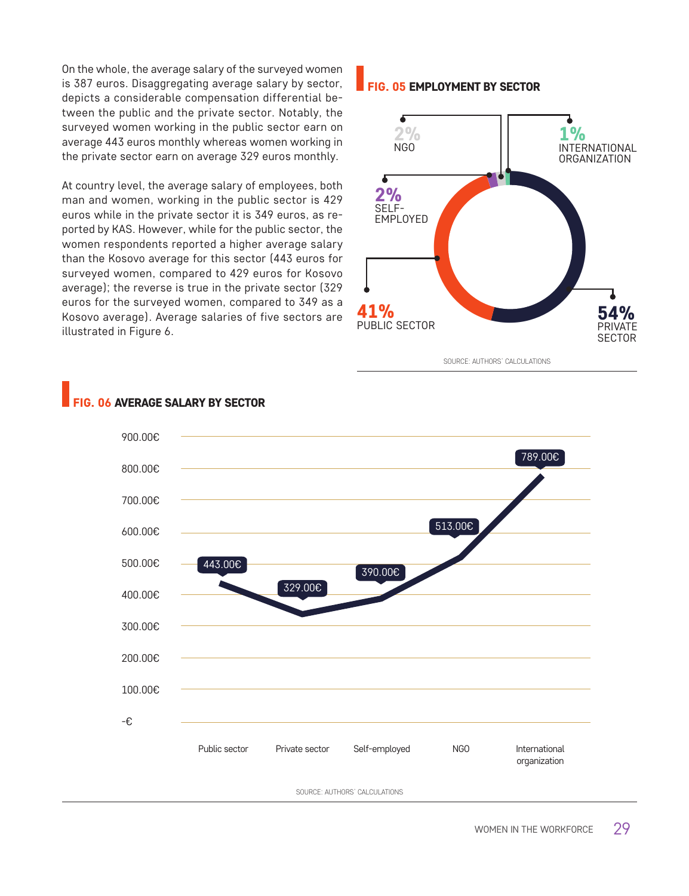On the whole, the average salary of the surveyed women is 387 euros. Disaggregating average salary by sector, depicts a considerable compensation differential between the public and the private sector. Notably, the surveyed women working in the public sector earn on average 443 euros monthly whereas women working in the private sector earn on average 329 euros monthly.

At country level, the average salary of employees, both man and women, working in the public sector is 429 euros while in the private sector it is 349 euros, as reported by KAS. However, while for the public sector, the women respondents reported a higher average salary than the Kosovo average for this sector (443 euros for surveyed women, compared to 429 euros for Kosovo average); the reverse is true in the private sector (329 euros for the surveyed women, compared to 349 as a Kosovo average). Average salaries of five sectors are illustrated in Figure 6.

## FIG. 05 EMPLOYMENT BY SECTOR

| Sector | Share |
|---|---|
| Private sector | 54% |
| Public sector | 41% |
| NGO | 2% |
| Self-employed | 2% |
| International organization | 1% |

SOURCE: AUTHORS' CALCULATIONS

## FIG. 06 AVERAGE SALARY BY SECTOR

| Sector | Average salary |
|---|---|
| Public sector | 443.00€ |
| Private sector | 329.00€ |
| Self-employed | 390.00€ |
| NGO | 513.00€ |
| International organization | 789.00€ |

SOURCE: AUTHORS' CALCULATIONS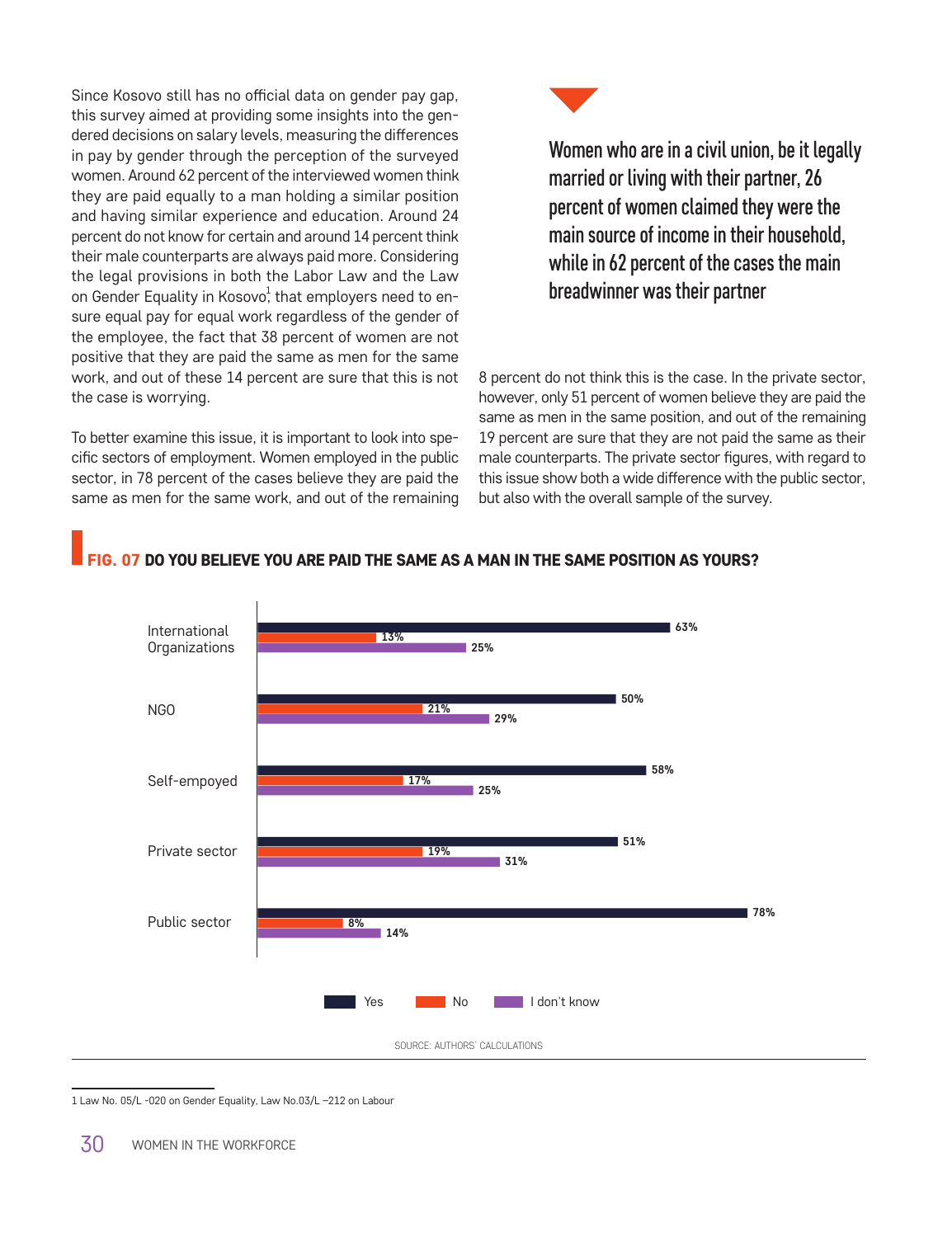Since Kosovo still has no official data on gender pay gap, this survey aimed at providing some insights into the gendered decisions on salary levels, measuring the differences in pay by gender through the perception of the surveyed women. Around 62 percent of the interviewed women think they are paid equally to a man holding a similar position and having similar experience and education. Around 24 percent do not know for certain and around 14 percent think their male counterparts are always paid more. Considering the legal provisions in both the Labor Law and the Law on Gender Equality in Kosovo[1] that employers need to ensure equal pay for equal work regardless of the gender of the employee, the fact that 38 percent of women are not positive that they are paid the same as men for the same work, and out of these 14 percent are sure that this is not the case is worrying.

> **Women who are in a civil union, be it legally married or living with their partner, 26 percent of women claimed they were the main source of income in their household, while in 62 percent of the cases the main breadwinner was their partner**

To better examine this issue, it is important to look into specific sectors of employment. Women employed in the public sector, in 78 percent of the cases believe they are paid the same as men for the same work, and out of the remaining 8 percent do not think this is the case. In the private sector, however, only 51 percent of women believe they are paid the same as men in the same position, and out of the remaining 19 percent are sure that they are not paid the same as their male counterparts. The private sector figures, with regard to this issue show both a wide difference with the public sector, but also with the overall sample of the survey.

**FIG. 07 DO YOU BELIEVE YOU ARE PAID THE SAME AS A MAN IN THE SAME POSITION AS YOURS?**

| | Yes | No | I don't know |
|---|---|---|---|
| International Organizations | 63% | 13% | 25% |
| NGO | 50% | 21% | 29% |
| Self-empoyed | 58% | 17% | 25% |
| Private sector | 51% | 19% | 31% |
| Public sector | 78% | 8% | 14% |

SOURCE: AUTHORS' CALCULATIONS

1 Law No. 05/L -020 on Gender Equality, Law No.03/L –212 on Labour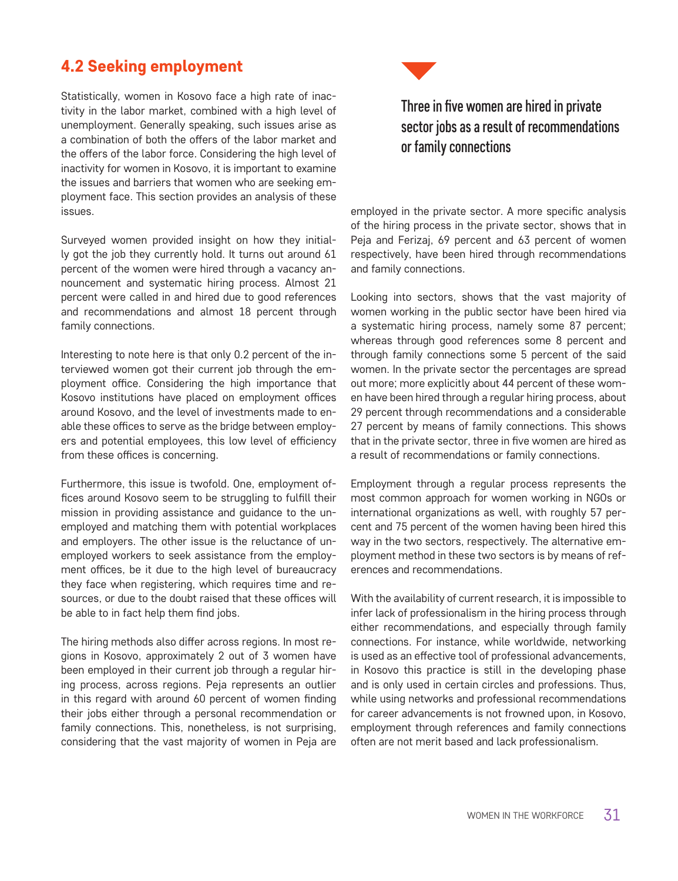## 4.2 Seeking employment

Statistically, women in Kosovo face a high rate of inactivity in the labor market, combined with a high level of unemployment. Generally speaking, such issues arise as a combination of both the offers of the labor market and the offers of the labor force. Considering the high level of inactivity for women in Kosovo, it is important to examine the issues and barriers that women who are seeking employment face. This section provides an analysis of these issues.

Surveyed women provided insight on how they initially got the job they currently hold. It turns out around 61 percent of the women were hired through a vacancy announcement and systematic hiring process. Almost 21 percent were called in and hired due to good references and recommendations and almost 18 percent through family connections.

Interesting to note here is that only 0.2 percent of the interviewed women got their current job through the employment office. Considering the high importance that Kosovo institutions have placed on employment offices around Kosovo, and the level of investments made to enable these offices to serve as the bridge between employers and potential employees, this low level of efficiency from these offices is concerning.

Furthermore, this issue is twofold. One, employment offices around Kosovo seem to be struggling to fulfill their mission in providing assistance and guidance to the unemployed and matching them with potential workplaces and employers. The other issue is the reluctance of unemployed workers to seek assistance from the employment offices, be it due to the high level of bureaucracy they face when registering, which requires time and resources, or due to the doubt raised that these offices will be able to in fact help them find jobs.

The hiring methods also differ across regions. In most regions in Kosovo, approximately 2 out of 3 women have been employed in their current job through a regular hiring process, across regions. Peja represents an outlier in this regard with around 60 percent of women finding their jobs either through a personal recommendation or family connections. This, nonetheless, is not surprising, considering that the vast majority of women in Peja are employed in the private sector. A more specific analysis of the hiring process in the private sector, shows that in Peja and Ferizaj, 69 percent and 63 percent of women respectively, have been hired through recommendations and family connections.

**Three in five women are hired in private sector jobs as a result of recommendations or family connections**

Looking into sectors, shows that the vast majority of women working in the public sector have been hired via a systematic hiring process, namely some 87 percent; whereas through good references some 8 percent and through family connections some 5 percent of the said women. In the private sector the percentages are spread out more; more explicitly about 44 percent of these women have been hired through a regular hiring process, about 29 percent through recommendations and a considerable 27 percent by means of family connections. This shows that in the private sector, three in five women are hired as a result of recommendations or family connections.

Employment through a regular process represents the most common approach for women working in NGOs or international organizations as well, with roughly 57 percent and 75 percent of the women having been hired this way in the two sectors, respectively. The alternative employment method in these two sectors is by means of references and recommendations.

With the availability of current research, it is impossible to infer lack of professionalism in the hiring process through either recommendations, and especially through family connections. For instance, while worldwide, networking is used as an effective tool of professional advancements, in Kosovo this practice is still in the developing phase and is only used in certain circles and professions. Thus, while using networks and professional recommendations for career advancements is not frowned upon, in Kosovo, employment through references and family connections often are not merit based and lack professionalism.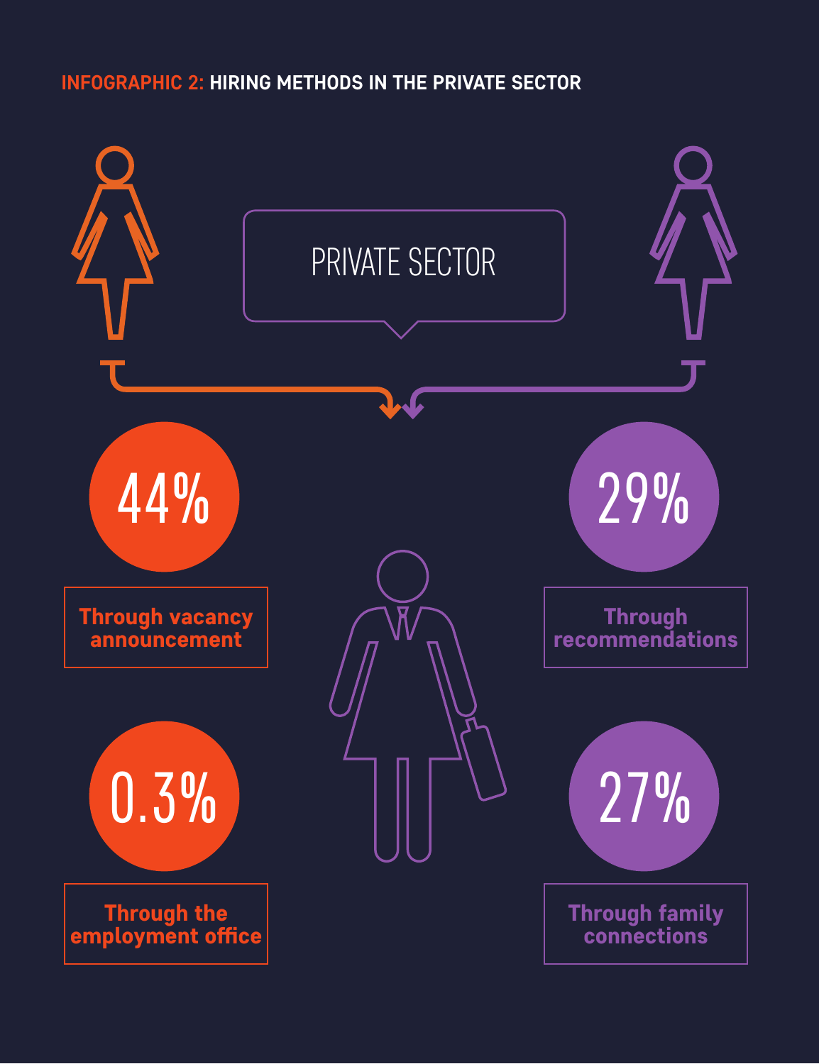## INFOGRAPHIC 2: HIRING METHODS IN THE PRIVATE SECTOR

PRIVATE SECTOR

**44%**
Through vacancy announcement

**29%**
Through recommendations

**0.3%**
Through the employment office

**27%**
Through family connections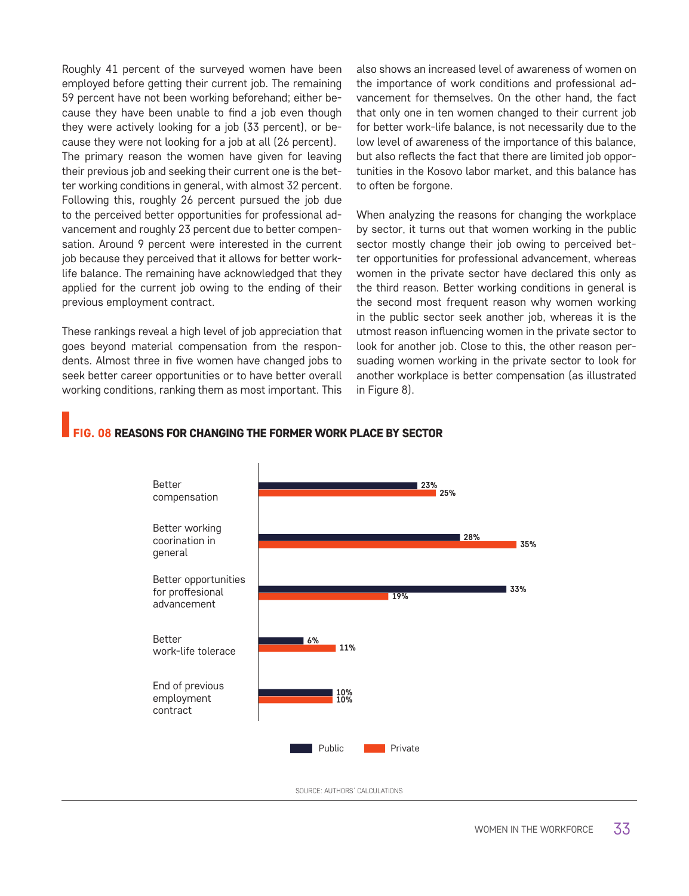Roughly 41 percent of the surveyed women have been employed before getting their current job. The remaining 59 percent have not been working beforehand; either because they have been unable to find a job even though they were actively looking for a job (33 percent), or because they were not looking for a job at all (26 percent).
The primary reason the women have given for leaving their previous job and seeking their current one is the better working conditions in general, with almost 32 percent. Following this, roughly 26 percent pursued the job due to the perceived better opportunities for professional advancement and roughly 23 percent due to better compensation. Around 9 percent were interested in the current job because they perceived that it allows for better work-life balance. The remaining have acknowledged that they applied for the current job owing to the ending of their previous employment contract.

These rankings reveal a high level of job appreciation that goes beyond material compensation from the respondents. Almost three in five women have changed jobs to seek better career opportunities or to have better overall working conditions, ranking them as most important. This also shows an increased level of awareness of women on the importance of work conditions and professional advancement for themselves. On the other hand, the fact that only one in ten women changed to their current job for better work-life balance, is not necessarily due to the low level of awareness of the importance of this balance, but also reflects the fact that there are limited job opportunities in the Kosovo labor market, and this balance has to often be forgone.

When analyzing the reasons for changing the workplace by sector, it turns out that women working in the public sector mostly change their job owing to perceived better opportunities for professional advancement, whereas women in the private sector have declared this only as the third reason. Better working conditions in general is the second most frequent reason why women working in the public sector seek another job, whereas it is the utmost reason influencing women in the private sector to look for another job. Close to this, the other reason persuading women working in the private sector to look for another workplace is better compensation (as illustrated in Figure 8).

**FIG. 08 REASONS FOR CHANGING THE FORMER WORK PLACE BY SECTOR**

| | Public | Private |
|---|---|---|
| Better compensation | 23% | 25% |
| Better working coorination in general | 28% | 35% |
| Better opportunities for proffesional advancement | 33% | 19% |
| Better work-life tolerace | 6% | 11% |
| End of previous employment contract | 10% | 10% |

SOURCE: AUTHORS' CALCULATIONS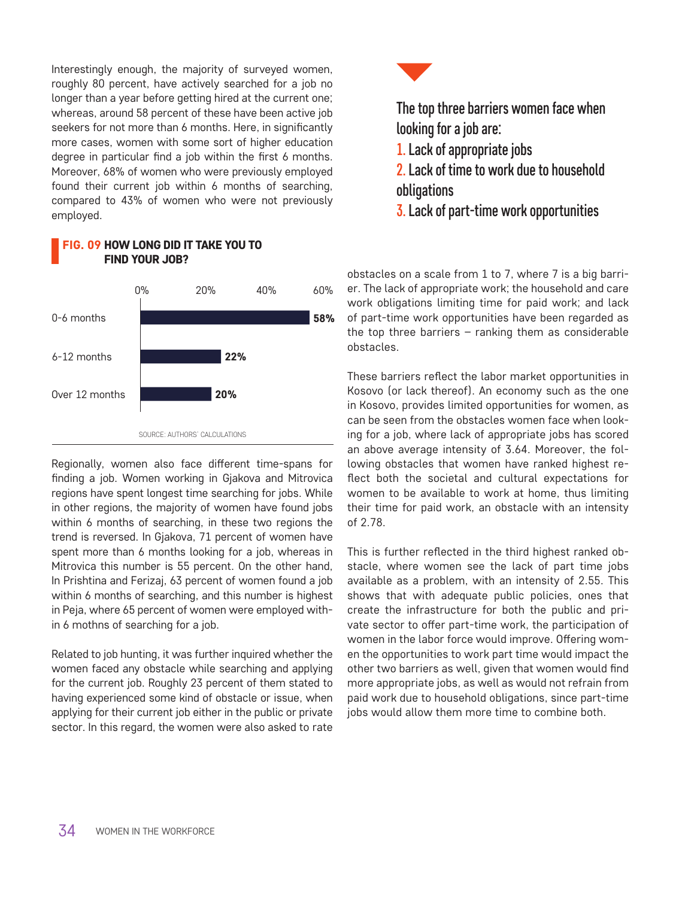Interestingly enough, the majority of surveyed women, roughly 80 percent, have actively searched for a job no longer than a year before getting hired at the current one; whereas, around 58 percent of these have been active job seekers for not more than 6 months. Here, in significantly more cases, women with some sort of higher education degree in particular find a job within the first 6 months. Moreover, 68% of women who were previously employed found their current job within 6 months of searching, compared to 43% of women who were not previously employed.

**FIG. 09 HOW LONG DID IT TAKE YOU TO FIND YOUR JOB?**

| Time | Share |
| --- | --- |
| 0-6 months | 58% |
| 6-12 months | 22% |
| Over 12 months | 20% |

SOURCE: AUTHORS' CALCULATIONS

Regionally, women also face different time-spans for finding a job. Women working in Gjakova and Mitrovica regions have spent longest time searching for jobs. While in other regions, the majority of women have found jobs within 6 months of searching, in these two regions the trend is reversed. In Gjakova, 71 percent of women have spent more than 6 months looking for a job, whereas in Mitrovica this number is 55 percent. On the other hand, In Prishtina and Ferizaj, 63 percent of women found a job within 6 months of searching, and this number is highest in Peja, where 65 percent of women were employed within 6 mothns of searching for a job.

Related to job hunting, it was further inquired whether the women faced any obstacle while searching and applying for the current job. Roughly 23 percent of them stated to having experienced some kind of obstacle or issue, when applying for their current job either in the public or private sector. In this regard, the women were also asked to rate obstacles on a scale from 1 to 7, where 7 is a big barrier. The lack of appropriate work; the household and care work obligations limiting time for paid work; and lack of part-time work opportunities have been regarded as the top three barriers – ranking them as considerable obstacles.

**The top three barriers women face when looking for a job are:**

1. **Lack of appropriate jobs**
2. **Lack of time to work due to household obligations**
3. **Lack of part-time work opportunities**

These barriers reflect the labor market opportunities in Kosovo (or lack thereof). An economy such as the one in Kosovo, provides limited opportunities for women, as can be seen from the obstacles women face when looking for a job, where lack of appropriate jobs has scored an above average intensity of 3.64. Moreover, the following obstacles that women have ranked highest reflect both the societal and cultural expectations for women to be available to work at home, thus limiting their time for paid work, an obstacle with an intensity of 2.78.

This is further reflected in the third highest ranked obstacle, where women see the lack of part time jobs available as a problem, with an intensity of 2.55. This shows that with adequate public policies, ones that create the infrastructure for both the public and private sector to offer part-time work, the participation of women in the labor force would improve. Offering women the opportunities to work part time would impact the other two barriers as well, given that women would find more appropriate jobs, as well as would not refrain from paid work due to household obligations, since part-time jobs would allow them more time to combine both.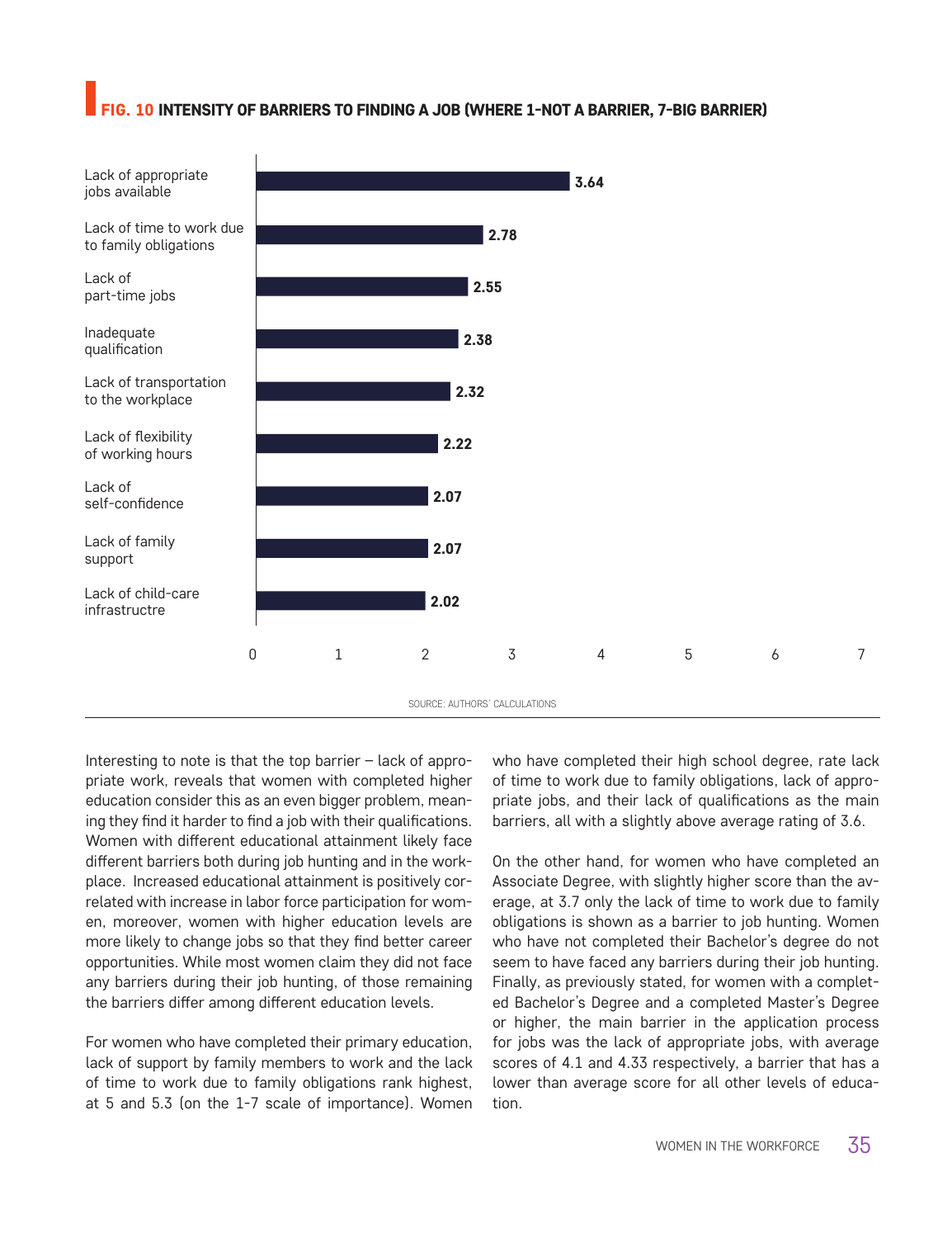**FIG. 10 INTENSITY OF BARRIERS TO FINDING A JOB (WHERE 1-NOT A BARRIER, 7-BIG BARRIER)**

| Barrier | Score |
|---|---|
| Lack of appropriate jobs available | 3.64 |
| Lack of time to work due to family obligations | 2.78 |
| Lack of part-time jobs | 2.55 |
| Inadequate qualification | 2.38 |
| Lack of transportation to the workplace | 2.32 |
| Lack of flexibility of working hours | 2.22 |
| Lack of self-confidence | 2.07 |
| Lack of family support | 2.07 |
| Lack of child-care infrastructre | 2.02 |

SOURCE: AUTHORS' CALCULATIONS

Interesting to note is that the top barrier – lack of appropriate work, reveals that women with completed higher education consider this as an even bigger problem, meaning they find it harder to find a job with their qualifications. Women with different educational attainment likely face different barriers both during job hunting and in the workplace. Increased educational attainment is positively correlated with increase in labor force participation for women, moreover, women with higher education levels are more likely to change jobs so that they find better career opportunities. While most women claim they did not face any barriers during their job hunting, of those remaining the barriers differ among different education levels.

For women who have completed their primary education, lack of support by family members to work and the lack of time to work due to family obligations rank highest, at 5 and 5.3 (on the 1-7 scale of importance). Women who have completed their high school degree, rate lack of time to work due to family obligations, lack of appropriate jobs, and their lack of qualifications as the main barriers, all with a slightly above average rating of 3.6.

On the other hand, for women who have completed an Associate Degree, with slightly higher score than the average, at 3.7 only the lack of time to work due to family obligations is shown as a barrier to job hunting. Women who have not completed their Bachelor's degree do not seem to have faced any barriers during their job hunting. Finally, as previously stated, for women with a completed Bachelor's Degree and a completed Master's Degree or higher, the main barrier in the application process for jobs was the lack of appropriate jobs, with average scores of 4.1 and 4.33 respectively, a barrier that has a lower than average score for all other levels of education.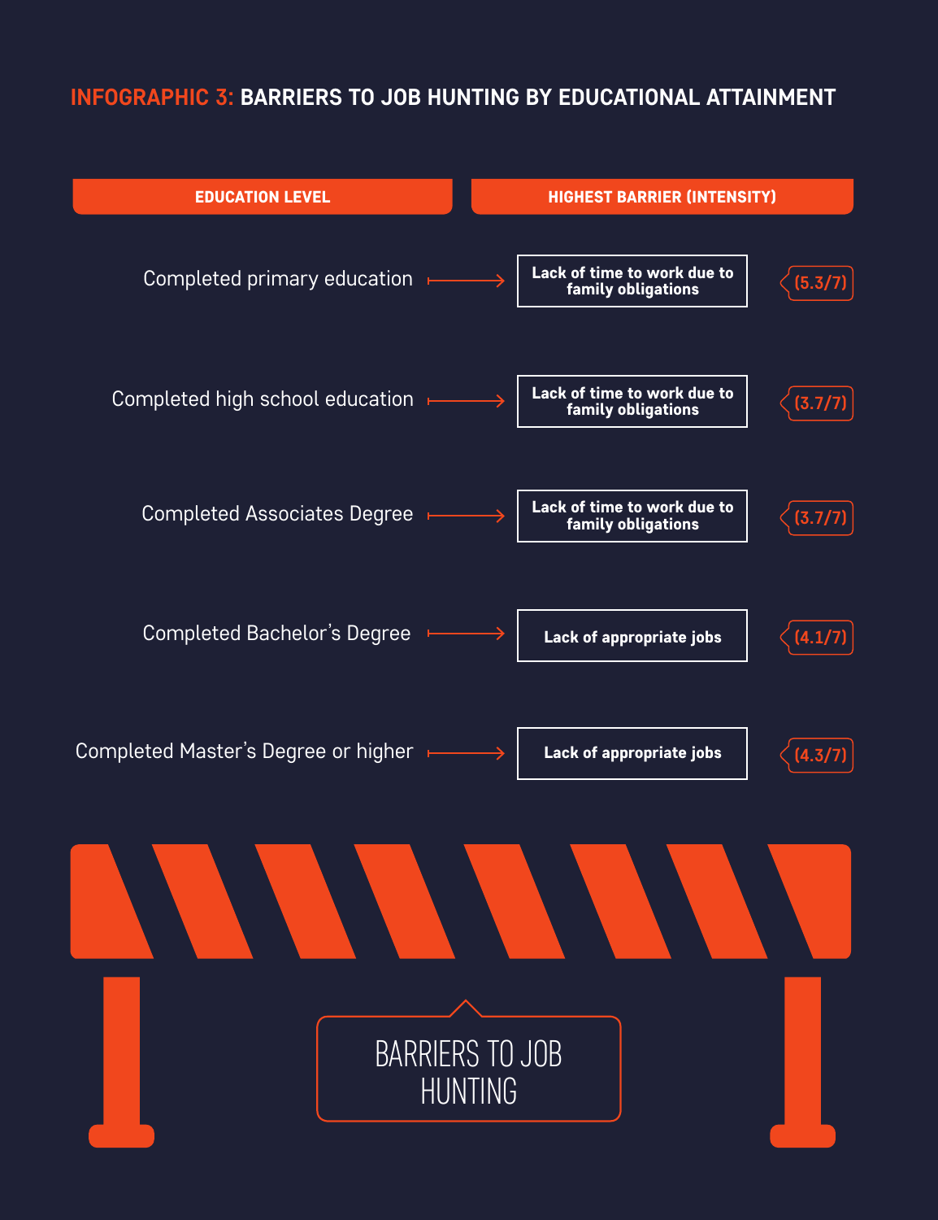## INFOGRAPHIC 3: BARRIERS TO JOB HUNTING BY EDUCATIONAL ATTAINMENT

| EDUCATION LEVEL | HIGHEST BARRIER (INTENSITY) | |
| --- | --- | --- |
| Completed primary education | Lack of time to work due to family obligations | (5.3/7) |
| Completed high school education | Lack of time to work due to family obligations | (3.7/7) |
| Completed Associates Degree | Lack of time to work due to family obligations | (3.7/7) |
| Completed Bachelor's Degree | Lack of appropriate jobs | (4.1/7) |
| Completed Master's Degree or higher | Lack of appropriate jobs | (4.3/7) |

BARRIERS TO JOB HUNTING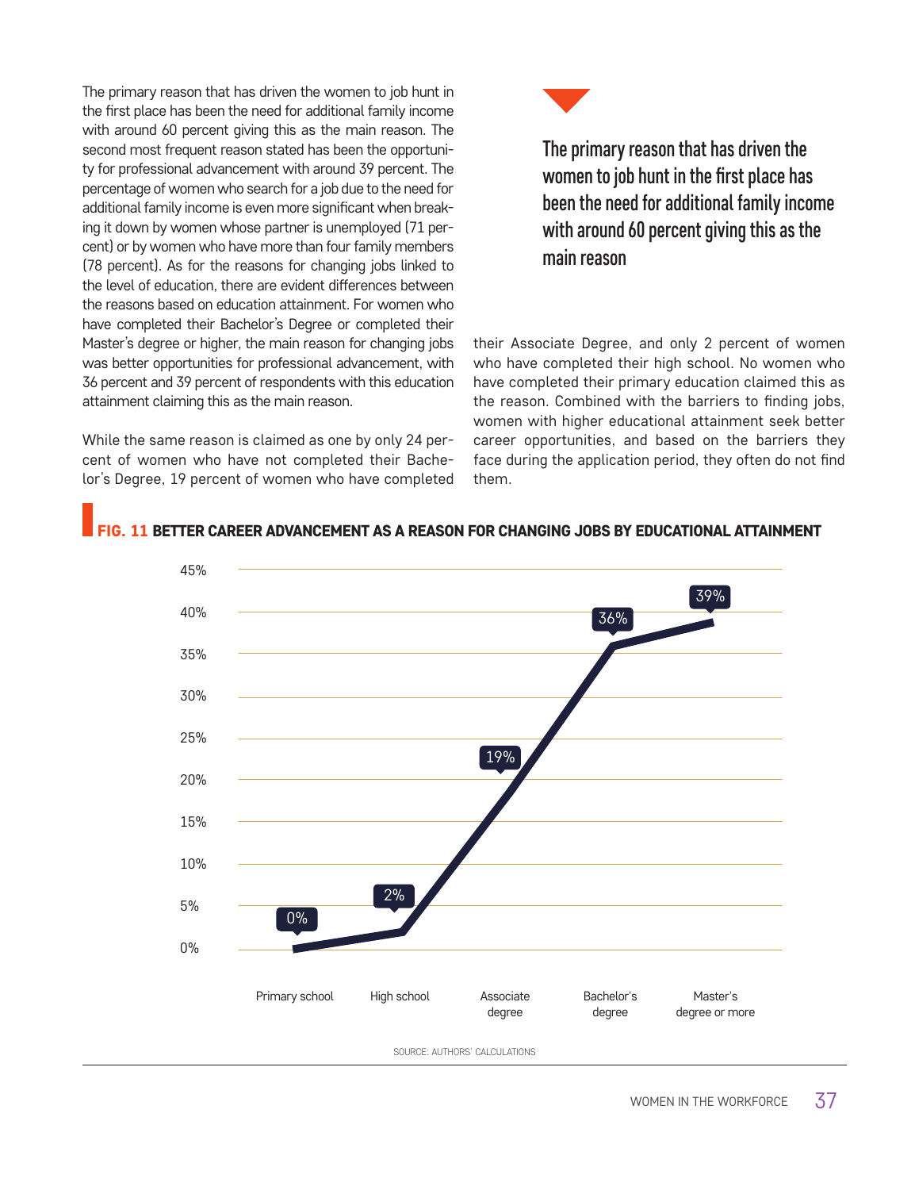The primary reason that has driven the women to job hunt in the first place has been the need for additional family income with around 60 percent giving this as the main reason. The second most frequent reason stated has been the opportunity for professional advancement with around 39 percent. The percentage of women who search for a job due to the need for additional family income is even more significant when breaking it down by women whose partner is unemployed (71 percent) or by women who have more than four family members (78 percent). As for the reasons for changing jobs linked to the level of education, there are evident differences between the reasons based on education attainment. For women who have completed their Bachelor's Degree or completed their Master's degree or higher, the main reason for changing jobs was better opportunities for professional advancement, with 36 percent and 39 percent of respondents with this education attainment claiming this as the main reason.

While the same reason is claimed as one by only 24 percent of women who have not completed their Bachelor's Degree, 19 percent of women who have completed their Associate Degree, and only 2 percent of women who have completed their high school. No women who have completed their primary education claimed this as the reason. Combined with the barriers to finding jobs, women with higher educational attainment seek better career opportunities, and based on the barriers they face during the application period, they often do not find them.

> **The primary reason that has driven the women to job hunt in the first place has been the need for additional family income with around 60 percent giving this as the main reason**

**FIG. 11 BETTER CAREER ADVANCEMENT AS A REASON FOR CHANGING JOBS BY EDUCATIONAL ATTAINMENT**

| Educational attainment | Percentage |
| --- | --- |
| Primary school | 0% |
| High school | 2% |
| Associate degree | 19% |
| Bachelor's degree | 36% |
| Master's degree or more | 39% |

SOURCE: AUTHORS' CALCULATIONS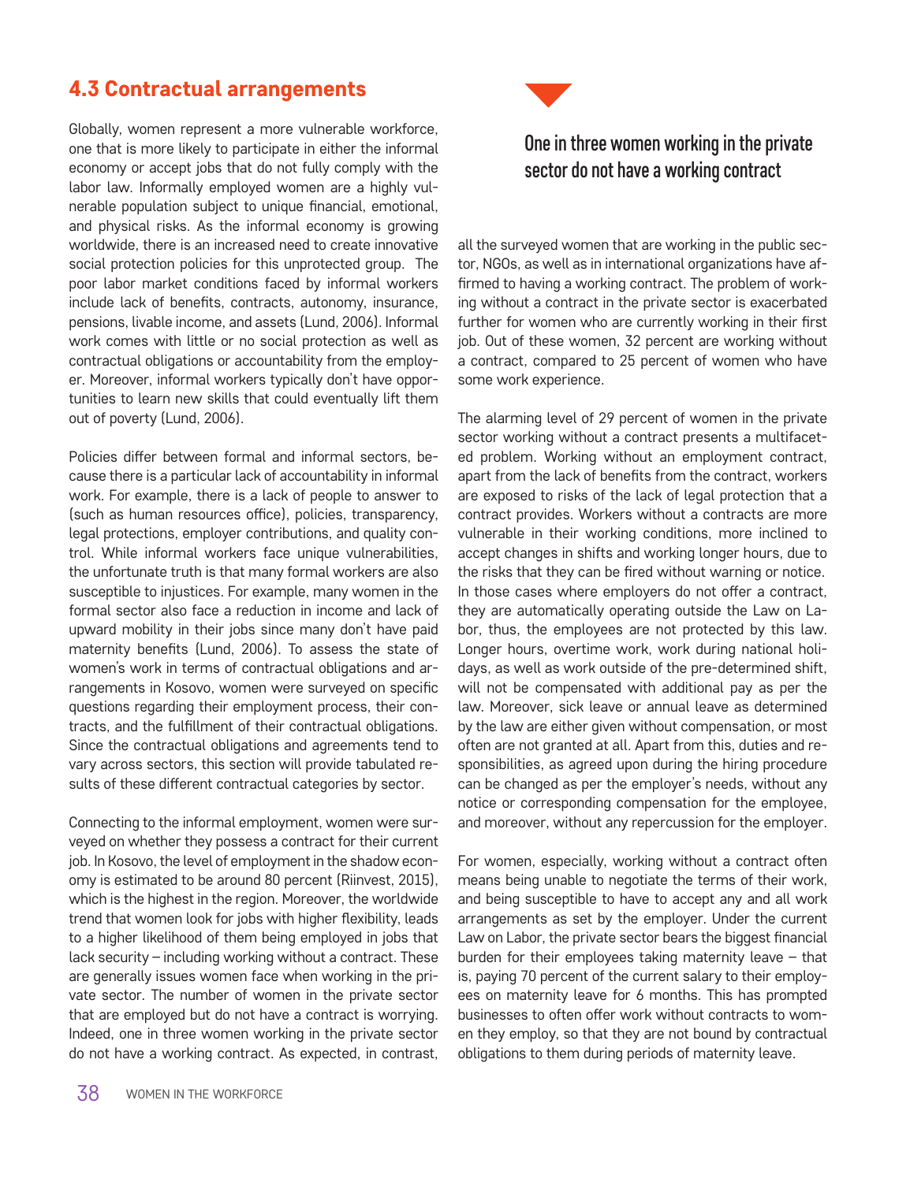## 4.3 Contractual arrangements

Globally, women represent a more vulnerable workforce, one that is more likely to participate in either the informal economy or accept jobs that do not fully comply with the labor law. Informally employed women are a highly vulnerable population subject to unique financial, emotional, and physical risks. As the informal economy is growing worldwide, there is an increased need to create innovative social protection policies for this unprotected group. The poor labor market conditions faced by informal workers include lack of benefits, contracts, autonomy, insurance, pensions, livable income, and assets (Lund, 2006). Informal work comes with little or no social protection as well as contractual obligations or accountability from the employer. Moreover, informal workers typically don't have opportunities to learn new skills that could eventually lift them out of poverty (Lund, 2006).

Policies differ between formal and informal sectors, because there is a particular lack of accountability in informal work. For example, there is a lack of people to answer to (such as human resources office), policies, transparency, legal protections, employer contributions, and quality control. While informal workers face unique vulnerabilities, the unfortunate truth is that many formal workers are also susceptible to injustices. For example, many women in the formal sector also face a reduction in income and lack of upward mobility in their jobs since many don't have paid maternity benefits (Lund, 2006). To assess the state of women's work in terms of contractual obligations and arrangements in Kosovo, women were surveyed on specific questions regarding their employment process, their contracts, and the fulfillment of their contractual obligations. Since the contractual obligations and agreements tend to vary across sectors, this section will provide tabulated results of these different contractual categories by sector.

Connecting to the informal employment, women were surveyed on whether they possess a contract for their current job. In Kosovo, the level of employment in the shadow economy is estimated to be around 80 percent (Riinvest, 2015), which is the highest in the region. Moreover, the worldwide trend that women look for jobs with higher flexibility, leads to a higher likelihood of them being employed in jobs that lack security – including working without a contract. These are generally issues women face when working in the private sector. The number of women in the private sector that are employed but do not have a contract is worrying. Indeed, one in three women working in the private sector do not have a working contract. As expected, in contrast, all the surveyed women that are working in the public sector, NGOs, as well as in international organizations have affirmed to having a working contract. The problem of working without a contract in the private sector is exacerbated further for women who are currently working in their first job. Out of these women, 32 percent are working without a contract, compared to 25 percent of women who have some work experience.

**One in three women working in the private sector do not have a working contract**

The alarming level of 29 percent of women in the private sector working without a contract presents a multifaceted problem. Working without an employment contract, apart from the lack of benefits from the contract, workers are exposed to risks of the lack of legal protection that a contract provides. Workers without a contracts are more vulnerable in their working conditions, more inclined to accept changes in shifts and working longer hours, due to the risks that they can be fired without warning or notice. In those cases where employers do not offer a contract, they are automatically operating outside the Law on Labor, thus, the employees are not protected by this law. Longer hours, overtime work, work during national holidays, as well as work outside of the pre-determined shift, will not be compensated with additional pay as per the law. Moreover, sick leave or annual leave as determined by the law are either given without compensation, or most often are not granted at all. Apart from this, duties and responsibilities, as agreed upon during the hiring procedure can be changed as per the employer's needs, without any notice or corresponding compensation for the employee, and moreover, without any repercussion for the employer.

For women, especially, working without a contract often means being unable to negotiate the terms of their work, and being susceptible to have to accept any and all work arrangements as set by the employer. Under the current Law on Labor, the private sector bears the biggest financial burden for their employees taking maternity leave – that is, paying 70 percent of the current salary to their employees on maternity leave for 6 months. This has prompted businesses to often offer work without contracts to women they employ, so that they are not bound by contractual obligations to them during periods of maternity leave.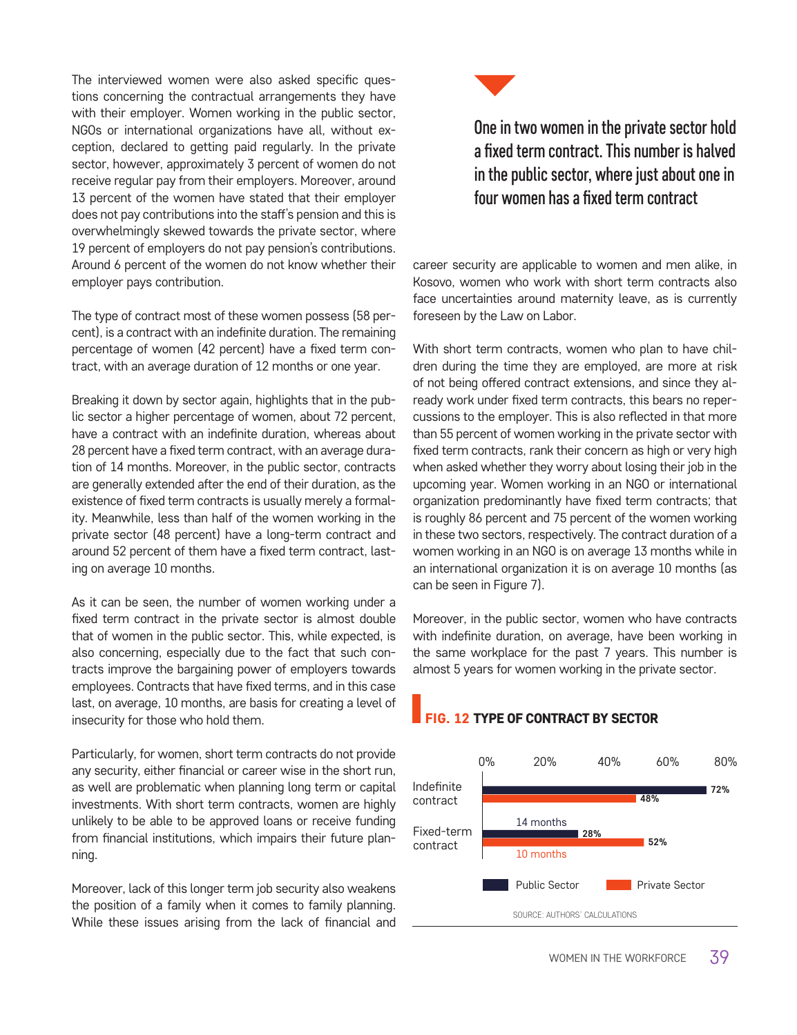The interviewed women were also asked specific questions concerning the contractual arrangements they have with their employer. Women working in the public sector, NGOs or international organizations have all, without exception, declared to getting paid regularly. In the private sector, however, approximately 3 percent of women do not receive regular pay from their employers. Moreover, around 13 percent of the women have stated that their employer does not pay contributions into the staff's pension and this is overwhelmingly skewed towards the private sector, where 19 percent of employers do not pay pension's contributions. Around 6 percent of the women do not know whether their employer pays contribution.

The type of contract most of these women possess (58 percent), is a contract with an indefinite duration. The remaining percentage of women (42 percent) have a fixed term contract, with an average duration of 12 months or one year.

Breaking it down by sector again, highlights that in the public sector a higher percentage of women, about 72 percent, have a contract with an indefinite duration, whereas about 28 percent have a fixed term contract, with an average duration of 14 months. Moreover, in the public sector, contracts are generally extended after the end of their duration, as the existence of fixed term contracts is usually merely a formality. Meanwhile, less than half of the women working in the private sector (48 percent) have a long-term contract and around 52 percent of them have a fixed term contract, lasting on average 10 months.

As it can be seen, the number of women working under a fixed term contract in the private sector is almost double that of women in the public sector. This, while expected, is also concerning, especially due to the fact that such contracts improve the bargaining power of employers towards employees. Contracts that have fixed terms, and in this case last, on average, 10 months, are basis for creating a level of insecurity for those who hold them.

Particularly, for women, short term contracts do not provide any security, either financial or career wise in the short run, as well are problematic when planning long term or capital investments. With short term contracts, women are highly unlikely to be able to be approved loans or receive funding from financial institutions, which impairs their future planning.

Moreover, lack of this longer term job security also weakens the position of a family when it comes to family planning. While these issues arising from the lack of financial and career security are applicable to women and men alike, in Kosovo, women who work with short term contracts also face uncertainties around maternity leave, as is currently foreseen by the Law on Labor.

> **One in two women in the private sector hold a fixed term contract. This number is halved in the public sector, where just about one in four women has a fixed term contract**

With short term contracts, women who plan to have children during the time they are employed, are more at risk of not being offered contract extensions, and since they already work under fixed term contracts, this bears no repercussions to the employer. This is also reflected in that more than 55 percent of women working in the private sector with fixed term contracts, rank their concern as high or very high when asked whether they worry about losing their job in the upcoming year. Women working in an NGO or international organization predominantly have fixed term contracts; that is roughly 86 percent and 75 percent of the women working in these two sectors, respectively. The contract duration of a women working in an NGO is on average 13 months while in an international organization it is on average 10 months (as can be seen in Figure 7).

Moreover, in the public sector, women who have contracts with indefinite duration, on average, have been working in the same workplace for the past 7 years. This number is almost 5 years for women working in the private sector.

**FIG. 12 TYPE OF CONTRACT BY SECTOR**

| | Public Sector | Private Sector |
|---|---|---|
| Indefinite contract | 72% | 48% |
| Fixed-term contract | 28% (14 months) | 52% (10 months) |

SOURCE: AUTHORS' CALCULATIONS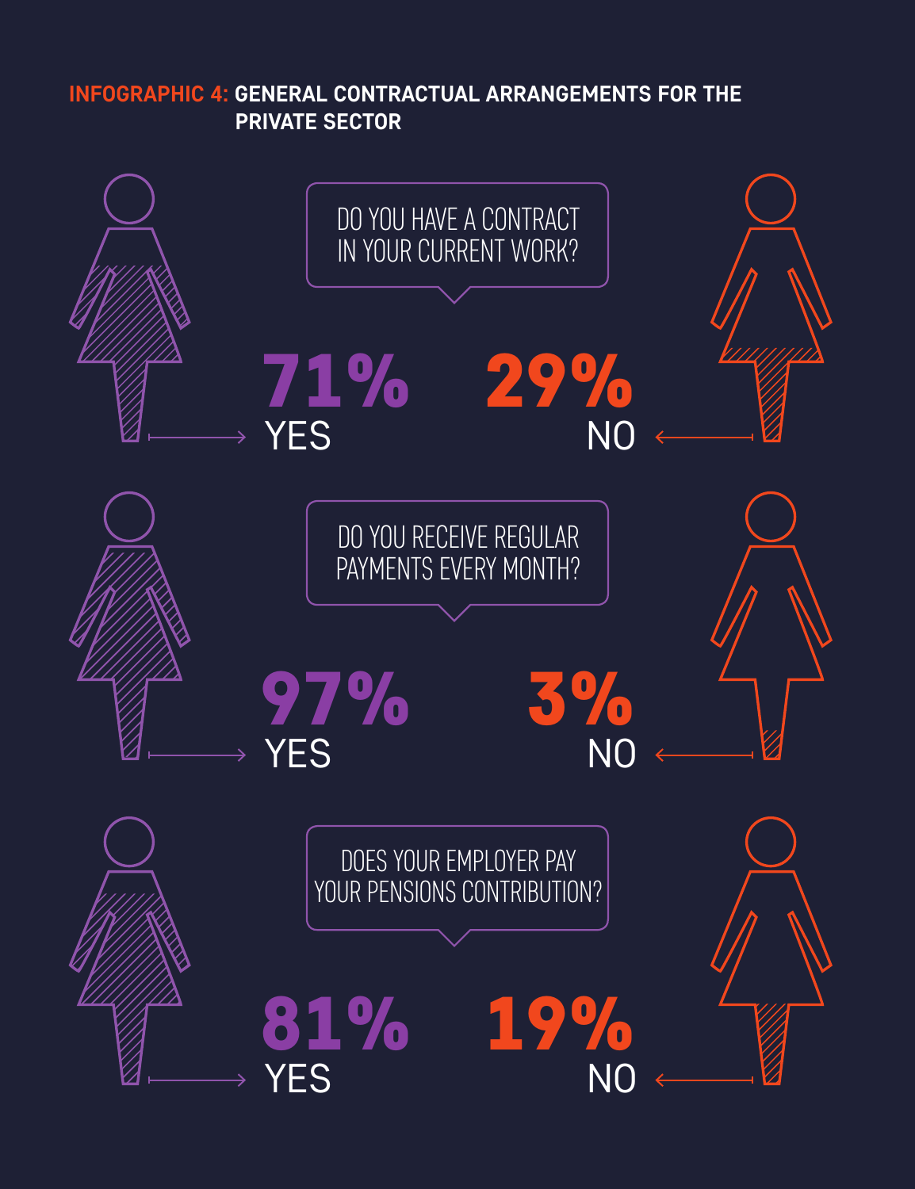## INFOGRAPHIC 4: GENERAL CONTRACTUAL ARRANGEMENTS FOR THE PRIVATE SECTOR

DO YOU HAVE A CONTRACT IN YOUR CURRENT WORK?

**71%** YES

**29%** NO

DO YOU RECEIVE REGULAR PAYMENTS EVERY MONTH?

**97%** YES

**3%** NO

DOES YOUR EMPLOYER PAY YOUR PENSIONS CONTRIBUTION?

**81%** YES

**19%** NO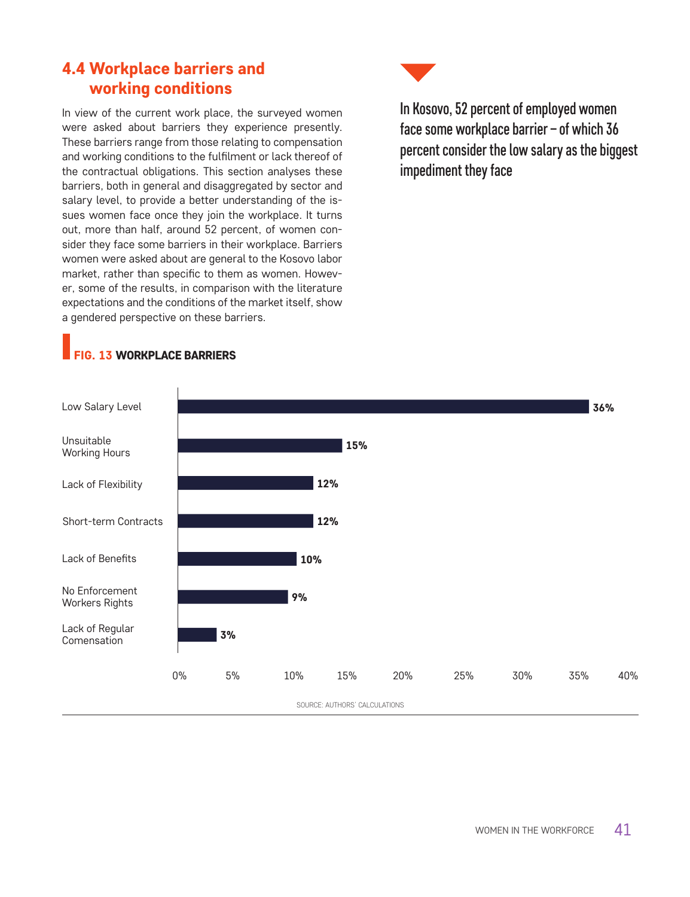## 4.4 Workplace barriers and working conditions

In view of the current work place, the surveyed women were asked about barriers they experience presently. These barriers range from those relating to compensation and working conditions to the fulfilment or lack thereof of the contractual obligations. This section analyses these barriers, both in general and disaggregated by sector and salary level, to provide a better understanding of the issues women face once they join the workplace. It turns out, more than half, around 52 percent, of women consider they face some barriers in their workplace. Barriers women were asked about are general to the Kosovo labor market, rather than specific to them as women. However, some of the results, in comparison with the literature expectations and the conditions of the market itself, show a gendered perspective on these barriers.

**In Kosovo, 52 percent of employed women face some workplace barrier – of which 36 percent consider the low salary as the biggest impediment they face**

**FIG. 13 WORKPLACE BARRIERS**

| Barrier | Percent |
|---|---|
| Low Salary Level | 36% |
| Unsuitable Working Hours | 15% |
| Lack of Flexibility | 12% |
| Short-term Contracts | 12% |
| Lack of Benefits | 10% |
| No Enforcement Workers Rights | 9% |
| Lack of Regular Comensation | 3% |

SOURCE: AUTHORS' CALCULATIONS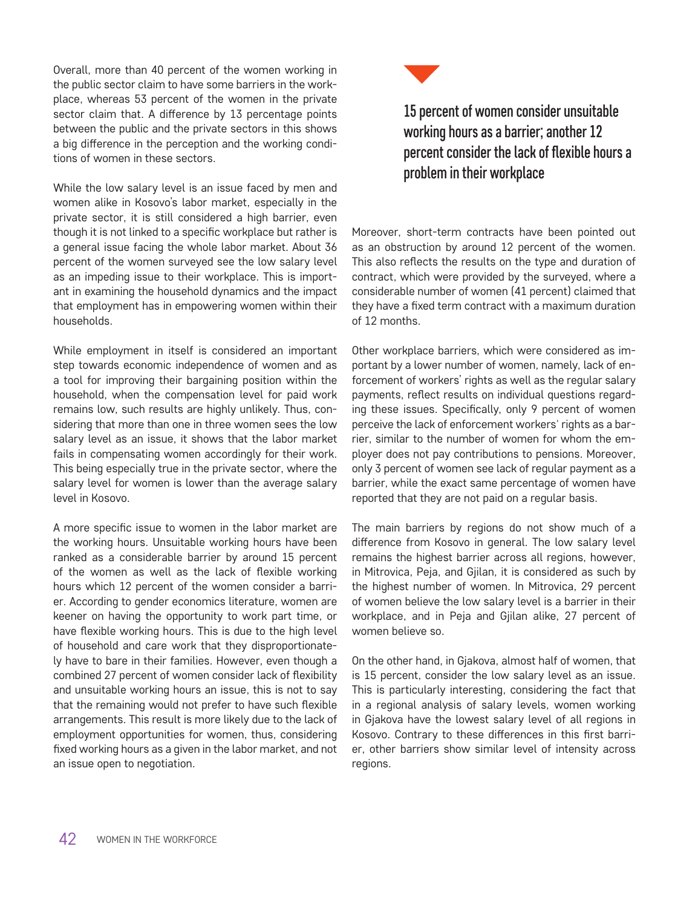Overall, more than 40 percent of the women working in the public sector claim to have some barriers in the workplace, whereas 53 percent of the women in the private sector claim that. A difference by 13 percentage points between the public and the private sectors in this shows a big difference in the perception and the working conditions of women in these sectors.

While the low salary level is an issue faced by men and women alike in Kosovo's labor market, especially in the private sector, it is still considered a high barrier, even though it is not linked to a specific workplace but rather is a general issue facing the whole labor market. About 36 percent of the women surveyed see the low salary level as an impeding issue to their workplace. This is important in examining the household dynamics and the impact that employment has in empowering women within their households.

While employment in itself is considered an important step towards economic independence of women and as a tool for improving their bargaining position within the household, when the compensation level for paid work remains low, such results are highly unlikely. Thus, considering that more than one in three women sees the low salary level as an issue, it shows that the labor market fails in compensating women accordingly for their work. This being especially true in the private sector, where the salary level for women is lower than the average salary level in Kosovo.

A more specific issue to women in the labor market are the working hours. Unsuitable working hours have been ranked as a considerable barrier by around 15 percent of the women as well as the lack of flexible working hours which 12 percent of the women consider a barrier. According to gender economics literature, women are keener on having the opportunity to work part time, or have flexible working hours. This is due to the high level of household and care work that they disproportionately have to bare in their families. However, even though a combined 27 percent of women consider lack of flexibility and unsuitable working hours an issue, this is not to say that the remaining would not prefer to have such flexible arrangements. This result is more likely due to the lack of employment opportunities for women, thus, considering fixed working hours as a given in the labor market, and not an issue open to negotiation.

**15 percent of women consider unsuitable working hours as a barrier; another 12 percent consider the lack of flexible hours a problem in their workplace**

Moreover, short-term contracts have been pointed out as an obstruction by around 12 percent of the women. This also reflects the results on the type and duration of contract, which were provided by the surveyed, where a considerable number of women (41 percent) claimed that they have a fixed term contract with a maximum duration of 12 months.

Other workplace barriers, which were considered as important by a lower number of women, namely, lack of enforcement of workers' rights as well as the regular salary payments, reflect results on individual questions regarding these issues. Specifically, only 9 percent of women perceive the lack of enforcement workers' rights as a barrier, similar to the number of women for whom the employer does not pay contributions to pensions. Moreover, only 3 percent of women see lack of regular payment as a barrier, while the exact same percentage of women have reported that they are not paid on a regular basis.

The main barriers by regions do not show much of a difference from Kosovo in general. The low salary level remains the highest barrier across all regions, however, in Mitrovica, Peja, and Gjilan, it is considered as such by the highest number of women. In Mitrovica, 29 percent of women believe the low salary level is a barrier in their workplace, and in Peja and Gjilan alike, 27 percent of women believe so.

On the other hand, in Gjakova, almost half of women, that is 15 percent, consider the low salary level as an issue. This is particularly interesting, considering the fact that in a regional analysis of salary levels, women working in Gjakova have the lowest salary level of all regions in Kosovo. Contrary to these differences in this first barrier, other barriers show similar level of intensity across regions.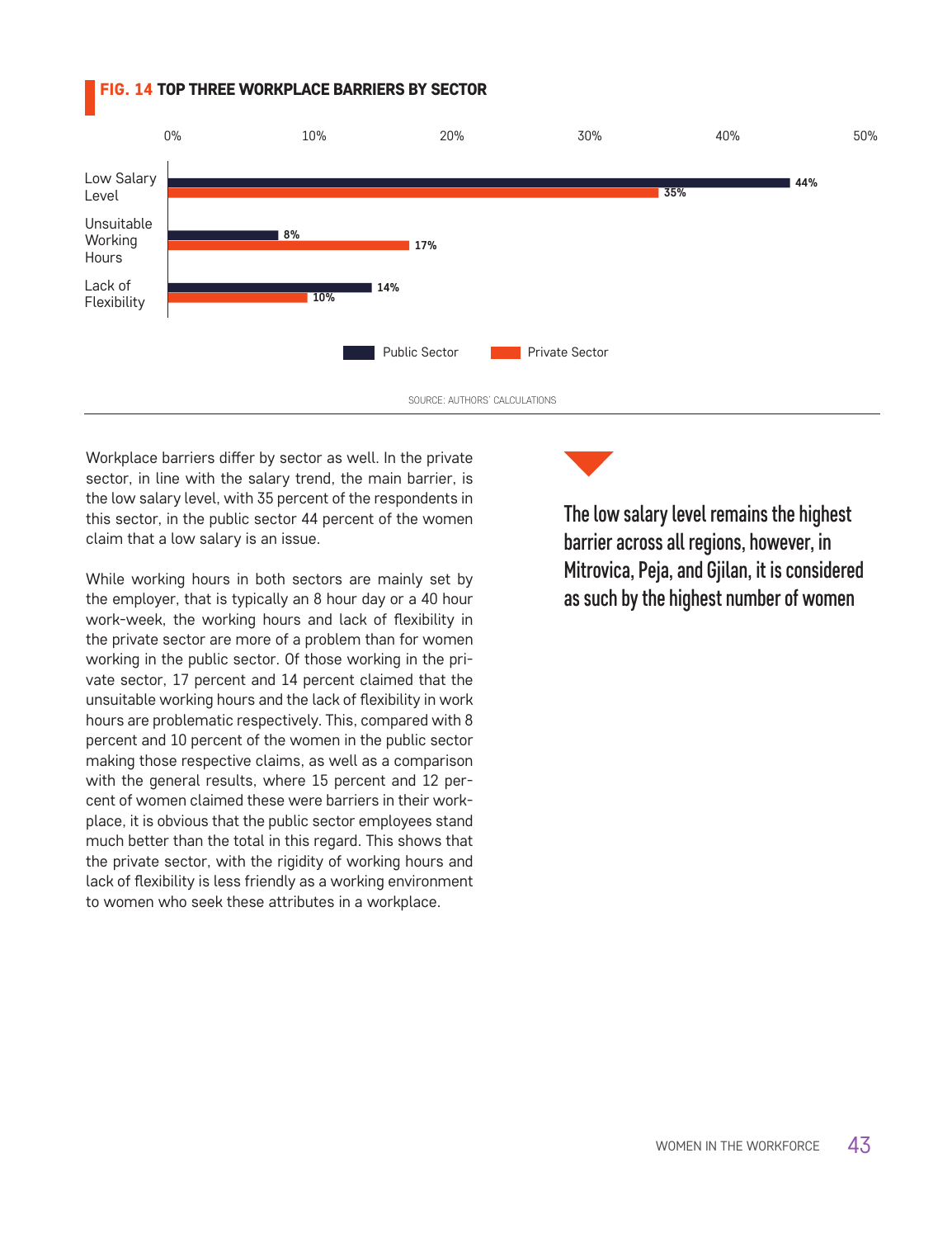**FIG. 14 TOP THREE WORKPLACE BARRIERS BY SECTOR**

| Barrier | Public Sector | Private Sector |
|---|---|---|
| Low Salary Level | 44% | 35% |
| Unsuitable Working Hours | 8% | 17% |
| Lack of Flexibility | 14% | 10% |

SOURCE: AUTHORS' CALCULATIONS

Workplace barriers differ by sector as well. In the private sector, in line with the salary trend, the main barrier, is the low salary level, with 35 percent of the respondents in this sector, in the public sector 44 percent of the women claim that a low salary is an issue.

While working hours in both sectors are mainly set by the employer, that is typically an 8 hour day or a 40 hour work-week, the working hours and lack of flexibility in the private sector are more of a problem than for women working in the public sector. Of those working in the private sector, 17 percent and 14 percent claimed that the unsuitable working hours and the lack of flexibility in work hours are problematic respectively. This, compared with 8 percent and 10 percent of the women in the public sector making those respective claims, as well as a comparison with the general results, where 15 percent and 12 percent of women claimed these were barriers in their workplace, it is obvious that the public sector employees stand much better than the total in this regard. This shows that the private sector, with the rigidity of working hours and lack of flexibility is less friendly as a working environment to women who seek these attributes in a workplace.

**The low salary level remains the highest barrier across all regions, however, in Mitrovica, Peja, and Gjilan, it is considered as such by the highest number of women**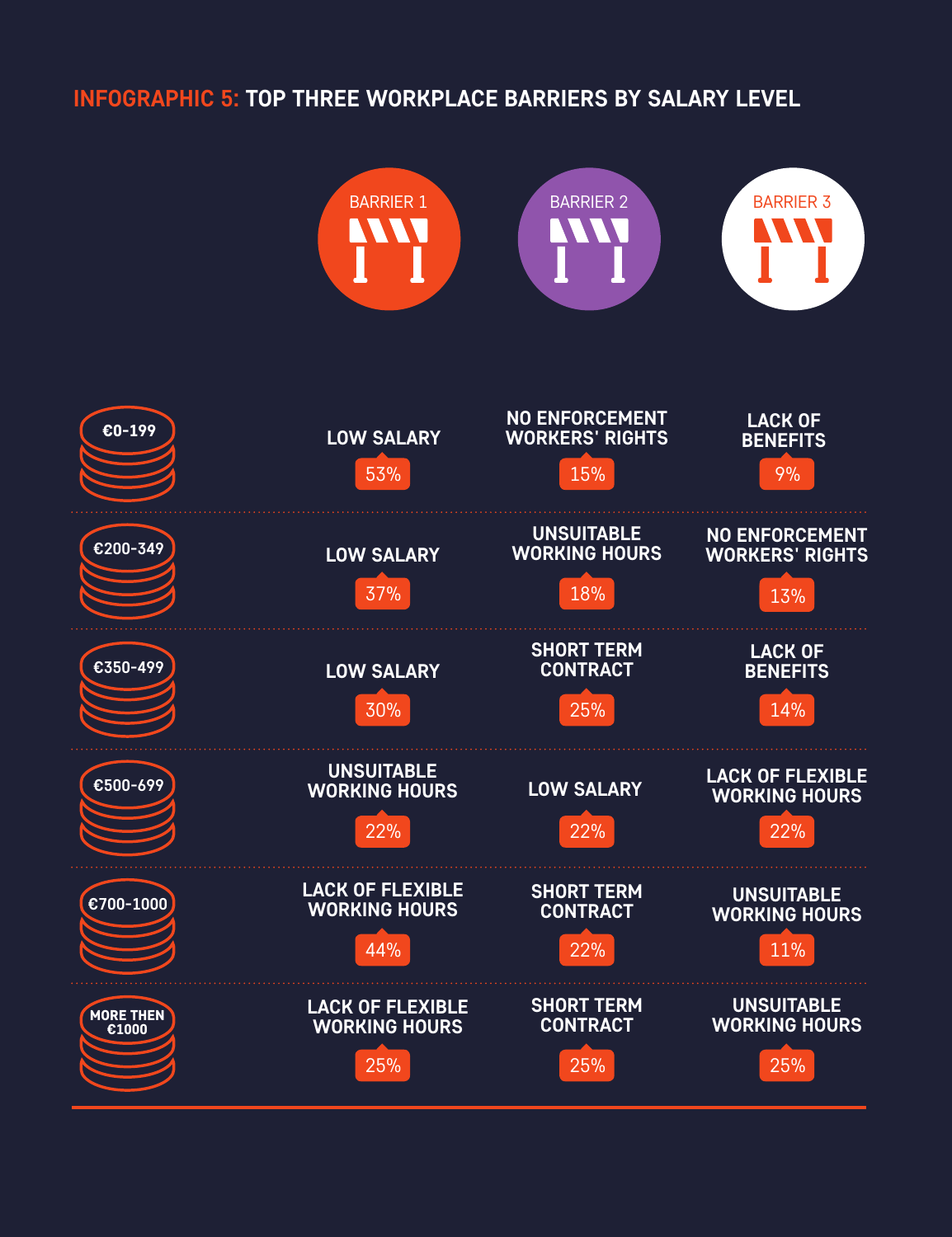## INFOGRAPHIC 5: TOP THREE WORKPLACE BARRIERS BY SALARY LEVEL

| Salary level | BARRIER 1 | BARRIER 2 | BARRIER 3 |
| --- | --- | --- | --- |
| €0-199 | LOW SALARY 53% | NO ENFORCEMENT WORKERS' RIGHTS 15% | LACK OF BENEFITS 9% |
| €200-349 | LOW SALARY 37% | UNSUITABLE WORKING HOURS 18% | NO ENFORCEMENT WORKERS' RIGHTS 13% |
| €350-499 | LOW SALARY 30% | SHORT TERM CONTRACT 25% | LACK OF BENEFITS 14% |
| €500-699 | UNSUITABLE WORKING HOURS 22% | LOW SALARY 22% | LACK OF FLEXIBLE WORKING HOURS 22% |
| €700-1000 | LACK OF FLEXIBLE WORKING HOURS 44% | SHORT TERM CONTRACT 22% | UNSUITABLE WORKING HOURS 11% |
| MORE THEN €1000 | LACK OF FLEXIBLE WORKING HOURS 25% | SHORT TERM CONTRACT 25% | UNSUITABLE WORKING HOURS 25% |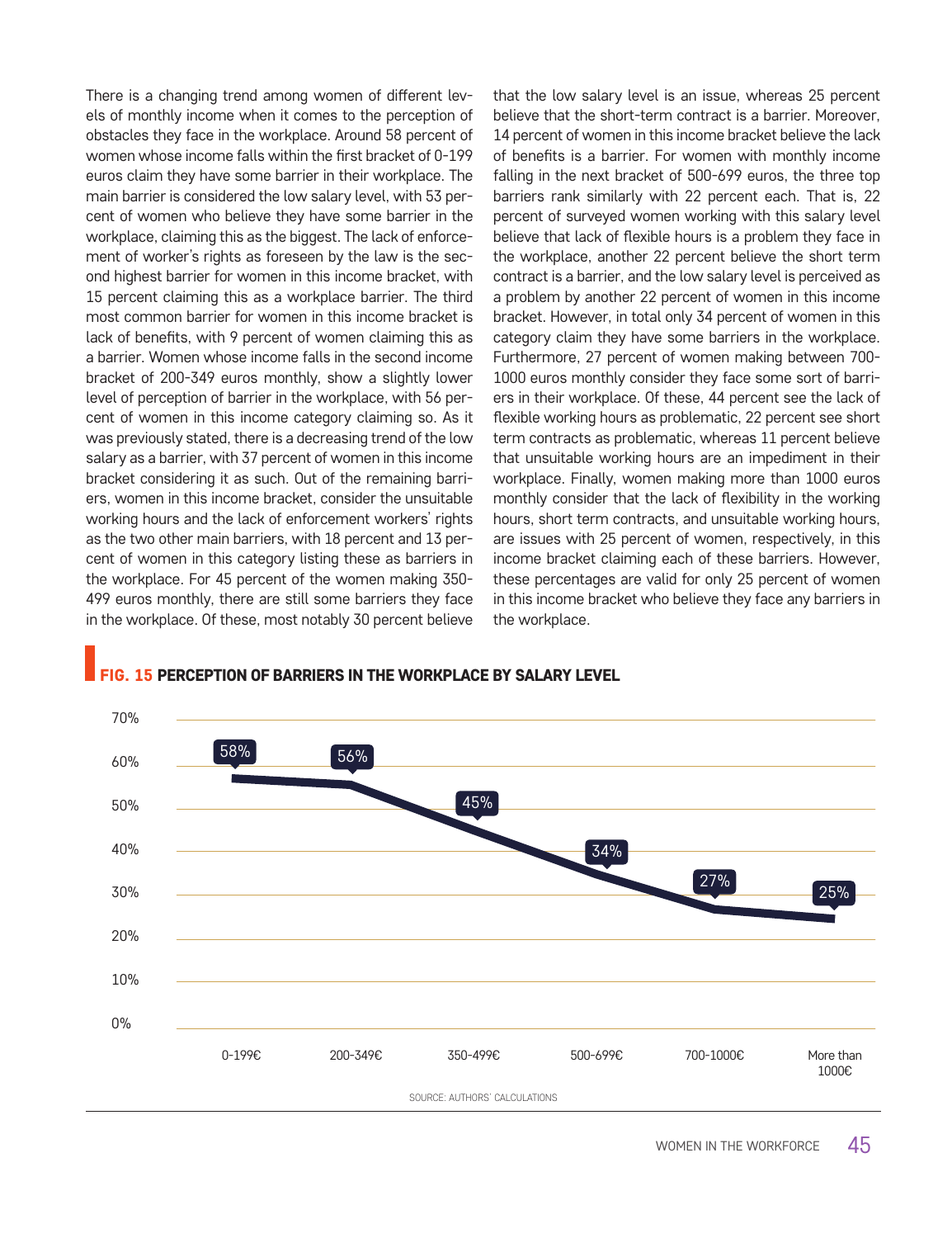There is a changing trend among women of different levels of monthly income when it comes to the perception of obstacles they face in the workplace. Around 58 percent of women whose income falls within the first bracket of 0-199 euros claim they have some barrier in their workplace. The main barrier is considered the low salary level, with 53 percent of women who believe they have some barrier in the workplace, claiming this as the biggest. The lack of enforcement of worker's rights as foreseen by the law is the second highest barrier for women in this income bracket, with 15 percent claiming this as a workplace barrier. The third most common barrier for women in this income bracket is lack of benefits, with 9 percent of women claiming this as a barrier. Women whose income falls in the second income bracket of 200-349 euros monthly, show a slightly lower level of perception of barrier in the workplace, with 56 percent of women in this income category claiming so. As it was previously stated, there is a decreasing trend of the low salary as a barrier, with 37 percent of women in this income bracket considering it as such. Out of the remaining barriers, women in this income bracket, consider the unsuitable working hours and the lack of enforcement workers' rights as the two other main barriers, with 18 percent and 13 percent of women in this category listing these as barriers in the workplace. For 45 percent of the women making 350-499 euros monthly, there are still some barriers they face in the workplace. Of these, most notably 30 percent believe that the low salary level is an issue, whereas 25 percent believe that the short-term contract is a barrier. Moreover, 14 percent of women in this income bracket believe the lack of benefits is a barrier. For women with monthly income falling in the next bracket of 500-699 euros, the three top barriers rank similarly with 22 percent each. That is, 22 percent of surveyed women working with this salary level believe that lack of flexible hours is a problem they face in the workplace, another 22 percent believe the short term contract is a barrier, and the low salary level is perceived as a problem by another 22 percent of women in this income bracket. However, in total only 34 percent of women in this category claim they have some barriers in the workplace. Furthermore, 27 percent of women making between 700-1000 euros monthly consider they face some sort of barriers in their workplace. Of these, 44 percent see the lack of flexible working hours as problematic, 22 percent see short term contracts as problematic, whereas 11 percent believe that unsuitable working hours are an impediment in their workplace. Finally, women making more than 1000 euros monthly consider that the lack of flexibility in the working hours, short term contracts, and unsuitable working hours, are issues with 25 percent of women, respectively, in this income bracket claiming each of these barriers. However, these percentages are valid for only 25 percent of women in this income bracket who believe they face any barriers in the workplace.

**FIG. 15 PERCEPTION OF BARRIERS IN THE WORKPLACE BY SALARY LEVEL**

| Salary level | Perception of barriers |
|---|---|
| 0-199€ | 58% |
| 200-349€ | 56% |
| 350-499€ | 45% |
| 500-699€ | 34% |
| 700-1000€ | 27% |
| More than 1000€ | 25% |

SOURCE: AUTHORS' CALCULATIONS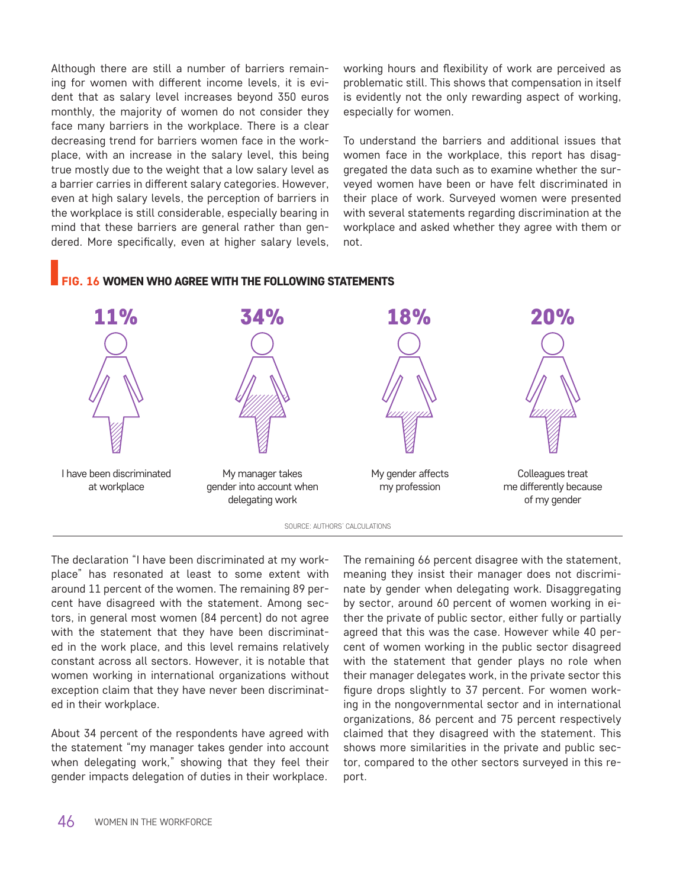Although there are still a number of barriers remaining for women with different income levels, it is evident that as salary level increases beyond 350 euros monthly, the majority of women do not consider they face many barriers in the workplace. There is a clear decreasing trend for barriers women face in the workplace, with an increase in the salary level, this being true mostly due to the weight that a low salary level as a barrier carries in different salary categories. However, even at high salary levels, the perception of barriers in the workplace is still considerable, especially bearing in mind that these barriers are general rather than gendered. More specifically, even at higher salary levels, working hours and flexibility of work are perceived as problematic still. This shows that compensation in itself is evidently not the only rewarding aspect of working, especially for women.

To understand the barriers and additional issues that women face in the workplace, this report has disaggregated the data such as to examine whether the surveyed women have been or have felt discriminated in their place of work. Surveyed women were presented with several statements regarding discrimination at the workplace and asked whether they agree with them or not.

**FIG. 16 WOMEN WHO AGREE WITH THE FOLLOWING STATEMENTS**

| 11% | 34% | 18% | 20% |
|---|---|---|---|
| I have been discriminated at workplace | My manager takes gender into account when delegating work | My gender affects my profession | Colleagues treat me differently because of my gender |

SOURCE: AUTHORS' CALCULATIONS

The declaration "I have been discriminated at my workplace" has resonated at least to some extent with around 11 percent of the women. The remaining 89 percent have disagreed with the statement. Among sectors, in general most women (84 percent) do not agree with the statement that they have been discriminated in the work place, and this level remains relatively constant across all sectors. However, it is notable that women working in international organizations without exception claim that they have never been discriminated in their workplace.

About 34 percent of the respondents have agreed with the statement "my manager takes gender into account when delegating work," showing that they feel their gender impacts delegation of duties in their workplace. The remaining 66 percent disagree with the statement, meaning they insist their manager does not discriminate by gender when delegating work. Disaggregating by sector, around 60 percent of women working in either the private of public sector, either fully or partially agreed that this was the case. However while 40 percent of women working in the public sector disagreed with the statement that gender plays no role when their manager delegates work, in the private sector this figure drops slightly to 37 percent. For women working in the nongovernmental sector and in international organizations, 86 percent and 75 percent respectively claimed that they disagreed with the statement. This shows more similarities in the private and public sector, compared to the other sectors surveyed in this report.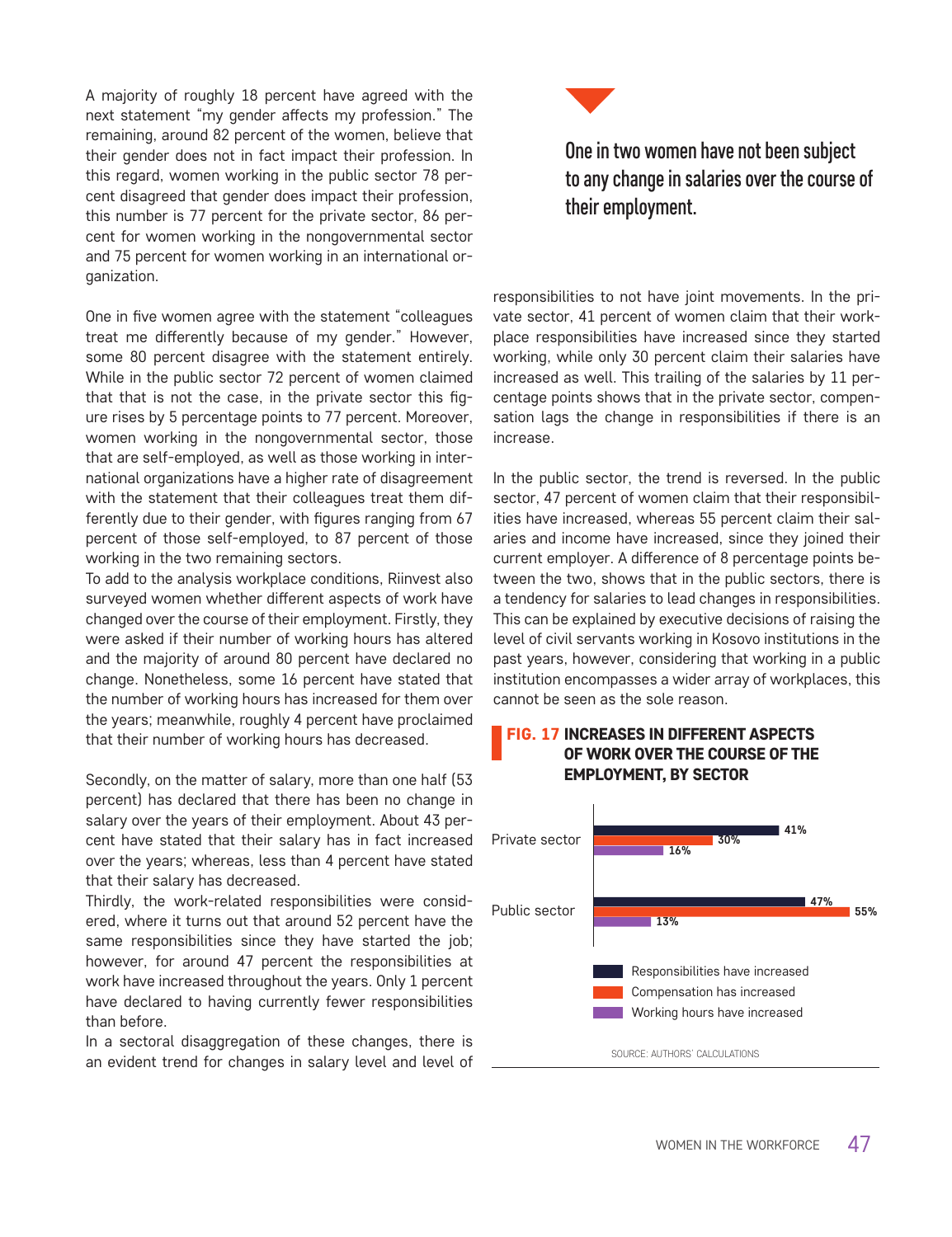A majority of roughly 18 percent have agreed with the next statement "my gender affects my profession." The remaining, around 82 percent of the women, believe that their gender does not in fact impact their profession. In this regard, women working in the public sector 78 percent disagreed that gender does impact their profession, this number is 77 percent for the private sector, 86 percent for women working in the nongovernmental sector and 75 percent for women working in an international organization.

One in five women agree with the statement "colleagues treat me differently because of my gender." However, some 80 percent disagree with the statement entirely. While in the public sector 72 percent of women claimed that that is not the case, in the private sector this figure rises by 5 percentage points to 77 percent. Moreover, women working in the nongovernmental sector, those that are self-employed, as well as those working in international organizations have a higher rate of disagreement with the statement that their colleagues treat them differently due to their gender, with figures ranging from 67 percent of those self-employed, to 87 percent of those working in the two remaining sectors.

To add to the analysis workplace conditions, Riinvest also surveyed women whether different aspects of work have changed over the course of their employment. Firstly, they were asked if their number of working hours has altered and the majority of around 80 percent have declared no change. Nonetheless, some 16 percent have stated that the number of working hours has increased for them over the years; meanwhile, roughly 4 percent have proclaimed that their number of working hours has decreased.

Secondly, on the matter of salary, more than one half (53 percent) has declared that there has been no change in salary over the years of their employment. About 43 percent have stated that their salary has in fact increased over the years; whereas, less than 4 percent have stated that their salary has decreased.

Thirdly, the work-related responsibilities were considered, where it turns out that around 52 percent have the same responsibilities since they have started the job; however, for around 47 percent the responsibilities at work have increased throughout the years. Only 1 percent have declared to having currently fewer responsibilities than before.

In a sectoral disaggregation of these changes, there is an evident trend for changes in salary level and level of responsibilities to not have joint movements. In the private sector, 41 percent of women claim that their workplace responsibilities have increased since they started working, while only 30 percent claim their salaries have increased as well. This trailing of the salaries by 11 percentage points shows that in the private sector, compensation lags the change in responsibilities if there is an increase.

**One in two women have not been subject to any change in salaries over the course of their employment.**

In the public sector, the trend is reversed. In the public sector, 47 percent of women claim that their responsibilities have increased, whereas 55 percent claim their salaries and income have increased, since they joined their current employer. A difference of 8 percentage points between the two, shows that in the public sector, there is a tendency for salaries to lead changes in responsibilities. This can be explained by executive decisions of raising the level of civil servants working in Kosovo institutions in the past years, however, considering that working in a public institution encompasses a wider array of workplaces, this cannot be seen as the sole reason.

**FIG. 17 INCREASES IN DIFFERENT ASPECTS OF WORK OVER THE COURSE OF THE EMPLOYMENT, BY SECTOR**

| | Responsibilities have increased | Compensation has increased | Working hours have increased |
|---|---|---|---|
| Private sector | 41% | 30% | 16% |
| Public sector | 47% | 55% | 13% |

SOURCE: AUTHORS' CALCULATIONS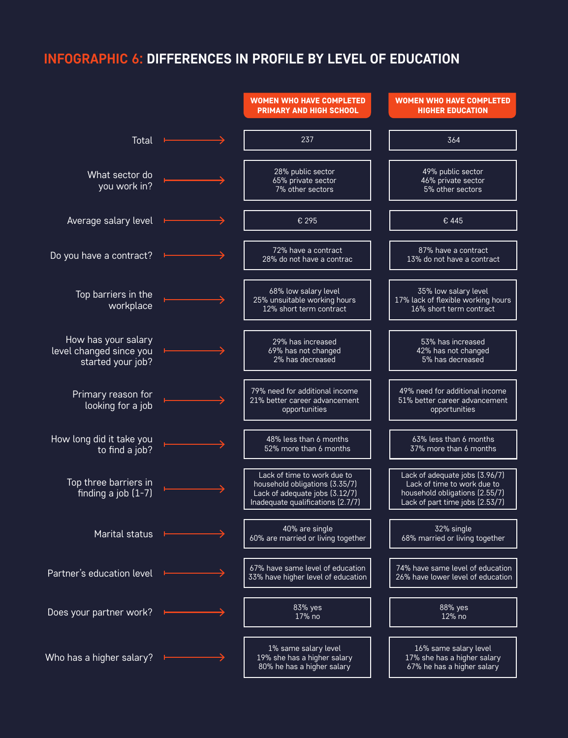## INFOGRAPHIC 6: DIFFERENCES IN PROFILE BY LEVEL OF EDUCATION

| | WOMEN WHO HAVE COMPLETED PRIMARY AND HIGH SCHOOL | WOMEN WHO HAVE COMPLETED HIGHER EDUCATION |
|---|---|---|
| Total | 237 | 364 |
| What sector do you work in? | 28% public sector<br>65% private sector<br>7% other sectors | 49% public sector<br>46% private sector<br>5% other sectors |
| Average salary level | € 295 | € 445 |
| Do you have a contract? | 72% have a contract<br>28% do not have a contrac | 87% have a contract<br>13% do not have a contract |
| Top barriers in the workplace | 68% low salary level<br>25% unsuitable working hours<br>12% short term contract | 35% low salary level<br>17% lack of flexible working hours<br>16% short term contract |
| How has your salary level changed since you started your job? | 29% has increased<br>69% has not changed<br>2% has decreased | 53% has increased<br>42% has not changed<br>5% has decreased |
| Primary reason for looking for a job | 79% need for additional income<br>21% better career advancement opportunities | 49% need for additional income<br>51% better career advancement opportunities |
| How long did it take you to find a job? | 48% less than 6 months<br>52% more than 6 months | 63% less than 6 months<br>37% more than 6 months |
| Top three barriers in finding a job (1-7) | Lack of time to work due to household obligations (3.35/7)<br>Lack of adequate jobs (3.12/7)<br>Inadequate qualifications (2.7/7) | Lack of adequate jobs (3.96/7)<br>Lack of time to work due to household obligations (2.55/7)<br>Lack of part time jobs (2.53/7) |
| Marital status | 40% are single<br>60% are married or living together | 32% single<br>68% married or living together |
| Partner's education level | 67% have same level of education<br>33% have higher level of education | 74% have same level of education<br>26% have lower level of education |
| Does your partner work? | 83% yes<br>17% no | 88% yes<br>12% no |
| Who has a higher salary? | 1% same salary level<br>19% she has a higher salary<br>80% he has a higher salary | 16% same salary level<br>17% she has a higher salary<br>67% he has a higher salary |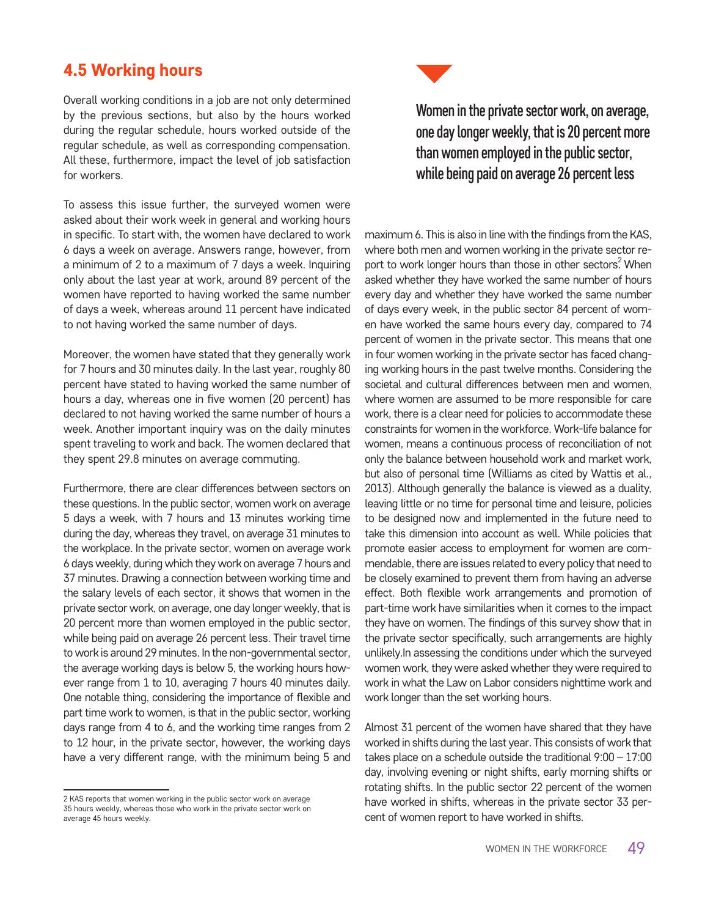## 4.5 Working hours

Overall working conditions in a job are not only determined by the previous sections, but also by the hours worked during the regular schedule, hours worked outside of the regular schedule, as well as corresponding compensation. All these, furthermore, impact the level of job satisfaction for workers.

To assess this issue further, the surveyed women were asked about their work week in general and working hours in specific. To start with, the women have declared to work 6 days a week on average. Answers range, however, from a minimum of 2 to a maximum of 7 days a week. Inquiring only about the last year at work, around 89 percent of the women have reported to having worked the same number of days a week, whereas around 11 percent have indicated to not having worked the same number of days.

Moreover, the women have stated that they generally work for 7 hours and 30 minutes daily. In the last year, roughly 80 percent have stated to having worked the same number of hours a day, whereas one in five women (20 percent) has declared to not having worked the same number of hours a week. Another important inquiry was on the daily minutes spent traveling to work and back. The women declared that they spent 29.8 minutes on average commuting.

Furthermore, there are clear differences between sectors on these questions. In the public sector, women work on average 5 days a week, with 7 hours and 13 minutes working time during the day, whereas they travel, on average 31 minutes to the workplace. In the private sector, women on average work 6 days weekly, during which they work on average 7 hours and 37 minutes. Drawing a connection between working time and the salary levels of each sector, it shows that women in the private sector work, on average, one day longer weekly, that is 20 percent more than women employed in the public sector, while being paid on average 26 percent less. Their travel time to work is around 29 minutes. In the non-governmental sector, the average working days is below 5, the working hours however range from 1 to 10, averaging 7 hours 40 minutes daily. One notable thing, considering the importance of flexible and part time work to women, is that in the public sector, working days range from 4 to 6, and the working time ranges from 2 to 12 hour, in the private sector, however, the working days have a very different range, with the minimum being 5 and maximum 6. This is also in line with the findings from the KAS, where both men and women working in the private sector report to work longer hours than those in other sectors.[2] When asked whether they have worked the same number of hours every day and whether they have worked the same number of days every week, in the public sector 84 percent of women have worked the same hours every day, compared to 74 percent of women in the private sector. This means that one in four women working in the private sector has faced changing working hours in the past twelve months. Considering the societal and cultural differences between men and women, where women are assumed to be more responsible for care work, there is a clear need for policies to accommodate these constraints for women in the workforce. Work-life balance for women, means a continuous process of reconciliation of not only the balance between household work and market work, but also of personal time (Williams as cited by Wattis et al., 2013). Although generally the balance is viewed as a duality, leaving little or no time for personal time and leisure, policies to be designed now and implemented in the future need to take this dimension into account as well. While policies that promote easier access to employment for women are commendable, there are issues related to every policy that need to be closely examined to prevent them from having an adverse effect. Both flexible work arrangements and promotion of part-time work have similarities when it comes to the impact they have on women. The findings of this survey show that in the private sector specifically, such arrangements are highly unlikely.In assessing the conditions under which the surveyed women work, they were asked whether they were required to work in what the Law on Labor considers nighttime work and work longer than the set working hours.

**Women in the private sector work, on average, one day longer weekly, that is 20 percent more than women employed in the public sector, while being paid on average 26 percent less**

Almost 31 percent of the women have shared that they have worked in shifts during the last year. This consists of work that takes place on a schedule outside the traditional 9:00 – 17:00 day, involving evening or night shifts, early morning shifts or rotating shifts. In the public sector 22 percent of the women have worked in shifts, whereas in the private sector 33 percent of women report to have worked in shifts.

---

2 KAS reports that women working in the public sector work on average 35 hours weekly, whereas those who work in the private sector work on average 45 hours weekly.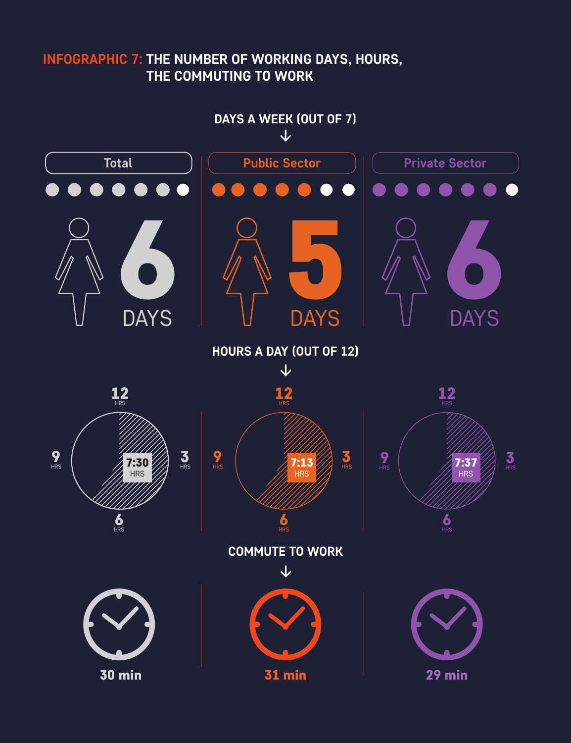## INFOGRAPHIC 7: THE NUMBER OF WORKING DAYS, HOURS, THE COMMUTING TO WORK

**DAYS A WEEK (OUT OF 7)**

| | Total | Public Sector | Private Sector |
|---|---|---|---|
| Days a week (out of 7) | 6 DAYS | 5 DAYS | 6 DAYS |
| Hours a day (out of 12) | 7:30 HRS | 7:13 HRS | 7:37 HRS |
| Commute to work | 30 min | 31 min | 29 min |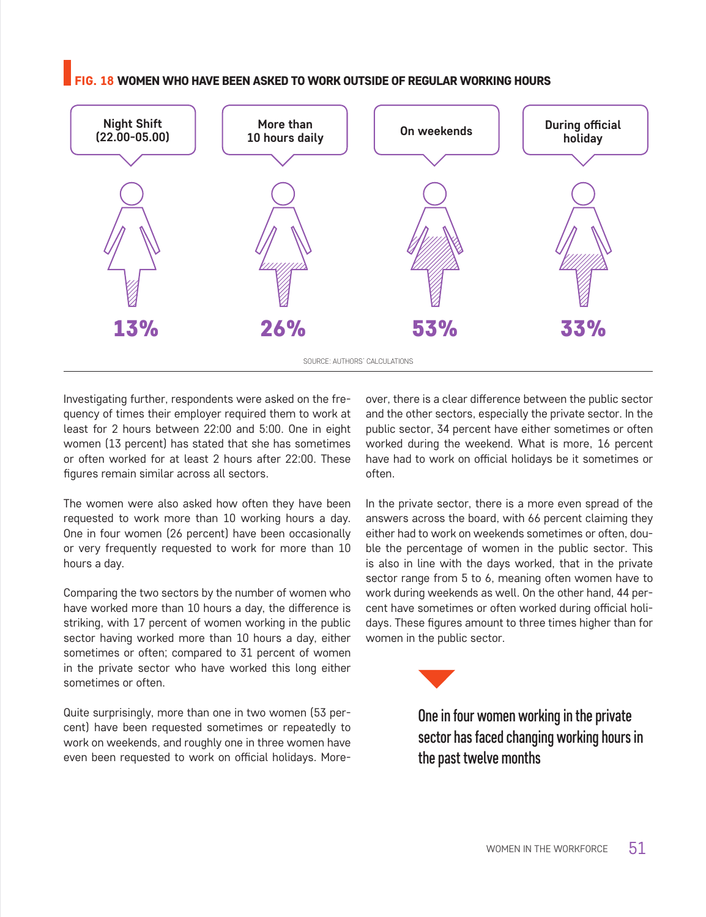**FIG. 18 WOMEN WHO HAVE BEEN ASKED TO WORK OUTSIDE OF REGULAR WORKING HOURS**

| Night Shift (22.00-05.00) | More than 10 hours daily | On weekends | During official holiday |
|---|---|---|---|
| 13% | 26% | 53% | 33% |

SOURCE: AUTHORS' CALCULATIONS

Investigating further, respondents were asked on the frequency of times their employer required them to work at least for 2 hours between 22:00 and 5:00. One in eight women (13 percent) has stated that she has sometimes or often worked for at least 2 hours after 22:00. These figures remain similar across all sectors.

The women were also asked how often they have been requested to work more than 10 working hours a day. One in four women (26 percent) have been occasionally or very frequently requested to work for more than 10 hours a day.

Comparing the two sectors by the number of women who have worked more than 10 hours a day, the difference is striking, with 17 percent of women working in the public sector having worked more than 10 hours a day, either sometimes or often; compared to 31 percent of women in the private sector who have worked this long either sometimes or often.

Quite surprisingly, more than one in two women (53 percent) have been requested sometimes or repeatedly to work on weekends, and roughly one in three women have even been requested to work on official holidays. Moreover, there is a clear difference between the public sector and the other sectors, especially the private sector. In the public sector, 34 percent have either sometimes or often worked during the weekend. What is more, 16 percent have had to work on official holidays be it sometimes or often.

In the private sector, there is a more even spread of the answers across the board, with 66 percent claiming they either had to work on weekends sometimes or often, double the percentage of women in the public sector. This is also in line with the days worked, that in the private sector range from 5 to 6, meaning often women have to work during weekends as well. On the other hand, 44 percent have sometimes or often worked during official holidays. These figures amount to three times higher than for women in the public sector.

> One in four women working in the private sector has faced changing working hours in the past twelve months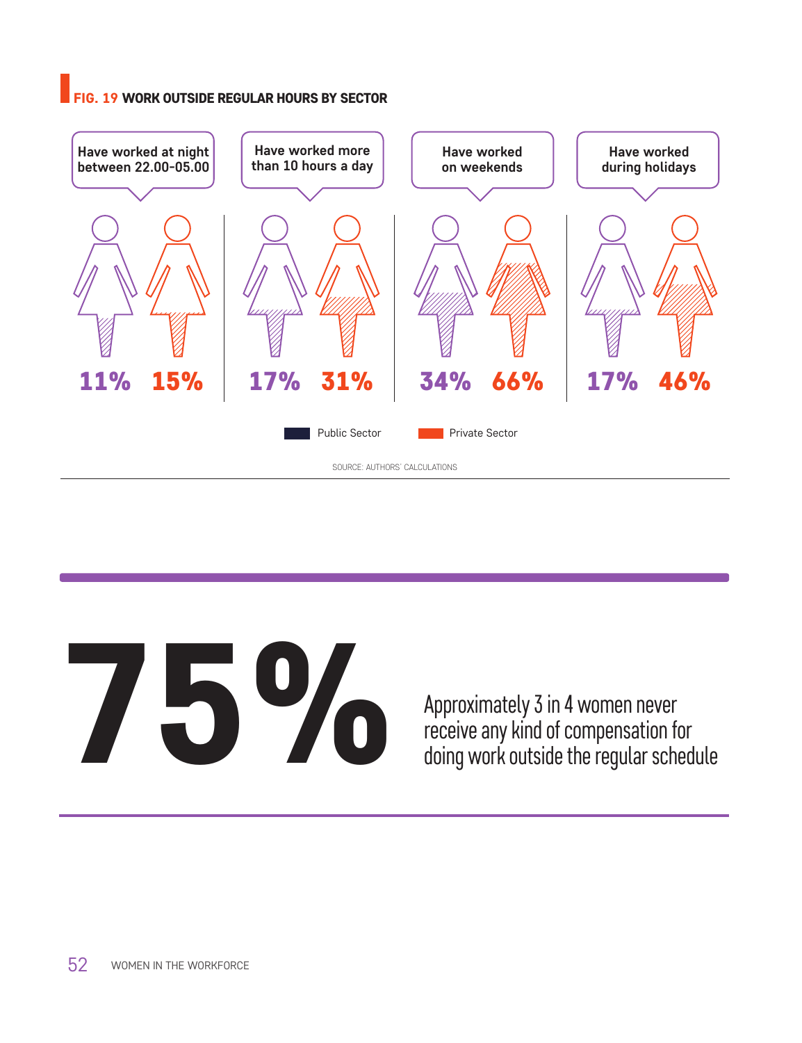**FIG. 19 WORK OUTSIDE REGULAR HOURS BY SECTOR**

| | Have worked at night between 22.00-05.00 | Have worked more than 10 hours a day | Have worked on weekends | Have worked during holidays |
|---|---|---|---|---|
| Public Sector | 11% | 17% | 34% | 17% |
| Private Sector | 15% | 31% | 66% | 46% |

SOURCE: AUTHORS' CALCULATIONS

**75%**

Approximately 3 in 4 women never receive any kind of compensation for doing work outside the regular schedule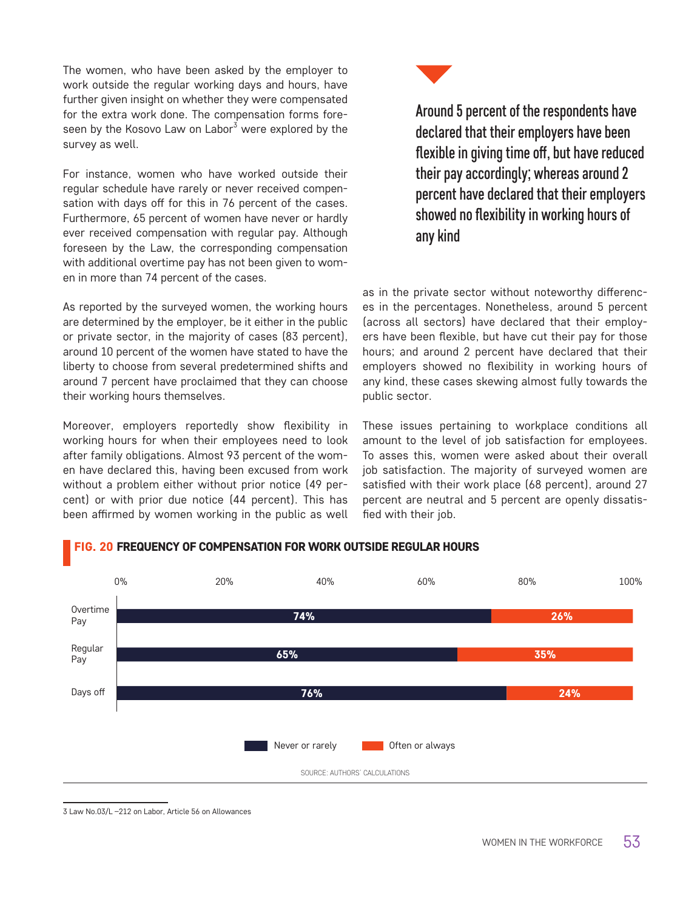The women, who have been asked by the employer to work outside the regular working days and hours, have further given insight on whether they were compensated for the extra work done. The compensation forms foreseen by the Kosovo Law on Labor[3] were explored by the survey as well.

For instance, women who have worked outside their regular schedule have rarely or never received compensation with days off for this in 76 percent of the cases. Furthermore, 65 percent of women have never or hardly ever received compensation with regular pay. Although foreseen by the Law, the corresponding compensation with additional overtime pay has not been given to women in more than 74 percent of the cases.

As reported by the surveyed women, the working hours are determined by the employer, be it either in the public or private sector, in the majority of cases (83 percent), around 10 percent of the women have stated to have the liberty to choose from several predetermined shifts and around 7 percent have proclaimed that they can choose their working hours themselves.

Moreover, employers reportedly show flexibility in working hours for when their employees need to look after family obligations. Almost 93 percent of the women have declared this, having been excused from work without a problem either without prior notice (49 percent) or with prior due notice (44 percent). This has been affirmed by women working in the public as well as in the private sector without noteworthy differences in the percentages. Nonetheless, around 5 percent (across all sectors) have declared that their employers have been flexible, but have cut their pay for those hours; and around 2 percent have declared that their employers showed no flexibility in working hours of any kind, these cases skewing almost fully towards the public sector.

> **Around 5 percent of the respondents have declared that their employers have been flexible in giving time off, but have reduced their pay accordingly; whereas around 2 percent have declared that their employers showed no flexibility in working hours of any kind**

These issues pertaining to workplace conditions all amount to the level of job satisfaction for employees. To asses this, women were asked about their overall job satisfaction. The majority of surveyed women are satisfied with their work place (68 percent), around 27 percent are neutral and 5 percent are openly dissatisfied with their job.

**FIG. 20 FREQUENCY OF COMPENSATION FOR WORK OUTSIDE REGULAR HOURS**

| | Never or rarely | Often or always |
|---|---|---|
| Overtime Pay | 74% | 26% |
| Regular Pay | 65% | 35% |
| Days off | 76% | 24% |

SOURCE: AUTHORS' CALCULATIONS

3 Law No.03/L –212 on Labor, Article 56 on Allowances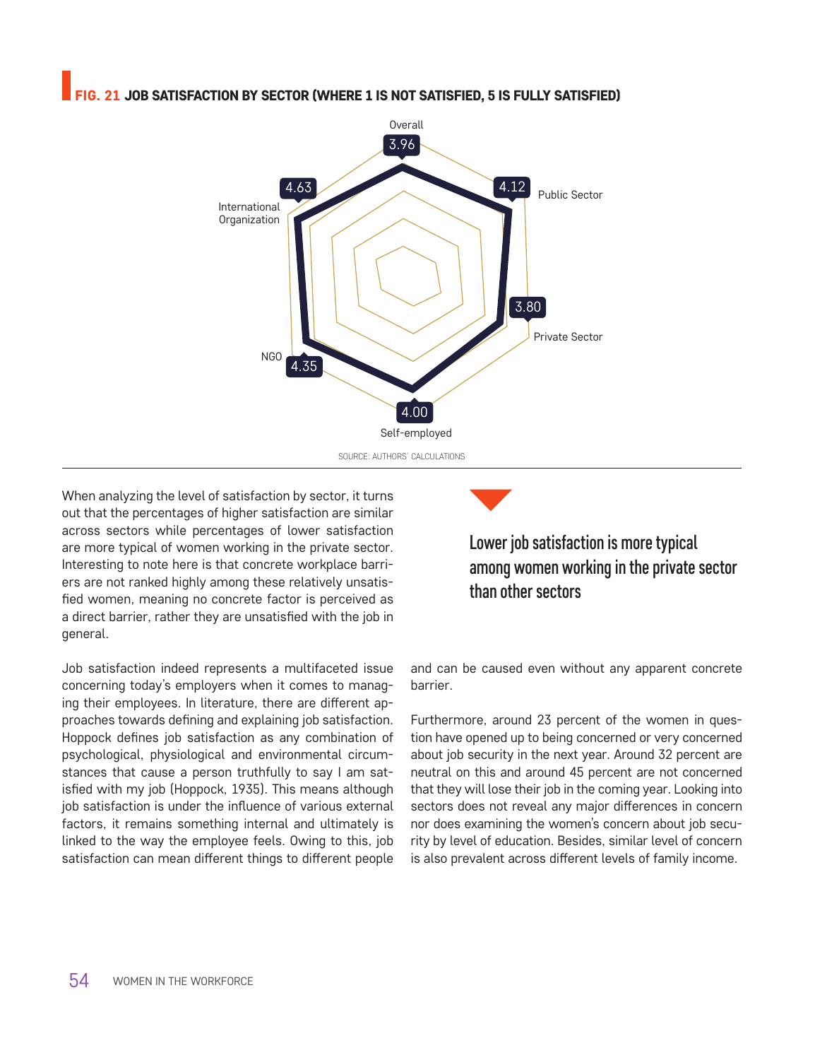**FIG. 21 JOB SATISFACTION BY SECTOR (WHERE 1 IS NOT SATISFIED, 5 IS FULLY SATISFIED)**

| Sector | Score |
|---|---|
| Overall | 3.96 |
| Public Sector | 4.12 |
| Private Sector | 3.80 |
| Self-employed | 4.00 |
| NGO | 4.35 |
| International Organization | 4.63 |

SOURCE: AUTHORS' CALCULATIONS

When analyzing the level of satisfaction by sector, it turns out that the percentages of higher satisfaction are similar across sectors while percentages of lower satisfaction are more typical of women working in the private sector. Interesting to note here is that concrete workplace barriers are not ranked highly among these relatively unsatisfied women, meaning no concrete factor is perceived as a direct barrier, rather they are unsatisfied with the job in general.

> Lower job satisfaction is more typical among women working in the private sector than other sectors

Job satisfaction indeed represents a multifaceted issue concerning today's employers when it comes to managing their employees. In literature, there are different approaches towards defining and explaining job satisfaction. Hoppock defines job satisfaction as any combination of psychological, physiological and environmental circumstances that cause a person truthfully to say I am satisfied with my job (Hoppock, 1935). This means although job satisfaction is under the influence of various external factors, it remains something internal and ultimately is linked to the way the employee feels. Owing to this, job satisfaction can mean different things to different people and can be caused even without any apparent concrete barrier.

Furthermore, around 23 percent of the women in question have opened up to being concerned or very concerned about job security in the next year. Around 32 percent are neutral on this and around 45 percent are not concerned that they will lose their job in the coming year. Looking into sectors does not reveal any major differences in concern nor does examining the women's concern about job security by level of education. Besides, similar level of concern is also prevalent across different levels of family income.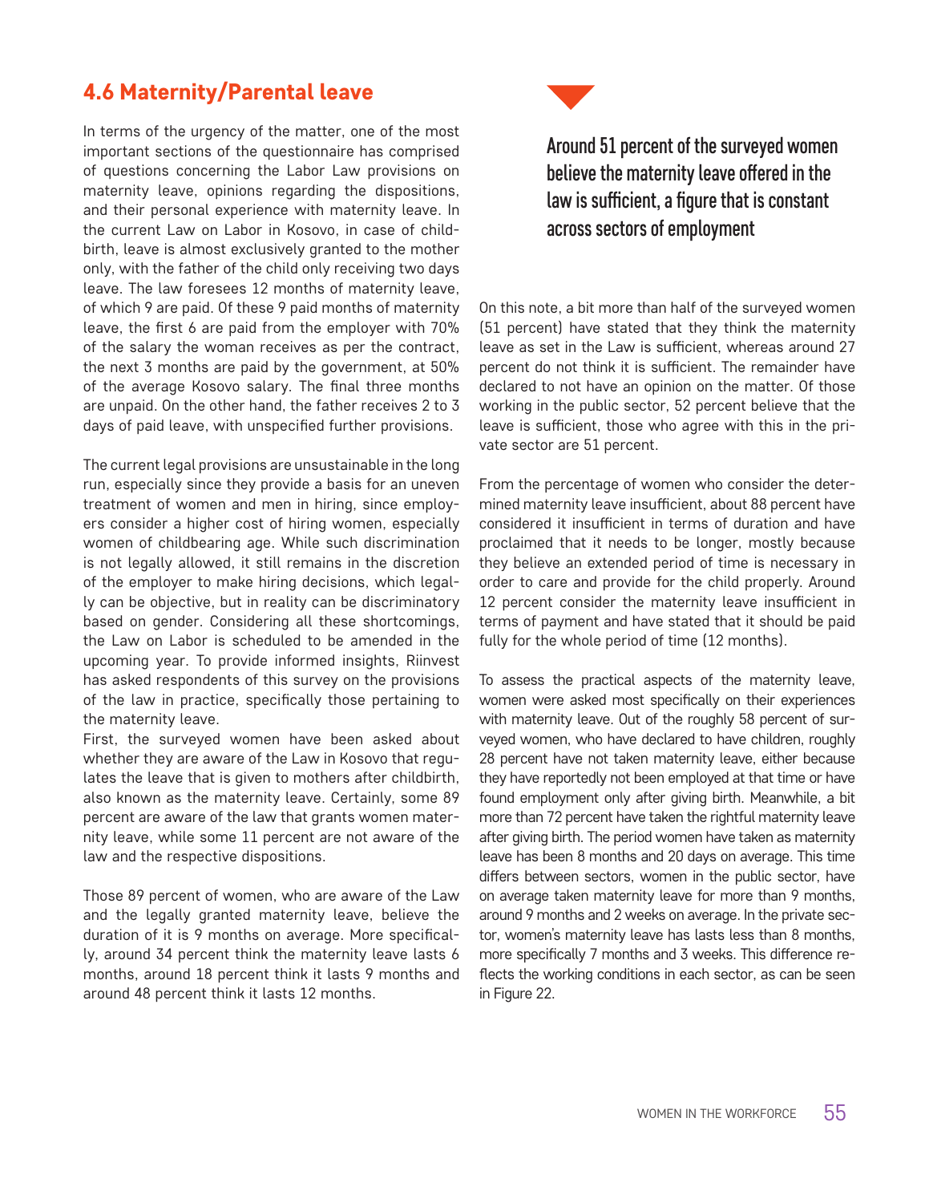## 4.6 Maternity/Parental leave

In terms of the urgency of the matter, one of the most important sections of the questionnaire has comprised of questions concerning the Labor Law provisions on maternity leave, opinions regarding the dispositions, and their personal experience with maternity leave. In the current Law on Labor in Kosovo, in case of childbirth, leave is almost exclusively granted to the mother only, with the father of the child only receiving two days leave. The law foresees 12 months of maternity leave, of which 9 are paid. Of these 9 paid months of maternity leave, the first 6 are paid from the employer with 70% of the salary the woman receives as per the contract, the next 3 months are paid by the government, at 50% of the average Kosovo salary. The final three months are unpaid. On the other hand, the father receives 2 to 3 days of paid leave, with unspecified further provisions.

The current legal provisions are unsustainable in the long run, especially since they provide a basis for an uneven treatment of women and men in hiring, since employers consider a higher cost of hiring women, especially women of childbearing age. While such discrimination is not legally allowed, it still remains in the discretion of the employer to make hiring decisions, which legally can be objective, but in reality can be discriminatory based on gender. Considering all these shortcomings, the Law on Labor is scheduled to be amended in the upcoming year. To provide informed insights, Riinvest has asked respondents of this survey on the provisions of the law in practice, specifically those pertaining to the maternity leave.

First, the surveyed women have been asked about whether they are aware of the Law in Kosovo that regulates the leave that is given to mothers after childbirth, also known as the maternity leave. Certainly, some 89 percent are aware of the law that grants women maternity leave, while some 11 percent are not aware of the law and the respective dispositions.

Those 89 percent of women, who are aware of the Law and the legally granted maternity leave, believe the duration of it is 9 months on average. More specifically, around 34 percent think the maternity leave lasts 6 months, around 18 percent think it lasts 9 months and around 48 percent think it lasts 12 months.

**Around 51 percent of the surveyed women believe the maternity leave offered in the law is sufficient, a figure that is constant across sectors of employment**

On this note, a bit more than half of the surveyed women (51 percent) have stated that they think the maternity leave as set in the Law is sufficient, whereas around 27 percent do not think it is sufficient. The remainder have declared to not have an opinion on the matter. Of those working in the public sector, 52 percent believe that the leave is sufficient, those who agree with this in the private sector are 51 percent.

From the percentage of women who consider the determined maternity leave insufficient, about 88 percent have considered it insufficient in terms of duration and have proclaimed that it needs to be longer, mostly because they believe an extended period of time is necessary in order to care and provide for the child properly. Around 12 percent consider the maternity leave insufficient in terms of payment and have stated that it should be paid fully for the whole period of time (12 months).

To assess the practical aspects of the maternity leave, women were asked most specifically on their experiences with maternity leave. Out of the roughly 58 percent of surveyed women, who have declared to have children, roughly 28 percent have not taken maternity leave, either because they have reportedly not been employed at that time or have found employment only after giving birth. Meanwhile, a bit more than 72 percent have taken the rightful maternity leave after giving birth. The period women have taken as maternity leave has been 8 months and 20 days on average. This time differs between sectors, women in the public sector, have on average taken maternity leave for more than 9 months, around 9 months and 2 weeks on average. In the private sector, women's maternity leave has lasts less than 8 months, more specifically 7 months and 3 weeks. This difference reflects the working conditions in each sector, as can be seen in Figure 22.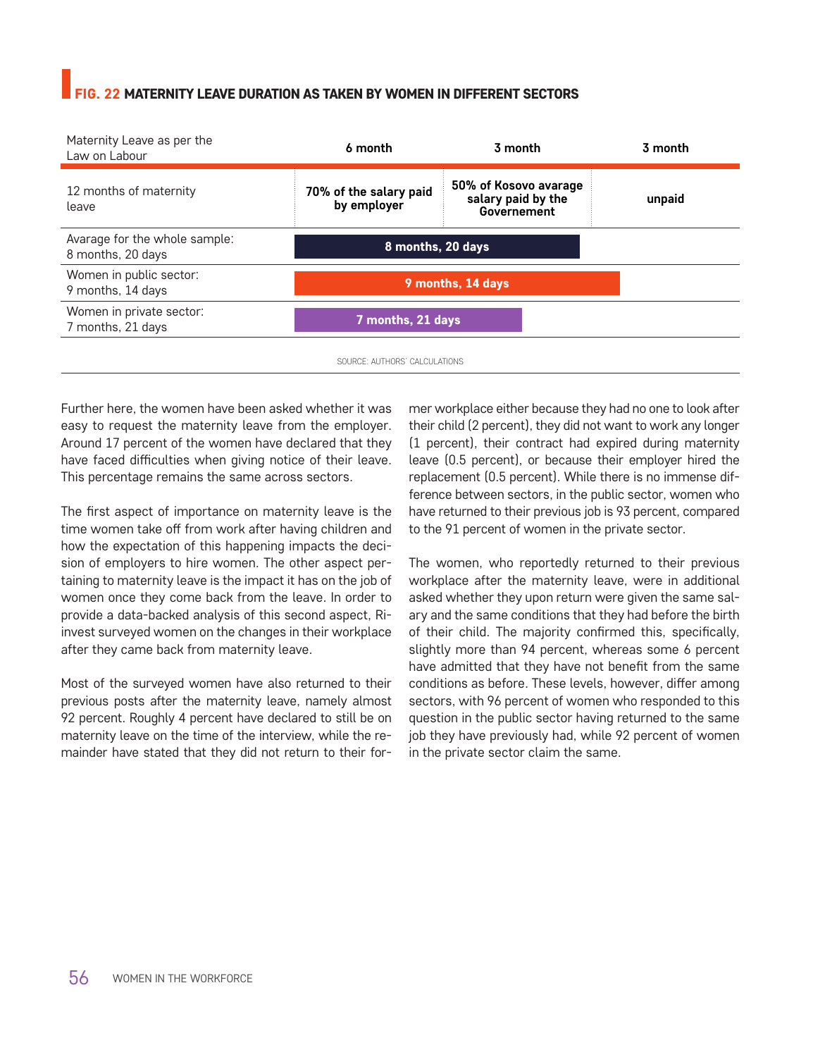**FIG. 22 MATERNITY LEAVE DURATION AS TAKEN BY WOMEN IN DIFFERENT SECTORS**

| Maternity Leave as per the Law on Labour | 6 month | 3 month | 3 month |
|---|---|---|---|
| 12 months of maternity leave | 70% of the salary paid by employer | 50% of Kosovo avarage salary paid by the Governement | unpaid |
| Avarage for the whole sample: 8 months, 20 days | 8 months, 20 days | | |
| Women in public sector: 9 months, 14 days | 9 months, 14 days | | |
| Women in private sector: 7 months, 21 days | 7 months, 21 days | | |

SOURCE: AUTHORS' CALCULATIONS

Further here, the women have been asked whether it was easy to request the maternity leave from the employer. Around 17 percent of the women have declared that they have faced difficulties when giving notice of their leave. This percentage remains the same across sectors.

The first aspect of importance on maternity leave is the time women take off from work after having children and how the expectation of this happening impacts the decision of employers to hire women. The other aspect pertaining to maternity leave is the impact it has on the job of women once they come back from the leave. In order to provide a data-backed analysis of this second aspect, Riinvest surveyed women on the changes in their workplace after they came back from maternity leave.

Most of the surveyed women have also returned to their previous posts after the maternity leave, namely almost 92 percent. Roughly 4 percent have declared to still be on maternity leave on the time of the interview, while the remainder have stated that they did not return to their former workplace either because they had no one to look after their child (2 percent), they did not want to work any longer (1 percent), their contract had expired during maternity leave (0.5 percent), or because their employer hired the replacement (0.5 percent). While there is no immense difference between sectors, in the public sector, women who have returned to their previous job is 93 percent, compared to the 91 percent of women in the private sector.

The women, who reportedly returned to their previous workplace after the maternity leave, were in additional asked whether they upon return were given the same salary and the same conditions that they had before the birth of their child. The majority confirmed this, specifically, slightly more than 94 percent, whereas some 6 percent have admitted that they have not benefit from the same conditions as before. These levels, however, differ among sectors, with 96 percent of women who responded to this question in the public sector having returned to the same job they have previously had, while 92 percent of women in the private sector claim the same.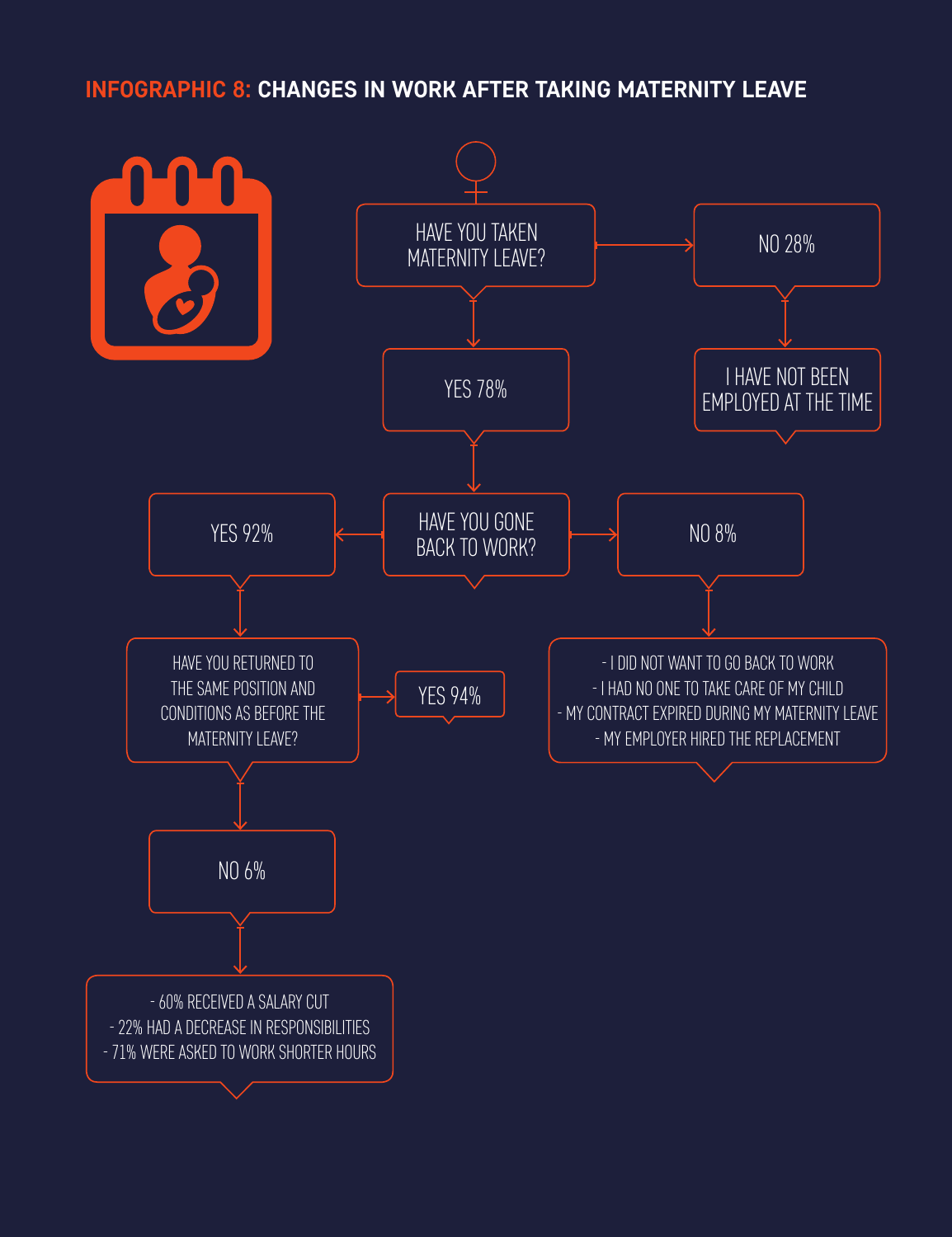## INFOGRAPHIC 8: CHANGES IN WORK AFTER TAKING MATERNITY LEAVE

HAVE YOU TAKEN MATERNITY LEAVE?

- NO 28%
  - I HAVE NOT BEEN EMPLOYED AT THE TIME
- YES 78%
  - HAVE YOU GONE BACK TO WORK?
    - NO 8%
      - I DID NOT WANT TO GO BACK TO WORK
      - I HAD NO ONE TO TAKE CARE OF MY CHILD
      - MY CONTRACT EXPIRED DURING MY MATERNITY LEAVE
      - MY EMPLOYER HIRED THE REPLACEMENT
    - YES 92%
      - HAVE YOU RETURNED TO THE SAME POSITION AND CONDITIONS AS BEFORE THE MATERNITY LEAVE?
        - YES 94%
        - NO 6%
          - 60% RECEIVED A SALARY CUT
          - 22% HAD A DECREASE IN RESPONSIBILITIES
          - 71% WERE ASKED TO WORK SHORTER HOURS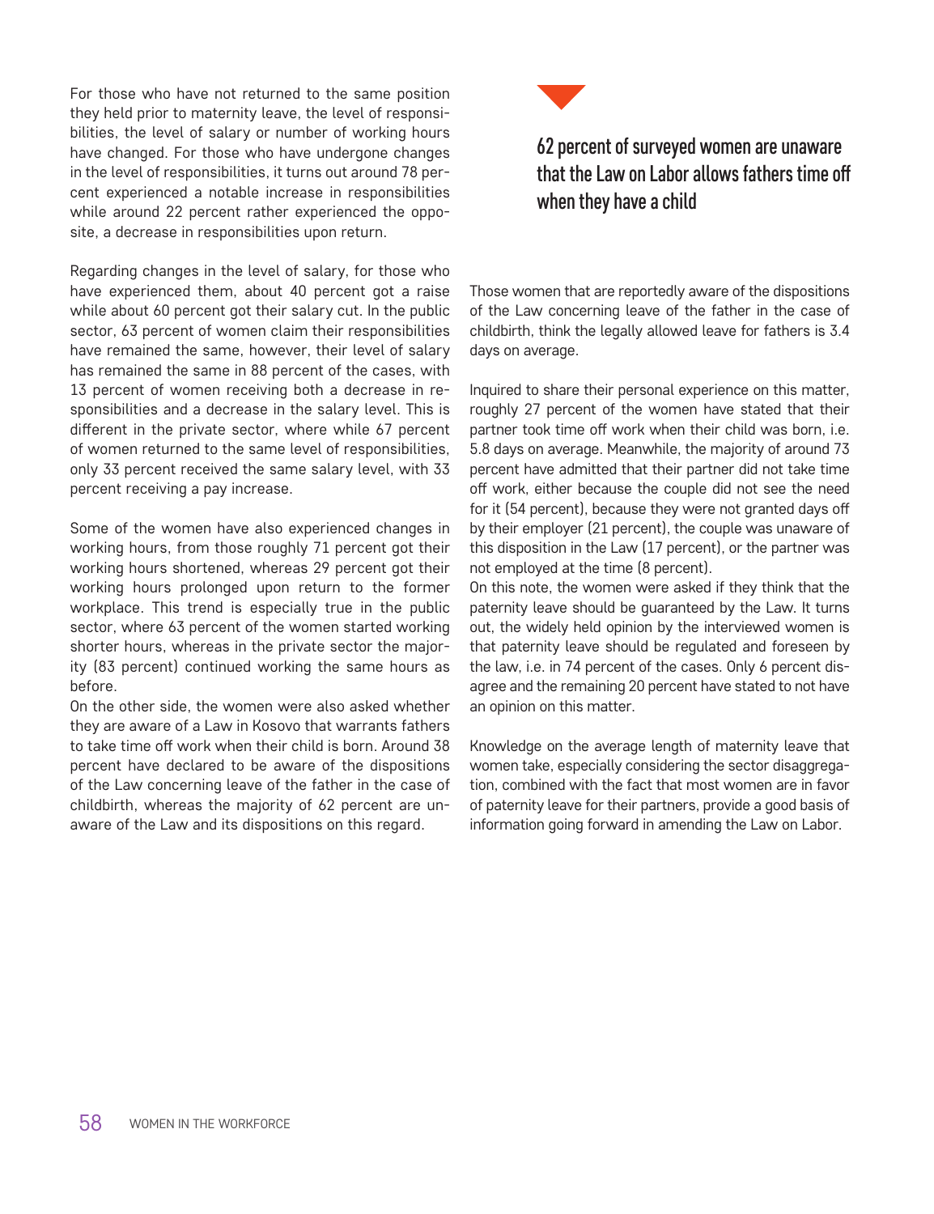For those who have not returned to the same position they held prior to maternity leave, the level of responsibilities, the level of salary or number of working hours have changed. For those who have undergone changes in the level of responsibilities, it turns out around 78 percent experienced a notable increase in responsibilities while around 22 percent rather experienced the opposite, a decrease in responsibilities upon return.

Regarding changes in the level of salary, for those who have experienced them, about 40 percent got a raise while about 60 percent got their salary cut. In the public sector, 63 percent of women claim their responsibilities have remained the same, however, their level of salary has remained the same in 88 percent of the cases, with 13 percent of women receiving both a decrease in responsibilities and a decrease in the salary level. This is different in the private sector, where while 67 percent of women returned to the same level of responsibilities, only 33 percent received the same salary level, with 33 percent receiving a pay increase.

Some of the women have also experienced changes in working hours, from those roughly 71 percent got their working hours shortened, whereas 29 percent got their working hours prolonged upon return to the former workplace. This trend is especially true in the public sector, where 63 percent of the women started working shorter hours, whereas in the private sector the majority (83 percent) continued working the same hours as before.

On the other side, the women were also asked whether they are aware of a Law in Kosovo that warrants fathers to take time off work when their child is born. Around 38 percent have declared to be aware of the dispositions of the Law concerning leave of the father in the case of childbirth, whereas the majority of 62 percent are unaware of the Law and its dispositions on this regard.

**62 percent of surveyed women are unaware that the Law on Labor allows fathers time off when they have a child**

Those women that are reportedly aware of the dispositions of the Law concerning leave of the father in the case of childbirth, think the legally allowed leave for fathers is 3.4 days on average.

Inquired to share their personal experience on this matter, roughly 27 percent of the women have stated that their partner took time off work when their child was born, i.e. 5.8 days on average. Meanwhile, the majority of around 73 percent have admitted that their partner did not take time off work, either because the couple did not see the need for it (54 percent), because they were not granted days off by their employer (21 percent), the couple was unaware of this disposition in the Law (17 percent), or the partner was not employed at the time (8 percent).

On this note, the women were asked if they think that the paternity leave should be guaranteed by the Law. It turns out, the widely held opinion by the interviewed women is that paternity leave should be regulated and foreseen by the law, i.e. in 74 percent of the cases. Only 6 percent disagree and the remaining 20 percent have stated to not have an opinion on this matter.

Knowledge on the average length of maternity leave that women take, especially considering the sector disaggregation, combined with the fact that most women are in favor of paternity leave for their partners, provide a good basis of information going forward in amending the Law on Labor.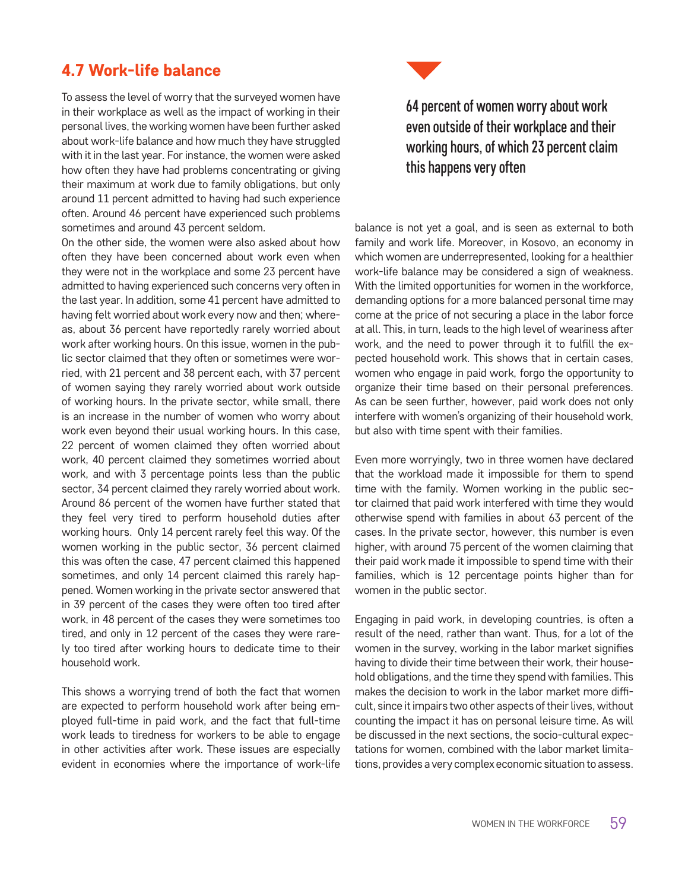## 4.7 Work-life balance

To assess the level of worry that the surveyed women have in their workplace as well as the impact of working in their personal lives, the working women have been further asked about work-life balance and how much they have struggled with it in the last year. For instance, the women were asked how often they have had problems concentrating or giving their maximum at work due to family obligations, but only around 11 percent admitted to having had such experience often. Around 46 percent have experienced such problems sometimes and around 43 percent seldom.

On the other side, the women were also asked about how often they have been concerned about work even when they were not in the workplace and some 23 percent have admitted to having experienced such concerns very often in the last year. In addition, some 41 percent have admitted to having felt worried about work every now and then; whereas, about 36 percent have reportedly rarely worried about work after working hours. On this issue, women in the public sector claimed that they often or sometimes were worried, with 21 percent and 38 percent each, with 37 percent of women saying they rarely worried about work outside of working hours. In the private sector, while small, there is an increase in the number of women who worry about work even beyond their usual working hours. In this case, 22 percent of women claimed they often worried about work, 40 percent claimed they sometimes worried about work, and with 3 percentage points less than the public sector, 34 percent claimed they rarely worried about work. Around 86 percent of the women have further stated that they feel very tired to perform household duties after working hours. Only 14 percent rarely feel this way. Of the women working in the public sector, 36 percent claimed this was often the case, 47 percent claimed this happened sometimes, and only 14 percent claimed this rarely happened. Women working in the private sector answered that in 39 percent of the cases they were often too tired after work, in 48 percent of the cases they were sometimes too tired, and only in 12 percent of the cases they were rarely too tired after working hours to dedicate time to their household work.

This shows a worrying trend of both the fact that women are expected to perform household work after being employed full-time in paid work, and the fact that full-time work leads to tiredness for workers to be able to engage in other activities after work. These issues are especially evident in economies where the importance of work-life balance is not yet a goal, and is seen as external to both family and work life. Moreover, in Kosovo, an economy in which women are underrepresented, looking for a healthier work-life balance may be considered a sign of weakness. With the limited opportunities for women in the workforce, demanding options for a more balanced personal time may come at the price of not securing a place in the labor force at all. This, in turn, leads to the high level of weariness after work, and the need to power through it to fulfill the expected household work. This shows that in certain cases, women who engage in paid work, forgo the opportunity to organize their time based on their personal preferences. As can be seen further, however, paid work does not only interfere with women's organizing of their household work, but also with time spent with their families.

**64 percent of women worry about work even outside of their workplace and their working hours, of which 23 percent claim this happens very often**

Even more worryingly, two in three women have declared that the workload made it impossible for them to spend time with the family. Women working in the public sector claimed that paid work interfered with time they would otherwise spend with families in about 63 percent of the cases. In the private sector, however, this number is even higher, with around 75 percent of the women claiming that their paid work made it impossible to spend time with their families, which is 12 percentage points higher than for women in the public sector.

Engaging in paid work, in developing countries, is often a result of the need, rather than want. Thus, for a lot of the women in the survey, working in the labor market signifies having to divide their time between their work, their household obligations, and the time they spend with families. This makes the decision to work in the labor market more difficult, since it impairs two other aspects of their lives, without counting the impact it has on personal leisure time. As will be discussed in the next sections, the socio-cultural expectations for women, combined with the labor market limitations, provides a very complex economic situation to assess.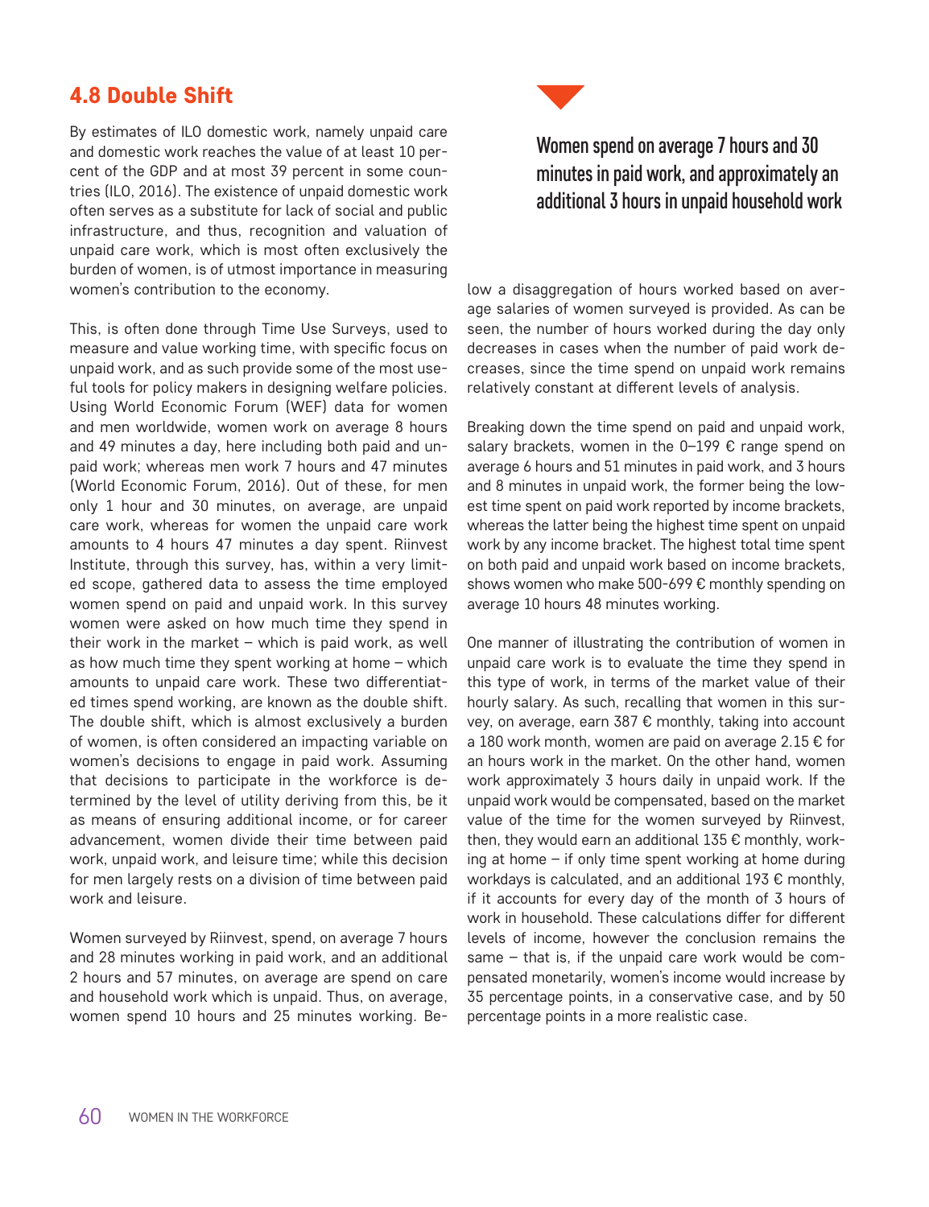## 4.8 Double Shift

By estimates of ILO domestic work, namely unpaid care and domestic work reaches the value of at least 10 percent of the GDP and at most 39 percent in some countries (ILO, 2016). The existence of unpaid domestic work often serves as a substitute for lack of social and public infrastructure, and thus, recognition and valuation of unpaid care work, which is most often exclusively the burden of women, is of utmost importance in measuring women's contribution to the economy.

This, is often done through Time Use Surveys, used to measure and value working time, with specific focus on unpaid work, and as such provide some of the most useful tools for policy makers in designing welfare policies. Using World Economic Forum (WEF) data for women and men worldwide, women work on average 8 hours and 49 minutes a day, here including both paid and unpaid work; whereas men work 7 hours and 47 minutes (World Economic Forum, 2016). Out of these, for men only 1 hour and 30 minutes, on average, are unpaid care work, whereas for women the unpaid care work amounts to 4 hours 47 minutes a day spent. Riinvest Institute, through this survey, has, within a very limited scope, gathered data to assess the time employed women spend on paid and unpaid work. In this survey women were asked on how much time they spend in their work in the market – which is paid work, as well as how much time they spent working at home – which amounts to unpaid care work. These two differentiated times spend working, are known as the double shift. The double shift, which is almost exclusively a burden of women, is often considered an impacting variable on women's decisions to engage in paid work. Assuming that decisions to participate in the workforce is determined by the level of utility deriving from this, be it as means of ensuring additional income, or for career advancement, women divide their time between paid work, unpaid work, and leisure time; while this decision for men largely rests on a division of time between paid work and leisure.

Women surveyed by Riinvest, spend, on average 7 hours and 28 minutes working in paid work, and an additional 2 hours and 57 minutes, on average are spend on care and household work which is unpaid. Thus, on average, women spend 10 hours and 25 minutes working. Below a disaggregation of hours worked based on average salaries of women surveyed is provided. As can be seen, the number of hours worked during the day only decreases in cases when the number of paid work decreases, since the time spend on unpaid work remains relatively constant at different levels of analysis.

**Women spend on average 7 hours and 30 minutes in paid work, and approximately an additional 3 hours in unpaid household work**

Breaking down the time spend on paid and unpaid work, salary brackets, women in the 0–199 € range spend on average 6 hours and 51 minutes in paid work, and 3 hours and 8 minutes in unpaid work, the former being the lowest time spent on paid work reported by income brackets, whereas the latter being the highest time spent on unpaid work by any income bracket. The highest total time spent on both paid and unpaid work based on income brackets, shows women who make 500-699 € monthly spending on average 10 hours 48 minutes working.

One manner of illustrating the contribution of women in unpaid care work is to evaluate the time they spend in this type of work, in terms of the market value of their hourly salary. As such, recalling that women in this survey, on average, earn 387 € monthly, taking into account a 180 work month, women are paid on average 2.15 € for an hours work in the market. On the other hand, women work approximately 3 hours daily in unpaid work. If the unpaid work would be compensated, based on the market value of the time for the women surveyed by Riinvest, then, they would earn an additional 135 € monthly, working at home – if only time spent working at home during workdays is calculated, and an additional 193 € monthly, if it accounts for every day of the month of 3 hours of work in household. These calculations differ for different levels of income, however the conclusion remains the same – that is, if the unpaid care work would be compensated monetarily, women's income would increase by 35 percentage points, in a conservative case, and by 50 percentage points in a more realistic case.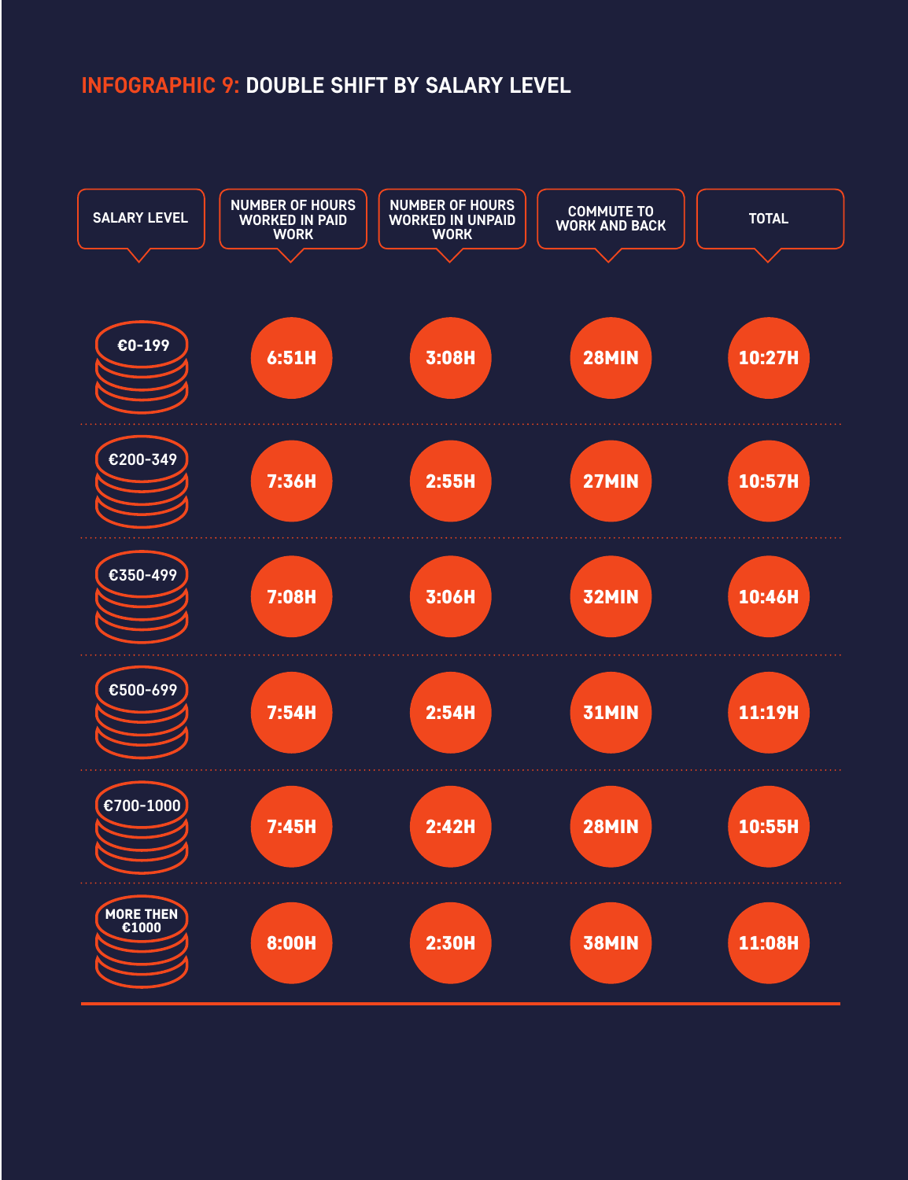## INFOGRAPHIC 9: DOUBLE SHIFT BY SALARY LEVEL

| SALARY LEVEL | NUMBER OF HOURS WORKED IN PAID WORK | NUMBER OF HOURS WORKED IN UNPAID WORK | COMMUTE TO WORK AND BACK | TOTAL |
|---|---|---|---|---|
| €0-199 | 6:51H | 3:08H | 28MIN | 10:27H |
| €200-349 | 7:36H | 2:55H | 27MIN | 10:57H |
| €350-499 | 7:08H | 3:06H | 32MIN | 10:46H |
| €500-699 | 7:54H | 2:54H | 31MIN | 11:19H |
| €700-1000 | 7:45H | 2:42H | 28MIN | 10:55H |
| MORE THEN €1000 | 8:00H | 2:30H | 38MIN | 11:08H |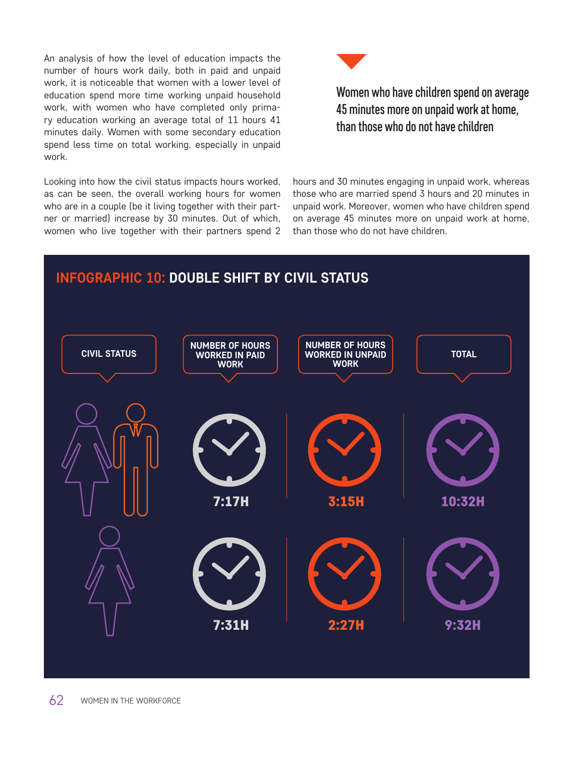An analysis of how the level of education impacts the number of hours work daily, both in paid and unpaid work, it is noticeable that women with a lower level of education spend more time working unpaid household work, with women who have completed only primary education working an average total of 11 hours 41 minutes daily. Women with some secondary education spend less time on total working, especially in unpaid work.

**Women who have children spend on average 45 minutes more on unpaid work at home, than those who do not have children**

Looking into how the civil status impacts hours worked, as can be seen, the overall working hours for women who are in a couple (be it living together with their partner or married) increase by 30 minutes. Out of which, women who live together with their partners spend 2 hours and 30 minutes engaging in unpaid work, whereas those who are married spend 3 hours and 20 minutes in unpaid work. Moreover, women who have children spend on average 45 minutes more on unpaid work at home, than those who do not have children.

## INFOGRAPHIC 10: DOUBLE SHIFT BY CIVIL STATUS

| CIVIL STATUS | NUMBER OF HOURS WORKED IN PAID WORK | NUMBER OF HOURS WORKED IN UNPAID WORK | TOTAL |
|---|---|---|---|
| Couple (woman and man) | 7:17H | 3:15H | 10:32H |
| Single woman | 7:31H | 2:27H | 9:32H |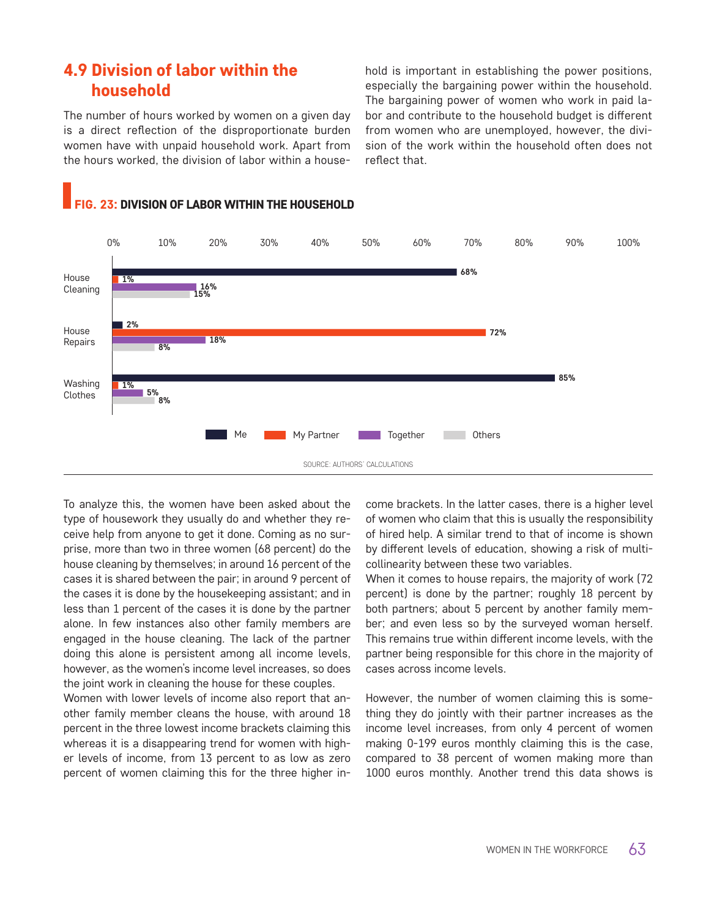## 4.9 Division of labor within the household

The number of hours worked by women on a given day is a direct reflection of the disproportionate burden women have with unpaid household work. Apart from the hours worked, the division of labor within a household is important in establishing the power positions, especially the bargaining power within the household. The bargaining power of women who work in paid labor and contribute to the household budget is different from women who are unemployed, however, the division of the work within the household often does not reflect that.

**FIG. 23: DIVISION OF LABOR WITHIN THE HOUSEHOLD**

| | Me | My Partner | Together | Others |
|---|---|---|---|---|
| House Cleaning | 68% | 1% | 16% | 15% |
| House Repairs | 2% | 72% | 18% | 8% |
| Washing Clothes | 85% | 1% | 5% | 8% |

SOURCE: AUTHORS' CALCULATIONS

To analyze this, the women have been asked about the type of housework they usually do and whether they receive help from anyone to get it done. Coming as no surprise, more than two in three women (68 percent) do the house cleaning by themselves; in around 16 percent of the cases it is shared between the pair; in around 9 percent of the cases it is done by the housekeeping assistant; and in less than 1 percent of the cases it is done by the partner alone. In few instances also other family members are engaged in the house cleaning. The lack of the partner doing this alone is persistent among all income levels, however, as the women's income level increases, so does the joint work in cleaning the house for these couples.

Women with lower levels of income also report that another family member cleans the house, with around 18 percent in the three lowest income brackets claiming this whereas it is a disappearing trend for women with higher levels of income, from 13 percent to as low as zero percent of women claiming this for the three higher income brackets. In the latter cases, there is a higher level of women who claim that this is usually the responsibility of hired help. A similar trend to that of income is shown by different levels of education, showing a risk of multicollinearity between these two variables.

When it comes to house repairs, the majority of work (72 percent) is done by the partner; roughly 18 percent by both partners; about 5 percent by another family member; and even less so by the surveyed woman herself. This remains true within different income levels, with the partner being responsible for this chore in the majority of cases across income levels.

However, the number of women claiming this is something they do jointly with their partner increases as the income level increases, from only 4 percent of women making 0-199 euros monthly claiming this is the case, compared to 38 percent of women making more than 1000 euros monthly. Another trend this data shows is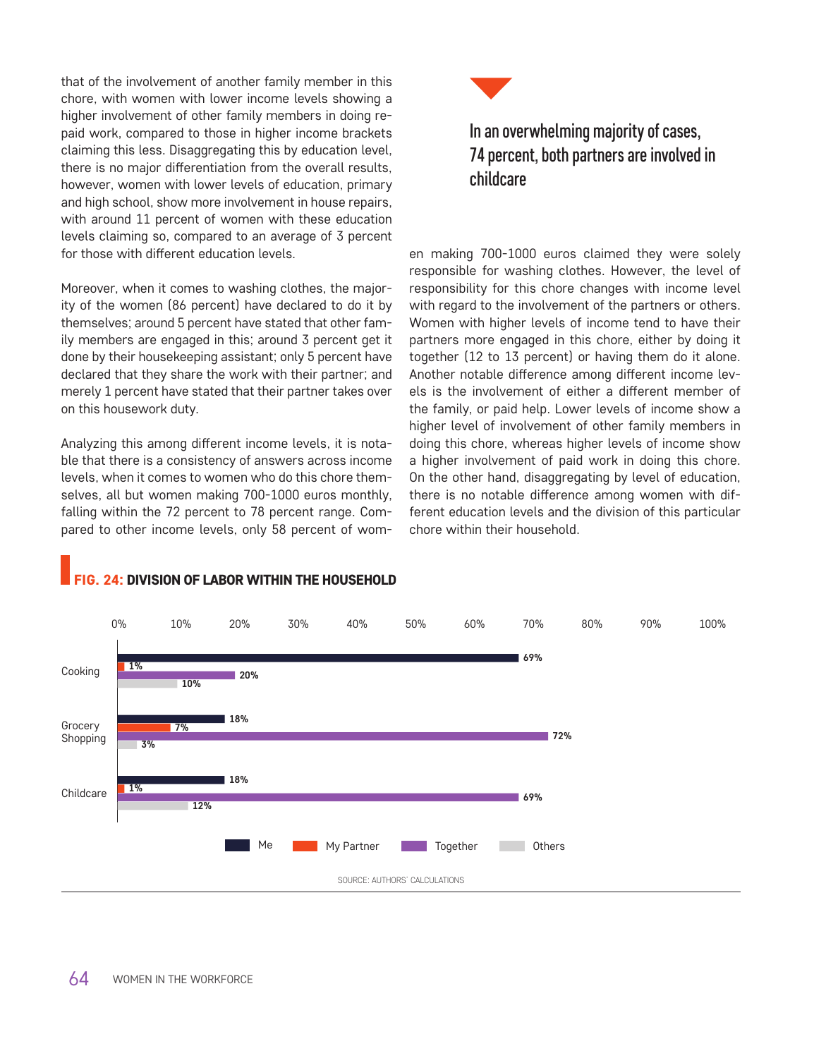that of the involvement of another family member in this chore, with women with lower income levels showing a higher involvement of other family members in doing repaid work, compared to those in higher income brackets claiming this less. Disaggregating this by education level, there is no major differentiation from the overall results, however, women with lower levels of education, primary and high school, show more involvement in house repairs, with around 11 percent of women with these education levels claiming so, compared to an average of 3 percent for those with different education levels.

Moreover, when it comes to washing clothes, the majority of the women (86 percent) have declared to do it by themselves; around 5 percent have stated that other family members are engaged in this; around 3 percent get it done by their housekeeping assistant; only 5 percent have declared that they share the work with their partner; and merely 1 percent have stated that their partner takes over on this housework duty.

Analyzing this among different income levels, it is notable that there is a consistency of answers across income levels, when it comes to women who do this chore themselves, all but women making 700-1000 euros monthly, falling within the 72 percent to 78 percent range. Compared to other income levels, only 58 percent of women making 700-1000 euros claimed they were solely responsible for washing clothes. However, the level of responsibility for this chore changes with income level with regard to the involvement of the partners or others. Women with higher levels of income tend to have their partners more engaged in this chore, either by doing it together (12 to 13 percent) or having them do it alone. Another notable difference among different income levels is the involvement of either a different member of the family, or paid help. Lower levels of income show a higher level of involvement of other family members in doing this chore, whereas higher levels of income show a higher involvement of paid work in doing this chore. On the other hand, disaggregating by level of education, there is no notable difference among women with different education levels and the division of this particular chore within their household.

**In an overwhelming majority of cases, 74 percent, both partners are involved in childcare**

**FIG. 24: DIVISION OF LABOR WITHIN THE HOUSEHOLD**

| | Me | My Partner | Together | Others |
|---|---|---|---|---|
| Cooking | 69% | 1% | 20% | 10% |
| Grocery Shopping | 18% | 7% | 72% | 3% |
| Childcare | 18% | 1% | 69% | 12% |

SOURCE: AUTHORS' CALCULATIONS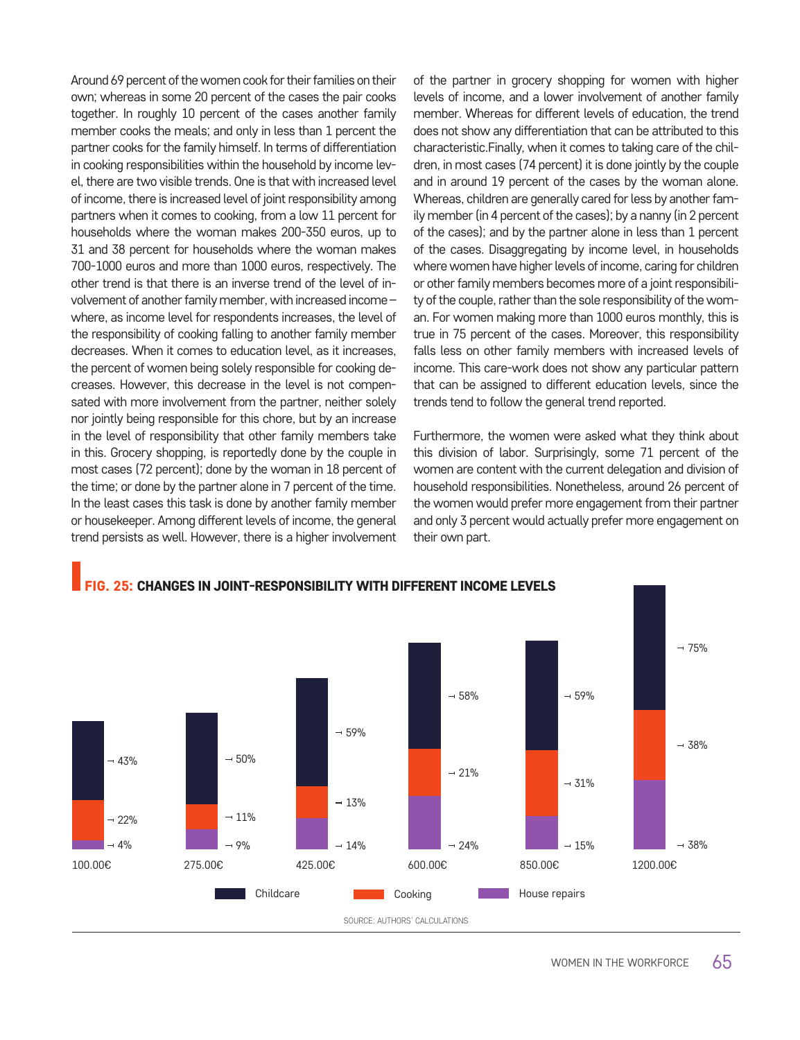Around 69 percent of the women cook for their families on their own; whereas in some 20 percent of the cases the pair cooks together. In roughly 10 percent of the cases another family member cooks the meals; and only in less than 1 percent the partner cooks for the family himself. In terms of differentiation in cooking responsibilities within the household by income level, there are two visible trends. One is that with increased level of income, there is increased level of joint responsibility among partners when it comes to cooking, from a low 11 percent for households where the woman makes 200-350 euros, up to 31 and 38 percent for households where the woman makes 700-1000 euros and more than 1000 euros, respectively. The other trend is that there is an inverse trend of the level of involvement of another family member, with increased income – where, as income level for respondents increases, the level of the responsibility of cooking falling to another family member decreases. When it comes to education level, as it increases, the percent of women being solely responsible for cooking decreases. However, this decrease in the level is not compensated with more involvement from the partner, neither solely nor jointly being responsible for this chore, but by an increase in the level of responsibility that other family members take in this. Grocery shopping, is reportedly done by the couple in most cases (72 percent); done by the woman in 18 percent of the time; or done by the partner alone in 7 percent of the time. In the least cases this task is done by another family member or housekeeper. Among different levels of income, the general trend persists as well. However, there is a higher involvement of the partner in grocery shopping for women with higher levels of income, and a lower involvement of another family member. Whereas for different levels of education, the trend does not show any differentiation that can be attributed to this characteristic.Finally, when it comes to taking care of the children, in most cases (74 percent) it is done jointly by the couple and in around 19 percent of the cases by the woman alone. Whereas, children are generally cared for less by another family member (in 4 percent of the cases); by a nanny (in 2 percent of the cases); and by the partner alone in less than 1 percent of the cases. Disaggregating by income level, in households where women have higher levels of income, caring for children or other family members becomes more of a joint responsibility of the couple, rather than the sole responsibility of the woman. For women making more than 1000 euros monthly, this is true in 75 percent of the cases. Moreover, this responsibility falls less on other family members with increased levels of income. This care-work does not show any particular pattern that can be assigned to different education levels, since the trends tend to follow the general trend reported.

Furthermore, the women were asked what they think about this division of labor. Surprisingly, some 71 percent of the women are content with the current delegation and division of household responsibilities. Nonetheless, around 26 percent of the women would prefer more engagement from their partner and only 3 percent would actually prefer more engagement on their own part.

**FIG. 25: CHANGES IN JOINT-RESPONSIBILITY WITH DIFFERENT INCOME LEVELS**

| Income | Childcare | Cooking | House repairs |
|---|---|---|---|
| 100.00€ | 43% | 22% | 4% |
| 275.00€ | 50% | 11% | 9% |
| 425.00€ | 59% | 13% | 14% |
| 600.00€ | 58% | 21% | 24% |
| 850.00€ | 59% | 31% | 15% |
| 1200.00€ | 75% | 38% | 38% |

SOURCE: AUTHORS' CALCULATIONS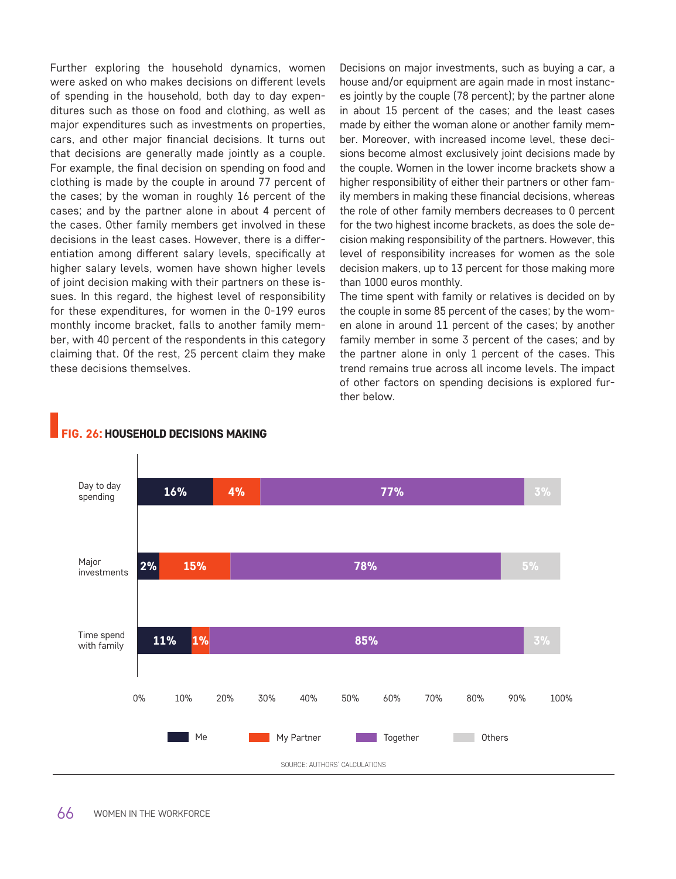Further exploring the household dynamics, women were asked on who makes decisions on different levels of spending in the household, both day to day expenditures such as those on food and clothing, as well as major expenditures such as investments on properties, cars, and other major financial decisions. It turns out that decisions are generally made jointly as a couple. For example, the final decision on spending on food and clothing is made by the couple in around 77 percent of the cases; by the woman in roughly 16 percent of the cases; and by the partner alone in about 4 percent of the cases. Other family members get involved in these decisions in the least cases. However, there is a differentiation among different salary levels, specifically at higher salary levels, women have shown higher levels of joint decision making with their partners on these issues. In this regard, the highest level of responsibility for these expenditures, for women in the 0-199 euros monthly income bracket, falls to another family member, with 40 percent of the respondents in this category claiming that. Of the rest, 25 percent claim they make these decisions themselves.

Decisions on major investments, such as buying a car, a house and/or equipment are again made in most instances jointly by the couple (78 percent); by the partner alone in about 15 percent of the cases; and the least cases made by either the woman alone or another family member. Moreover, with increased income level, these decisions become almost exclusively joint decisions made by the couple. Women in the lower income brackets show a higher responsibility of either their partners or other family members in making these financial decisions, whereas the role of other family members decreases to 0 percent for the two highest income brackets, as does the sole decision making responsibility of the partners. However, this level of responsibility increases for women as the sole decision makers, up to 13 percent for those making more than 1000 euros monthly.

The time spent with family or relatives is decided on by the couple in some 85 percent of the cases; by the women alone in around 11 percent of the cases; by another family member in some 3 percent of the cases; and by the partner alone in only 1 percent of the cases. This trend remains true across all income levels. The impact of other factors on spending decisions is explored further below.

**FIG. 26: HOUSEHOLD DECISIONS MAKING**

| | Me | My Partner | Together | Others |
|---|---|---|---|---|
| Day to day spending | 16% | 4% | 77% | 3% |
| Major investments | 2% | 15% | 78% | 5% |
| Time spend with family | 11% | 1% | 85% | 3% |

SOURCE: AUTHORS' CALCULATIONS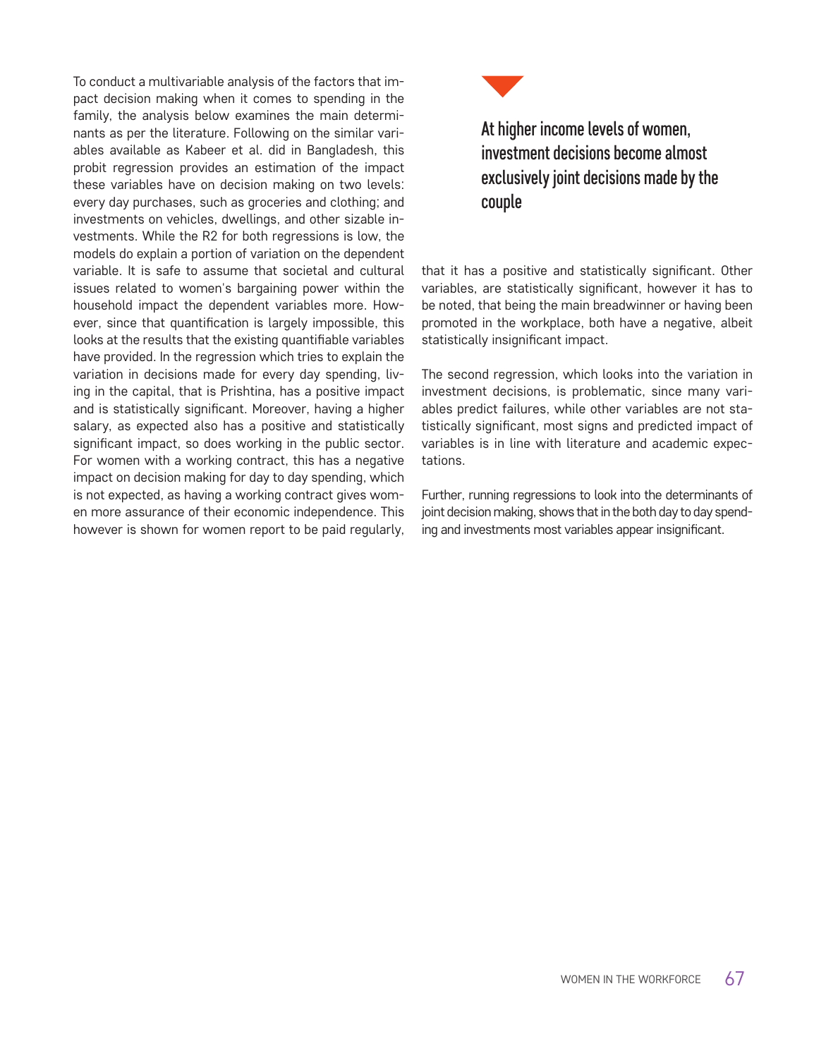To conduct a multivariable analysis of the factors that impact decision making when it comes to spending in the family, the analysis below examines the main determinants as per the literature. Following on the similar variables available as Kabeer et al. did in Bangladesh, this probit regression provides an estimation of the impact these variables have on decision making on two levels: every day purchases, such as groceries and clothing; and investments on vehicles, dwellings, and other sizable investments. While the R2 for both regressions is low, the models do explain a portion of variation on the dependent variable. It is safe to assume that societal and cultural issues related to women's bargaining power within the household impact the dependent variables more. However, since that quantification is largely impossible, this looks at the results that the existing quantifiable variables have provided. In the regression which tries to explain the variation in decisions made for every day spending, living in the capital, that is Prishtina, has a positive impact and is statistically significant. Moreover, having a higher salary, as expected also has a positive and statistically significant impact, so does working in the public sector. For women with a working contract, this has a negative impact on decision making for day to day spending, which is not expected, as having a working contract gives women more assurance of their economic independence. This however is shown for women report to be paid regularly, that it has a positive and statistically significant. Other variables, are statistically significant, however it has to be noted, that being the main breadwinner or having been promoted in the workplace, both have a negative, albeit statistically insignificant impact.

**At higher income levels of women, investment decisions become almost exclusively joint decisions made by the couple**

The second regression, which looks into the variation in investment decisions, is problematic, since many variables predict failures, while other variables are not statistically significant, most signs and predicted impact of variables is in line with literature and academic expectations.

Further, running regressions to look into the determinants of joint decision making, shows that in the both day to day spending and investments most variables appear insignificant.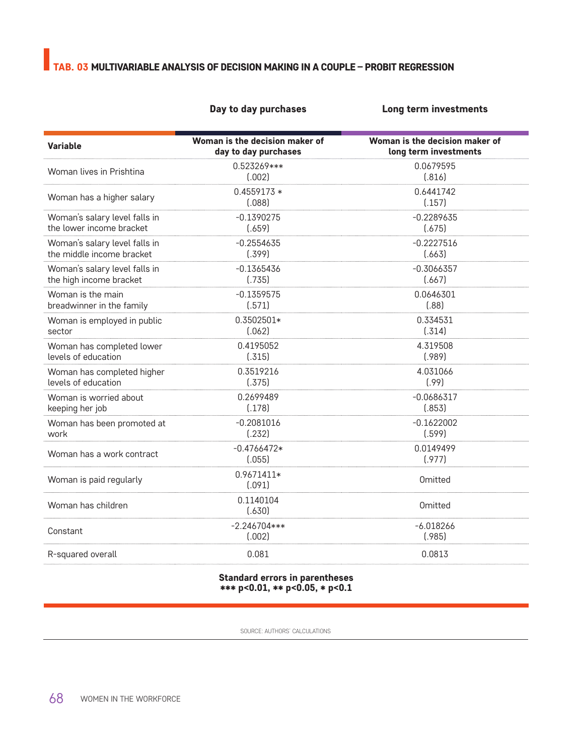**TAB. 03 MULTIVARIABLE ANALYSIS OF DECISION MAKING IN A COUPLE – PROBIT REGRESSION**

| | Day to day purchases | Long term investments |
|---|---|---|
| **Variable** | **Woman is the decision maker of day to day purchases** | **Woman is the decision maker of long term investments** |
| Woman lives in Prishtina | 0.523269***<br>(.002) | 0.0679595<br>(.816) |
| Woman has a higher salary | 0.4559173 *<br>(.088) | 0.6441742<br>(.157) |
| Woman's salary level falls in the lower income bracket | -0.1390275<br>(.659) | -0.2289635<br>(.675) |
| Woman's salary level falls in the middle income bracket | -0.2554635<br>(.399) | -0.2227516<br>(.663) |
| Woman's salary level falls in the high income bracket | -0.1365436<br>(.735) | -0.3066357<br>(.667) |
| Woman is the main breadwinner in the family | -0.1359575<br>(.571) | 0.0646301<br>(.88) |
| Woman is employed in public sector | 0.3502501*<br>(.062) | 0.334531<br>(.314) |
| Woman has completed lower levels of education | 0.4195052<br>(.315) | 4.319508<br>(.989) |
| Woman has completed higher levels of education | 0.3519216<br>(.375) | 4.031066<br>(.99) |
| Woman is worried about keeping her job | 0.2699489<br>(.178) | -0.0686317<br>(.853) |
| Woman has been promoted at work | -0.2081016<br>(.232) | -0.1622002<br>(.599) |
| Woman has a work contract | -0.4766472*<br>(.055) | 0.0149499<br>(.977) |
| Woman is paid regularly | 0.9671411*<br>(.091) | Omitted |
| Woman has children | 0.1140104<br>(.630) | Omitted |
| Constant | -2.246704***<br>(.002) | -6.018266<br>(.985) |
| R-squared overall | 0.081 | 0.0813 |

**Standard errors in parentheses**
**\*\*\* p<0.01, \*\* p<0.05, \* p<0.1**

SOURCE: AUTHORS' CALCULATIONS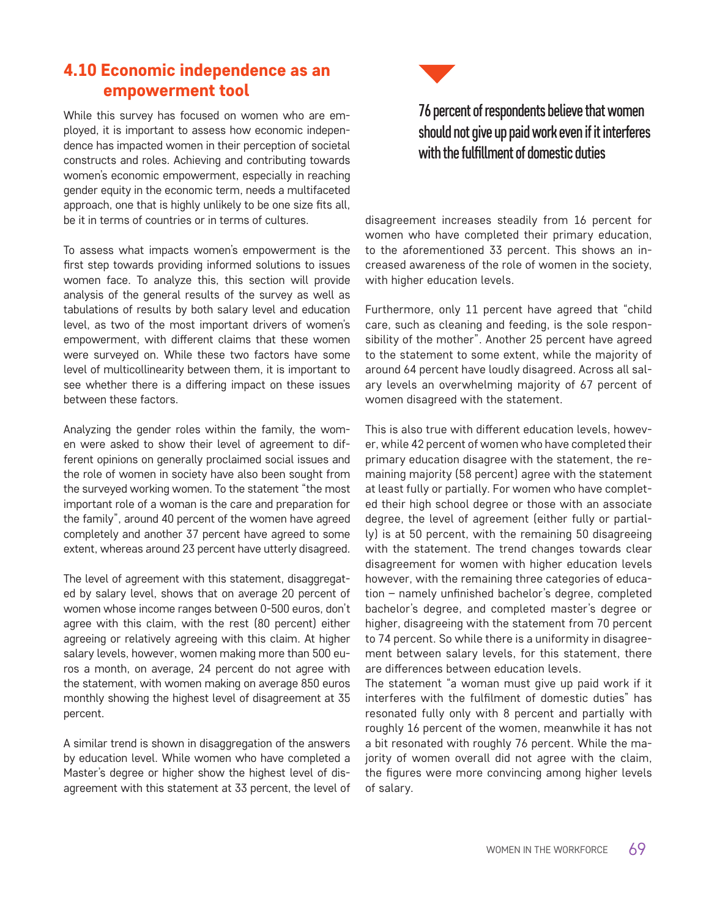## 4.10 Economic independence as an empowerment tool

While this survey has focused on women who are employed, it is important to assess how economic independence has impacted women in their perception of societal constructs and roles. Achieving and contributing towards women's economic empowerment, especially in reaching gender equity in the economic term, needs a multifaceted approach, one that is highly unlikely to be one size fits all, be it in terms of countries or in terms of cultures.

To assess what impacts women's empowerment is the first step towards providing informed solutions to issues women face. To analyze this, this section will provide analysis of the general results of the survey as well as tabulations of results by both salary level and education level, as two of the most important drivers of women's empowerment, with different claims that these women were surveyed on. While these two factors have some level of multicollinearity between them, it is important to see whether there is a differing impact on these issues between these factors.

Analyzing the gender roles within the family, the women were asked to show their level of agreement to different opinions on generally proclaimed social issues and the role of women in society have also been sought from the surveyed working women. To the statement "the most important role of a woman is the care and preparation for the family", around 40 percent of the women have agreed completely and another 37 percent have agreed to some extent, whereas around 23 percent have utterly disagreed.

The level of agreement with this statement, disaggregated by salary level, shows that on average 20 percent of women whose income ranges between 0-500 euros, don't agree with this claim, with the rest (80 percent) either agreeing or relatively agreeing with this claim. At higher salary levels, however, women making more than 500 euros a month, on average, 24 percent do not agree with the statement, with women making on average 850 euros monthly showing the highest level of disagreement at 35 percent.

A similar trend is shown in disaggregation of the answers by education level. While women who have completed a Master's degree or higher show the highest level of disagreement with this statement at 33 percent, the level of disagreement increases steadily from 16 percent for women who have completed their primary education, to the aforementioned 33 percent. This shows an increased awareness of the role of women in the society, with higher education levels.

**76 percent of respondents believe that women should not give up paid work even if it interferes with the fulfillment of domestic duties**

Furthermore, only 11 percent have agreed that "child care, such as cleaning and feeding, is the sole responsibility of the mother". Another 25 percent have agreed to the statement to some extent, while the majority of around 64 percent have loudly disagreed. Across all salary levels an overwhelming majority of 67 percent of women disagreed with the statement.

This is also true with different education levels, however, while 42 percent of women who have completed their primary education disagree with the statement, the remaining majority (58 percent) agree with the statement at least fully or partially. For women who have completed their high school degree or those with an associate degree, the level of agreement (either fully or partially) is at 50 percent, with the remaining 50 disagreeing with the statement. The trend changes towards clear disagreement for women with higher education levels however, with the remaining three categories of education – namely unfinished bachelor's degree, completed bachelor's degree, and completed master's degree or higher, disagreeing with the statement from 70 percent to 74 percent. So while there is a uniformity in disagreement between salary levels, for this statement, there are differences between education levels.

The statement "a woman must give up paid work if it interferes with the fulfilment of domestic duties" has resonated fully only with 8 percent and partially with roughly 16 percent of the women, meanwhile it has not a bit resonated with roughly 76 percent. While the majority of women overall did not agree with the claim, the figures were more convincing among higher levels of salary.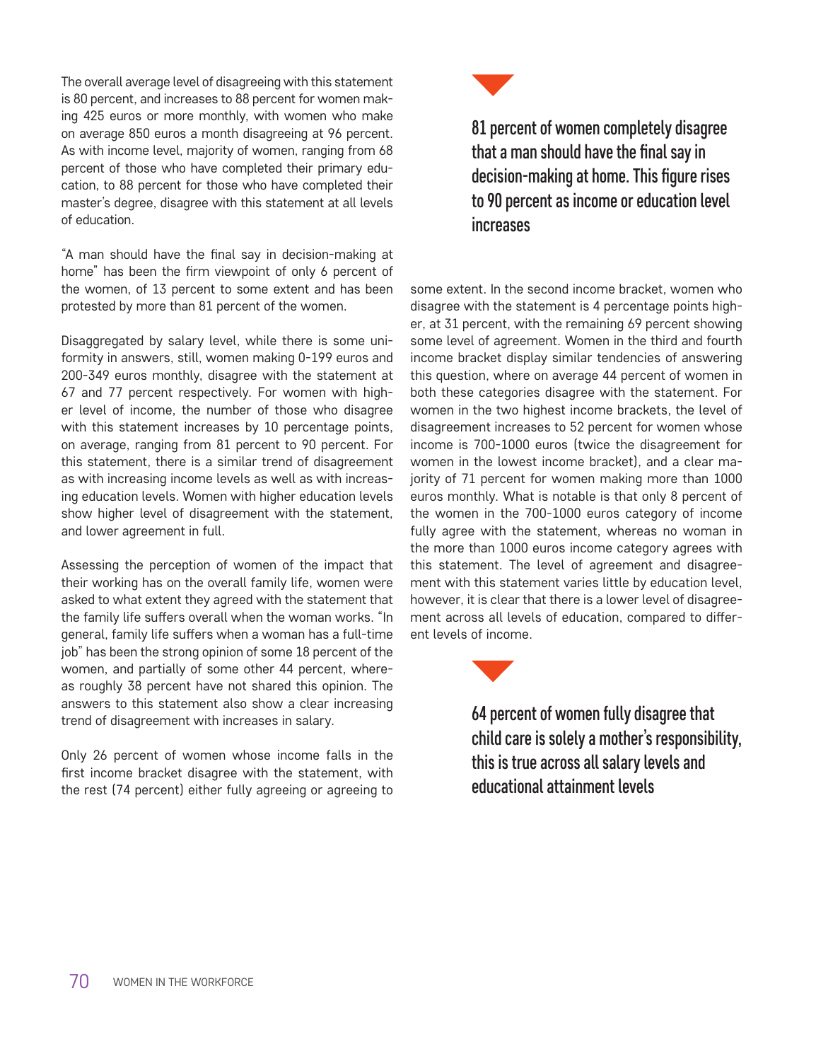The overall average level of disagreeing with this statement is 80 percent, and increases to 88 percent for women making 425 euros or more monthly, with women who make on average 850 euros a month disagreeing at 96 percent. As with income level, majority of women, ranging from 68 percent of those who have completed their primary education, to 88 percent for those who have completed their master's degree, disagree with this statement at all levels of education.

"A man should have the final say in decision-making at home" has been the firm viewpoint of only 6 percent of the women, of 13 percent to some extent and has been protested by more than 81 percent of the women.

Disaggregated by salary level, while there is some uniformity in answers, still, women making 0-199 euros and 200-349 euros monthly, disagree with the statement at 67 and 77 percent respectively. For women with higher level of income, the number of those who disagree with this statement increases by 10 percentage points, on average, ranging from 81 percent to 90 percent. For this statement, there is a similar trend of disagreement as with increasing income levels as well as with increasing education levels. Women with higher education levels show higher level of disagreement with the statement, and lower agreement in full.

Assessing the perception of women of the impact that their working has on the overall family life, women were asked to what extent they agreed with the statement that the family life suffers overall when the woman works. "In general, family life suffers when a woman has a full-time job" has been the strong opinion of some 18 percent of the women, and partially of some other 44 percent, whereas roughly 38 percent have not shared this opinion. The answers to this statement also show a clear increasing trend of disagreement with increases in salary.

Only 26 percent of women whose income falls in the first income bracket disagree with the statement, with the rest (74 percent) either fully agreeing or agreeing to some extent. In the second income bracket, women who disagree with the statement is 4 percentage points higher, at 31 percent, with the remaining 69 percent showing some level of agreement. Women in the third and fourth income bracket display similar tendencies of answering this question, where on average 44 percent of women in both these categories disagree with the statement. For women in the two highest income brackets, the level of disagreement increases to 52 percent for women whose income is 700-1000 euros (twice the disagreement for women in the lowest income bracket), and a clear majority of 71 percent for women making more than 1000 euros monthly. What is notable is that only 8 percent of the women in the 700-1000 euros category of income fully agree with the statement, whereas no woman in the more than 1000 euros income category agrees with this statement. The level of agreement and disagreement with this statement varies little by education level, however, it is clear that there is a lower level of disagreement across all levels of education, compared to different levels of income.

**81 percent of women completely disagree that a man should have the final say in decision-making at home. This figure rises to 90 percent as income or education level increases**

**64 percent of women fully disagree that child care is solely a mother's responsibility, this is true across all salary levels and educational attainment levels**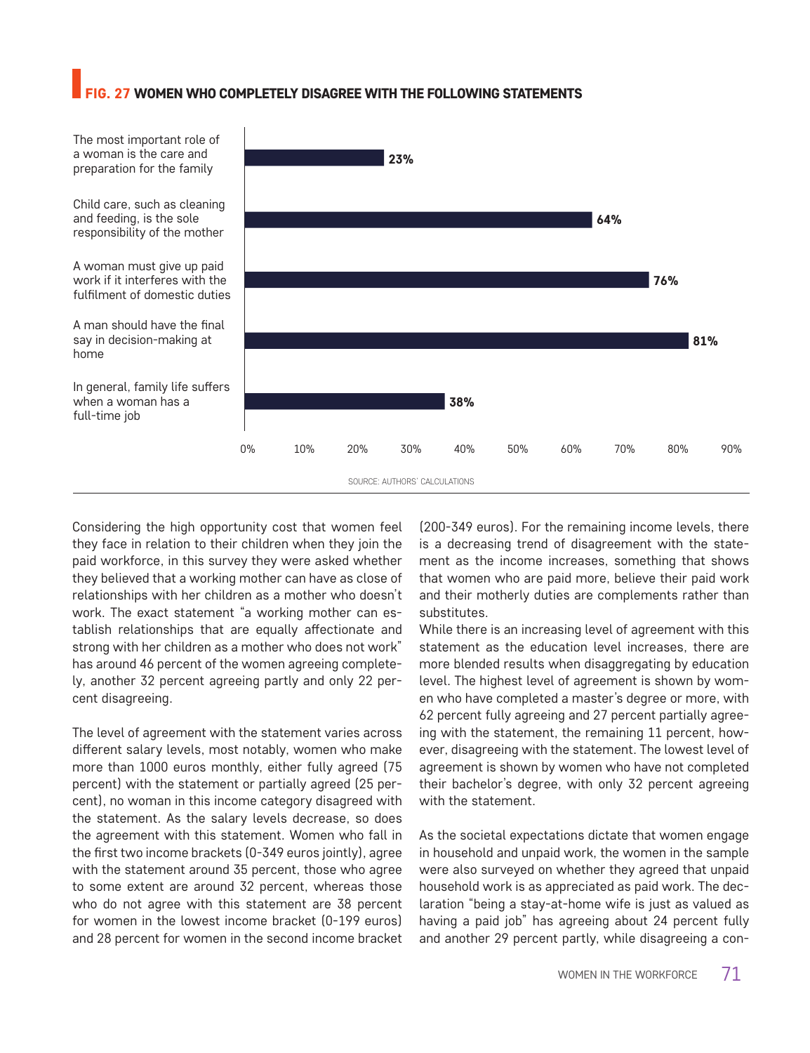**FIG. 27 WOMEN WHO COMPLETELY DISAGREE WITH THE FOLLOWING STATEMENTS**

| Statement | Percentage |
|---|---|
| The most important role of a woman is the care and preparation for the family | 23% |
| Child care, such as cleaning and feeding, is the sole responsibility of the mother | 64% |
| A woman must give up paid work if it interferes with the fulfilment of domestic duties | 76% |
| A man should have the final say in decision-making at home | 81% |
| In general, family life suffers when a woman has a full-time job | 38% |

SOURCE: AUTHORS' CALCULATIONS

Considering the high opportunity cost that women feel they face in relation to their children when they join the paid workforce, in this survey they were asked whether they believed that a working mother can have as close of relationships with her children as a mother who doesn't work. The exact statement "a working mother can establish relationships that are equally affectionate and strong with her children as a mother who does not work" has around 46 percent of the women agreeing completely, another 32 percent agreeing partly and only 22 percent disagreeing.

The level of agreement with the statement varies across different salary levels, most notably, women who make more than 1000 euros monthly, either fully agreed (75 percent) with the statement or partially agreed (25 percent), no woman in this income category disagreed with the statement. As the salary levels decrease, so does the agreement with this statement. Women who fall in the first two income brackets (0-349 euros jointly), agree with the statement around 35 percent, those who agree to some extent are around 32 percent, whereas those who do not agree with this statement are 38 percent for women in the lowest income bracket (0-199 euros) and 28 percent for women in the second income bracket (200-349 euros). For the remaining income levels, there is a decreasing trend of disagreement with the statement as the income increases, something that shows that women who are paid more, believe their paid work and their motherly duties are complements rather than substitutes.

While there is an increasing level of agreement with this statement as the education level increases, there are more blended results when disaggregating by education level. The highest level of agreement is shown by women who have completed a master's degree or more, with 62 percent fully agreeing and 27 percent partially agreeing with the statement, the remaining 11 percent, however, disagreeing with the statement. The lowest level of agreement is shown by women who have not completed their bachelor's degree, with only 32 percent agreeing with the statement.

As the societal expectations dictate that women engage in household and unpaid work, the women in the sample were also surveyed on whether they agreed that unpaid household work is as appreciated as paid work. The declaration "being a stay-at-home wife is just as valued as having a paid job" has agreeing about 24 percent fully and another 29 percent partly, while disagreeing a con-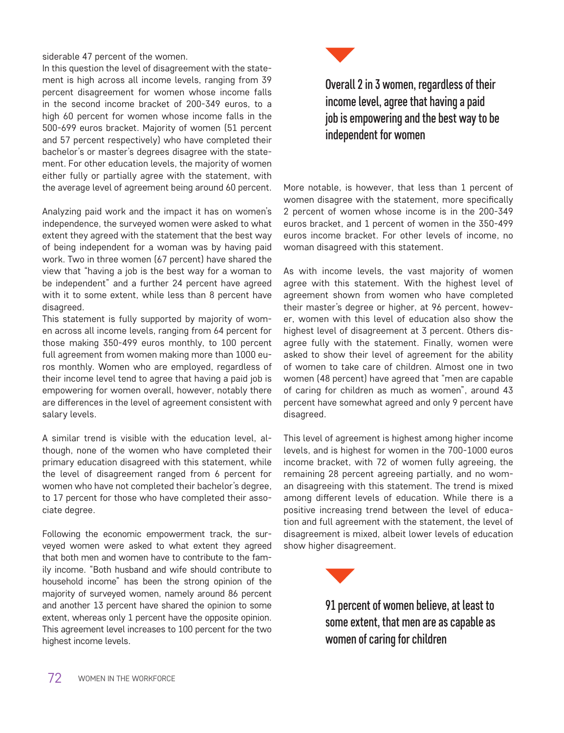siderable 47 percent of the women.

In this question the level of disagreement with the statement is high across all income levels, ranging from 39 percent disagreement for women whose income falls in the second income bracket of 200-349 euros, to a high 60 percent for women whose income falls in the 500-699 euros bracket. Majority of women (51 percent and 57 percent respectively) who have completed their bachelor's or master's degrees disagree with the statement. For other education levels, the majority of women either fully or partially agree with the statement, with the average level of agreement being around 60 percent.

Analyzing paid work and the impact it has on women's independence, the surveyed women were asked to what extent they agreed with the statement that the best way of being independent for a woman was by having paid work. Two in three women (67 percent) have shared the view that "having a job is the best way for a woman to be independent" and a further 24 percent have agreed with it to some extent, while less than 8 percent have disagreed.

This statement is fully supported by majority of women across all income levels, ranging from 64 percent for those making 350-499 euros monthly, to 100 percent full agreement from women making more than 1000 euros monthly. Women who are employed, regardless of their income level tend to agree that having a paid job is empowering for women overall, however, notably there are differences in the level of agreement consistent with salary levels.

A similar trend is visible with the education level, although, none of the women who have completed their primary education disagreed with this statement, while the level of disagreement ranged from 6 percent for women who have not completed their bachelor's degree, to 17 percent for those who have completed their associate degree.

Following the economic empowerment track, the surveyed women were asked to what extent they agreed that both men and women have to contribute to the family income. "Both husband and wife should contribute to household income" has been the strong opinion of the majority of surveyed women, namely around 86 percent and another 13 percent have shared the opinion to some extent, whereas only 1 percent have the opposite opinion. This agreement level increases to 100 percent for the two highest income levels.

**Overall 2 in 3 women, regardless of their income level, agree that having a paid job is empowering and the best way to be independent for women**

More notable, is however, that less than 1 percent of women disagree with the statement, more specifically 2 percent of women whose income is in the 200-349 euros bracket, and 1 percent of women in the 350-499 euros income bracket. For other levels of income, no woman disagreed with this statement.

As with income levels, the vast majority of women agree with this statement. With the highest level of agreement shown from women who have completed their master's degree or higher, at 96 percent, however, women with this level of education also show the highest level of disagreement at 3 percent. Others disagree fully with the statement. Finally, women were asked to show their level of agreement for the ability of women to take care of children. Almost one in two women (48 percent) have agreed that "men are capable of caring for children as much as women", around 43 percent have somewhat agreed and only 9 percent have disagreed.

This level of agreement is highest among higher income levels, and is highest for women in the 700-1000 euros income bracket, with 72 of women fully agreeing, the remaining 28 percent agreeing partially, and no woman disagreeing with this statement. The trend is mixed among different levels of education. While there is a positive increasing trend between the level of education and full agreement with the statement, the level of disagreement is mixed, albeit lower levels of education show higher disagreement.

**91 percent of women believe, at least to some extent, that men are as capable as women of caring for children**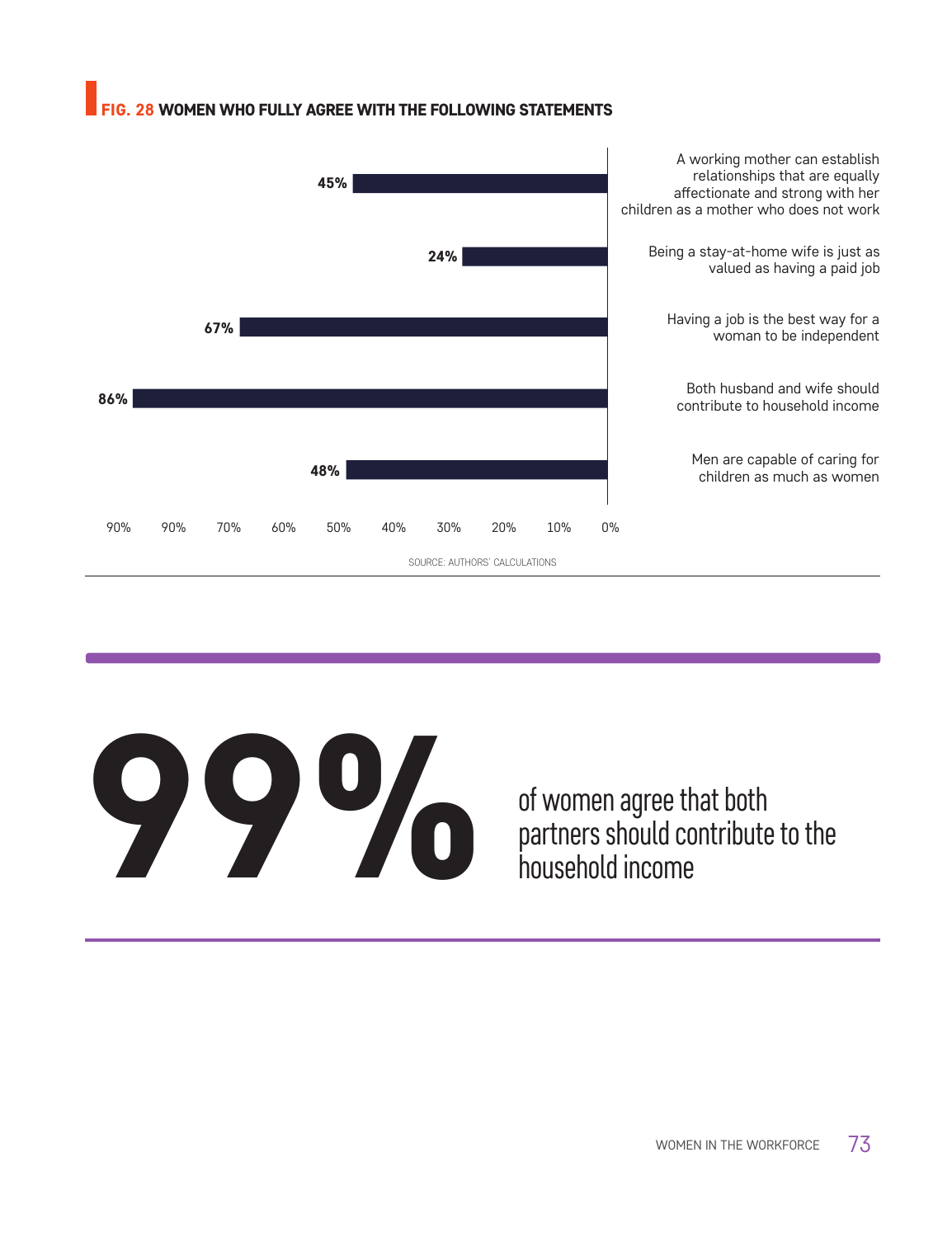**FIG. 28 WOMEN WHO FULLY AGREE WITH THE FOLLOWING STATEMENTS**

| Statement | % |
|---|---|
| A working mother can establish relationships that are equally affectionate and strong with her children as a mother who does not work | 45% |
| Being a stay-at-home wife is just as valued as having a paid job | 24% |
| Having a job is the best way for a woman to be independent | 67% |
| Both husband and wife should contribute to household income | 86% |
| Men are capable of caring for children as much as women | 48% |

SOURCE: AUTHORS' CALCULATIONS

**99%** of women agree that both partners should contribute to the household income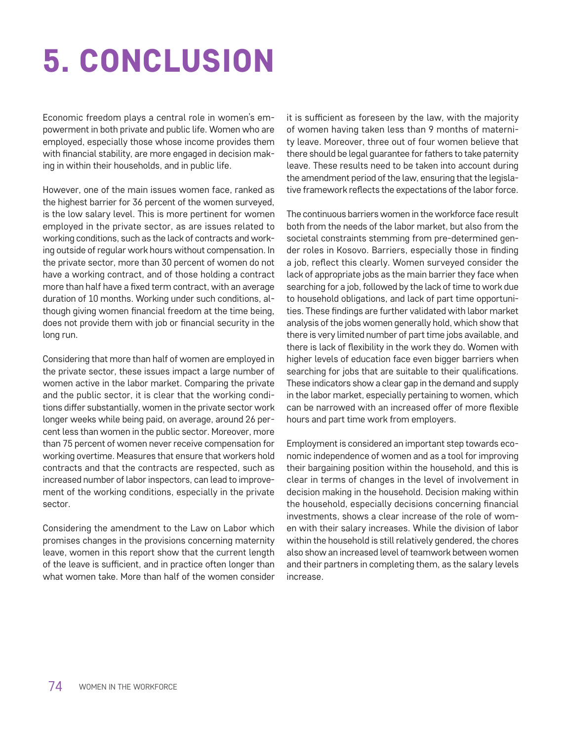# 5. CONCLUSION

Economic freedom plays a central role in women's empowerment in both private and public life. Women who are employed, especially those whose income provides them with financial stability, are more engaged in decision making in within their households, and in public life.

However, one of the main issues women face, ranked as the highest barrier for 36 percent of the women surveyed, is the low salary level. This is more pertinent for women employed in the private sector, as are issues related to working conditions, such as the lack of contracts and working outside of regular work hours without compensation. In the private sector, more than 30 percent of women do not have a working contract, and of those holding a contract more than half have a fixed term contract, with an average duration of 10 months. Working under such conditions, although giving women financial freedom at the time being, does not provide them with job or financial security in the long run.

Considering that more than half of women are employed in the private sector, these issues impact a large number of women active in the labor market. Comparing the private and the public sector, it is clear that the working conditions differ substantially, women in the private sector work longer weeks while being paid, on average, around 26 percent less than women in the public sector. Moreover, more than 75 percent of women never receive compensation for working overtime. Measures that ensure that workers hold contracts and that the contracts are respected, such as increased number of labor inspectors, can lead to improvement of the working conditions, especially in the private sector.

Considering the amendment to the Law on Labor which promises changes in the provisions concerning maternity leave, women in this report show that the current length of the leave is sufficient, and in practice often longer than what women take. More than half of the women consider it is sufficient as foreseen by the law, with the majority of women having taken less than 9 months of maternity leave. Moreover, three out of four women believe that there should be legal guarantee for fathers to take paternity leave. These results need to be taken into account during the amendment period of the law, ensuring that the legislative framework reflects the expectations of the labor force.

The continuous barriers women in the workforce face result both from the needs of the labor market, but also from the societal constraints stemming from pre-determined gender roles in Kosovo. Barriers, especially those in finding a job, reflect this clearly. Women surveyed consider the lack of appropriate jobs as the main barrier they face when searching for a job, followed by the lack of time to work due to household obligations, and lack of part time opportunities. These findings are further validated with labor market analysis of the jobs women generally hold, which show that there is very limited number of part time jobs available, and there is lack of flexibility in the work they do. Women with higher levels of education face even bigger barriers when searching for jobs that are suitable to their qualifications. These indicators show a clear gap in the demand and supply in the labor market, especially pertaining to women, which can be narrowed with an increased offer of more flexible hours and part time work from employers.

Employment is considered an important step towards economic independence of women and as a tool for improving their bargaining position within the household, and this is clear in terms of changes in the level of involvement in decision making in the household. Decision making within the household, especially decisions concerning financial investments, shows a clear increase of the role of women with their salary increases. While the division of labor within the household is still relatively gendered, the chores also show an increased level of teamwork between women and their partners in completing them, as the salary levels increase.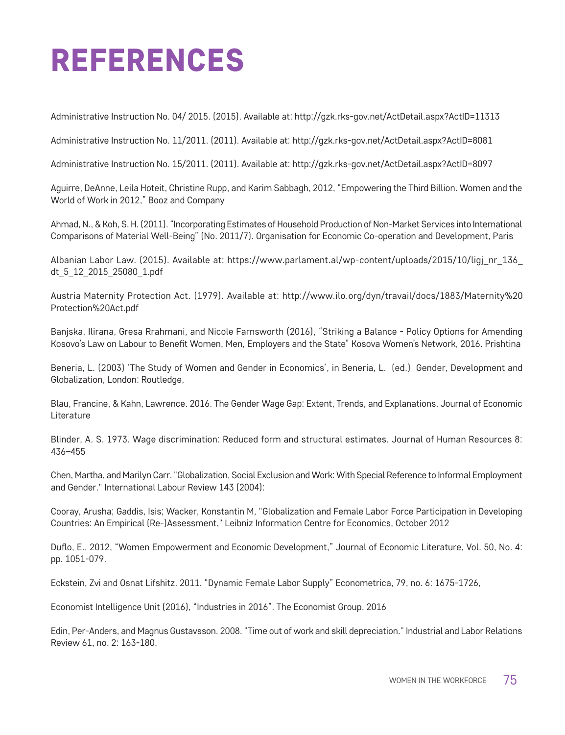# REFERENCES

Administrative Instruction No. 04/ 2015. (2015). Available at: http://gzk.rks-gov.net/ActDetail.aspx?ActID=11313

Administrative Instruction No. 11/2011. (2011). Available at: http://gzk.rks-gov.net/ActDetail.aspx?ActID=8081

Administrative Instruction No. 15/2011. (2011). Available at: http://gzk.rks-gov.net/ActDetail.aspx?ActID=8097

Aguirre, DeAnne, Leila Hoteit, Christine Rupp, and Karim Sabbagh, 2012, "Empowering the Third Billion. Women and the World of Work in 2012," Booz and Company

Ahmad, N., & Koh, S. H. (2011). "Incorporating Estimates of Household Production of Non-Market Services into International Comparisons of Material Well-Being" (No. 2011/7). Organisation for Economic Co-operation and Development, Paris

Albanian Labor Law. (2015). Available at: https://www.parlament.al/wp-content/uploads/2015/10/ligj_nr_136_dt_5_12_2015_25080_1.pdf

Austria Maternity Protection Act. (1979). Available at: http://www.ilo.org/dyn/travail/docs/1883/Maternity%20Protection%20Act.pdf

Banjska, Ilirana, Gresa Rrahmani, and Nicole Farnsworth (2016), "Striking a Balance - Policy Options for Amending Kosovo's Law on Labour to Benefit Women, Men, Employers and the State" Kosova Women's Network, 2016. Prishtina

Beneria, L. (2003) 'The Study of Women and Gender in Economics', in Beneria, L. (ed.) Gender, Development and Globalization, London: Routledge,

Blau, Francine, & Kahn, Lawrence. 2016. The Gender Wage Gap: Extent, Trends, and Explanations. Journal of Economic Literature

Blinder, A. S. 1973. Wage discrimination: Reduced form and structural estimates. Journal of Human Resources 8: 436–455

Chen, Martha, and Marilyn Carr. "Globalization, Social Exclusion and Work: With Special Reference to Informal Employment and Gender." International Labour Review 143 (2004):

Cooray, Arusha; Gaddis, Isis; Wacker, Konstantin M, "Globalization and Female Labor Force Participation in Developing Countries: An Empirical (Re-)Assessment," Leibniz Information Centre for Economics, October 2012

Duflo, E., 2012, "Women Empowerment and Economic Development," Journal of Economic Literature, Vol. 50, No. 4: pp. 1051-079.

Eckstein, Zvi and Osnat Lifshitz. 2011. "Dynamic Female Labor Supply" Econometrica, 79, no. 6: 1675-1726,

Economist Intelligence Unit (2016), "Industries in 2016". The Economist Group. 2016

Edin, Per-Anders, and Magnus Gustavsson. 2008. "Time out of work and skill depreciation." Industrial and Labor Relations Review 61, no. 2: 163-180.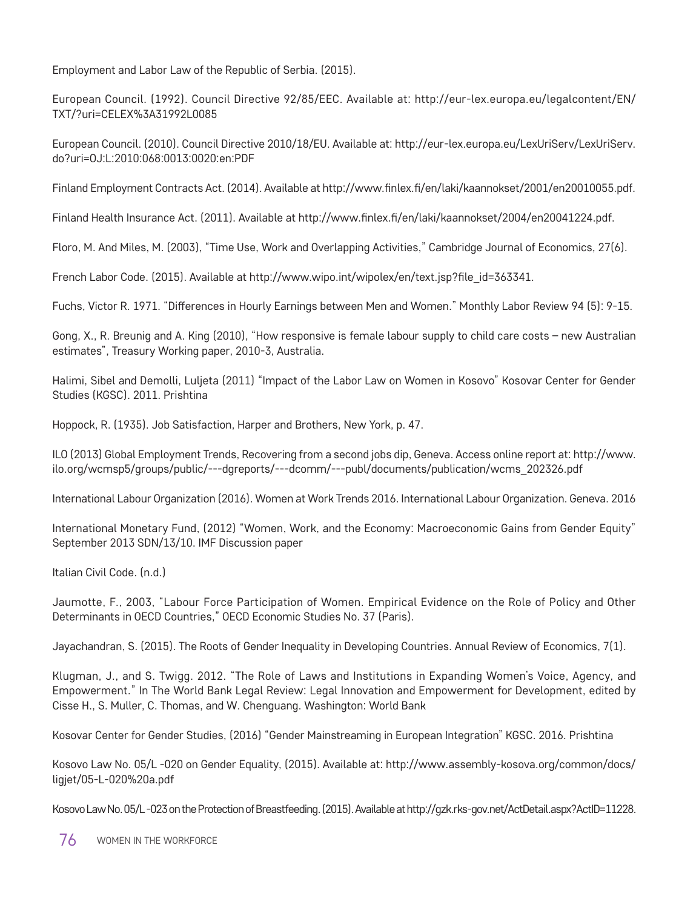Employment and Labor Law of the Republic of Serbia. (2015).

European Council. (1992). Council Directive 92/85/EEC. Available at: http://eur-lex.europa.eu/legalcontent/EN/TXT/?uri=CELEX%3A31992L0085

European Council. (2010). Council Directive 2010/18/EU. Available at: http://eur-lex.europa.eu/LexUriServ/LexUriServ.do?uri=OJ:L:2010:068:0013:0020:en:PDF

Finland Employment Contracts Act. (2014). Available at http://www.finlex.fi/en/laki/kaannokset/2001/en20010055.pdf.

Finland Health Insurance Act. (2011). Available at http://www.finlex.fi/en/laki/kaannokset/2004/en20041224.pdf.

Floro, M. And Miles, M. (2003), "Time Use, Work and Overlapping Activities," Cambridge Journal of Economics, 27(6).

French Labor Code. (2015). Available at http://www.wipo.int/wipolex/en/text.jsp?file_id=363341.

Fuchs, Victor R. 1971. "Differences in Hourly Earnings between Men and Women." Monthly Labor Review 94 (5): 9-15.

Gong, X., R. Breunig and A. King (2010), "How responsive is female labour supply to child care costs – new Australian estimates", Treasury Working paper, 2010-3, Australia.

Halimi, Sibel and Demolli, Luljeta (2011) "Impact of the Labor Law on Women in Kosovo" Kosovar Center for Gender Studies (KGSC). 2011. Prishtina

Hoppock, R. (1935). Job Satisfaction, Harper and Brothers, New York, p. 47.

ILO (2013) Global Employment Trends, Recovering from a second jobs dip, Geneva. Access online report at: http://www.ilo.org/wcmsp5/groups/public/---dgreports/---dcomm/---publ/documents/publication/wcms_202326.pdf

International Labour Organization (2016). Women at Work Trends 2016. International Labour Organization. Geneva. 2016

International Monetary Fund, (2012) "Women, Work, and the Economy: Macroeconomic Gains from Gender Equity" September 2013 SDN/13/10. IMF Discussion paper

Italian Civil Code. (n.d.)

Jaumotte, F., 2003, "Labour Force Participation of Women. Empirical Evidence on the Role of Policy and Other Determinants in OECD Countries," OECD Economic Studies No. 37 (Paris).

Jayachandran, S. (2015). The Roots of Gender Inequality in Developing Countries. Annual Review of Economics, 7(1).

Klugman, J., and S. Twigg. 2012. "The Role of Laws and Institutions in Expanding Women's Voice, Agency, and Empowerment." In The World Bank Legal Review: Legal Innovation and Empowerment for Development, edited by Cisse H., S. Muller, C. Thomas, and W. Chenguang. Washington: World Bank

Kosovar Center for Gender Studies, (2016) "Gender Mainstreaming in European Integration" KGSC. 2016. Prishtina

Kosovo Law No. 05/L -020 on Gender Equality, (2015). Available at: http://www.assembly-kosova.org/common/docs/ligjet/05-L-020%20a.pdf

Kosovo Law No. 05/L -023 on the Protection of Breastfeeding. (2015). Available at http://gzk.rks-gov.net/ActDetail.aspx?ActID=11228.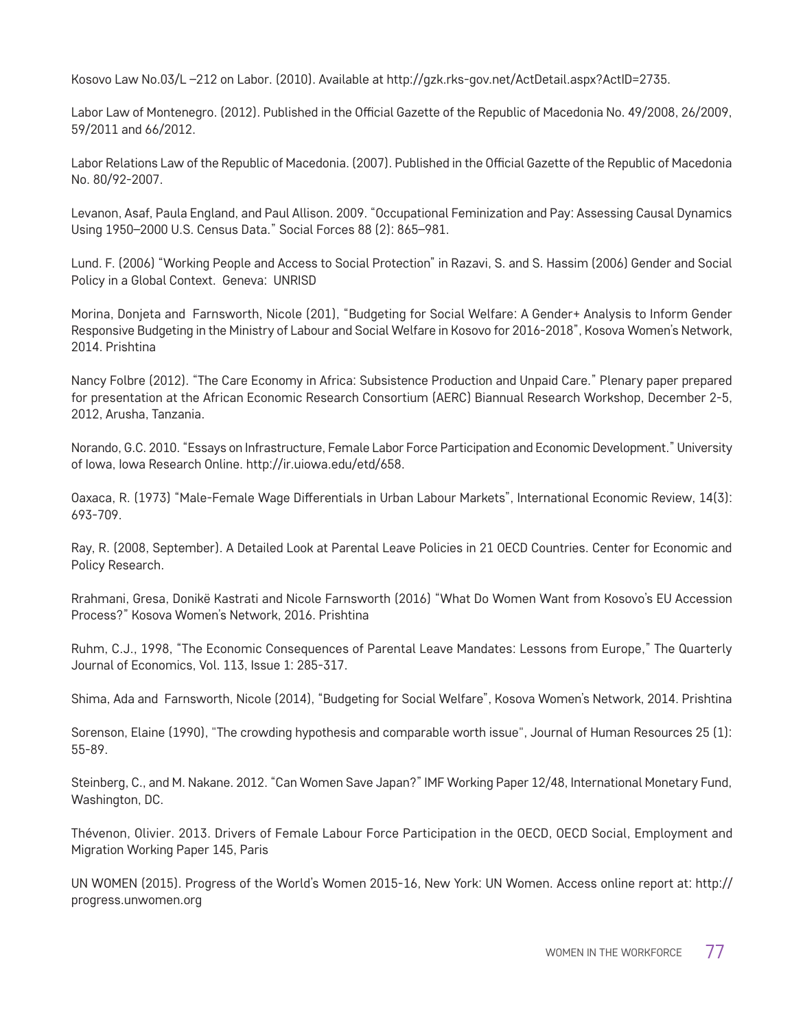Kosovo Law No.03/L –212 on Labor. (2010). Available at http://gzk.rks-gov.net/ActDetail.aspx?ActID=2735.

Labor Law of Montenegro. (2012). Published in the Official Gazette of the Republic of Macedonia No. 49/2008, 26/2009, 59/2011 and 66/2012.

Labor Relations Law of the Republic of Macedonia. (2007). Published in the Official Gazette of the Republic of Macedonia No. 80/92-2007.

Levanon, Asaf, Paula England, and Paul Allison. 2009. "Occupational Feminization and Pay: Assessing Causal Dynamics Using 1950–2000 U.S. Census Data." Social Forces 88 (2): 865–981.

Lund. F. (2006) "Working People and Access to Social Protection" in Razavi, S. and S. Hassim (2006) Gender and Social Policy in a Global Context. Geneva: UNRISD

Morina, Donjeta and Farnsworth, Nicole (201), "Budgeting for Social Welfare: A Gender+ Analysis to Inform Gender Responsive Budgeting in the Ministry of Labour and Social Welfare in Kosovo for 2016-2018", Kosova Women's Network, 2014. Prishtina

Nancy Folbre (2012). "The Care Economy in Africa: Subsistence Production and Unpaid Care." Plenary paper prepared for presentation at the African Economic Research Consortium (AERC) Biannual Research Workshop, December 2-5, 2012, Arusha, Tanzania.

Norando, G.C. 2010. "Essays on Infrastructure, Female Labor Force Participation and Economic Development." University of Iowa, Iowa Research Online. http://ir.uiowa.edu/etd/658.

Oaxaca, R. (1973) "Male-Female Wage Differentials in Urban Labour Markets", International Economic Review, 14(3): 693-709.

Ray, R. (2008, September). A Detailed Look at Parental Leave Policies in 21 OECD Countries. Center for Economic and Policy Research.

Rrahmani, Gresa, Donikë Kastrati and Nicole Farnsworth (2016) "What Do Women Want from Kosovo's EU Accession Process?" Kosova Women's Network, 2016. Prishtina

Ruhm, C.J., 1998, "The Economic Consequences of Parental Leave Mandates: Lessons from Europe," The Quarterly Journal of Economics, Vol. 113, Issue 1: 285-317.

Shima, Ada and Farnsworth, Nicole (2014), "Budgeting for Social Welfare", Kosova Women's Network, 2014. Prishtina

Sorenson, Elaine (1990), "The crowding hypothesis and comparable worth issue", Journal of Human Resources 25 (1): 55-89.

Steinberg, C., and M. Nakane. 2012. "Can Women Save Japan?" IMF Working Paper 12/48, International Monetary Fund, Washington, DC.

Thévenon, Olivier. 2013. Drivers of Female Labour Force Participation in the OECD, OECD Social, Employment and Migration Working Paper 145, Paris

UN WOMEN (2015). Progress of the World's Women 2015-16, New York: UN Women. Access online report at: http://progress.unwomen.org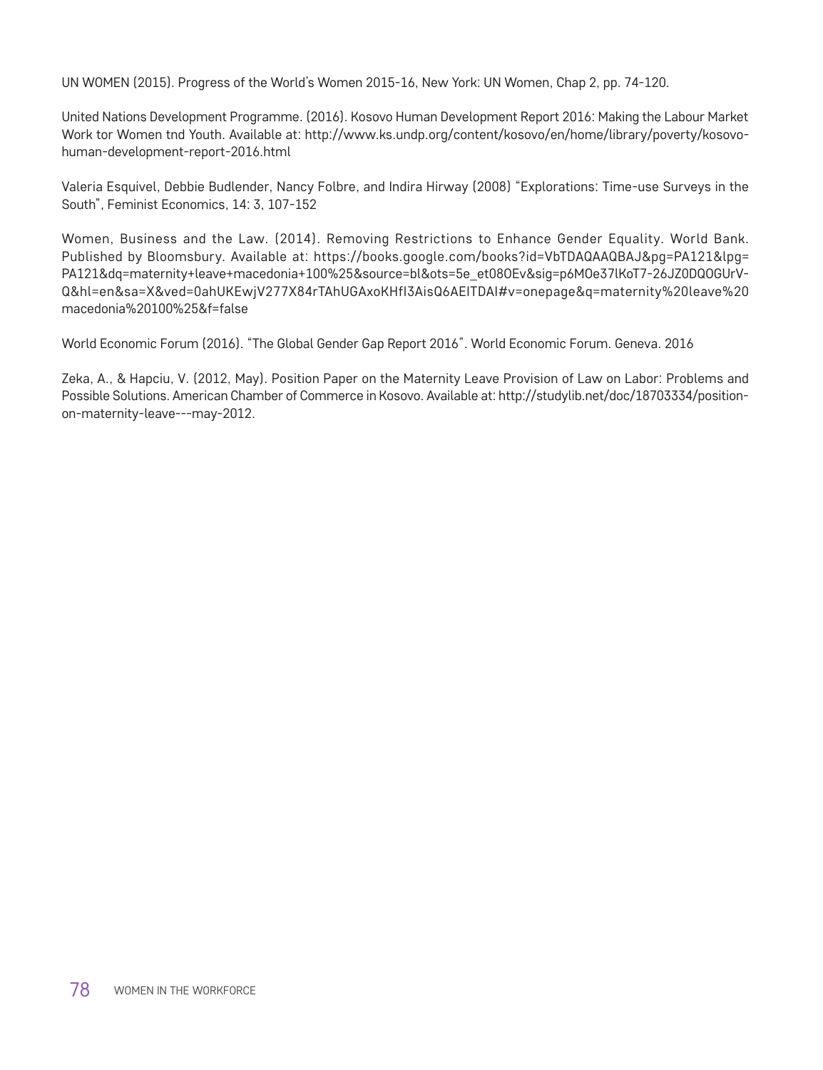UN WOMEN (2015). Progress of the World's Women 2015-16, New York: UN Women, Chap 2, pp. 74-120.

United Nations Development Programme. (2016). Kosovo Human Development Report 2016: Making the Labour Market Work tor Women tnd Youth. Available at: http://www.ks.undp.org/content/kosovo/en/home/library/poverty/kosovo-human-development-report-2016.html

Valeria Esquivel, Debbie Budlender, Nancy Folbre, and Indira Hirway (2008) "Explorations: Time-use Surveys in the South", Feminist Economics, 14: 3, 107-152

Women, Business and the Law. (2014). Removing Restrictions to Enhance Gender Equality. World Bank. Published by Bloomsbury. Available at: https://books.google.com/books?id=VbTDAQAAQBAJ&pg=PA121&lpg=PA121&dq=maternity+leave+macedonia+100%25&source=bl&ots=5e_et08OEv&sig=p6MOe37lKoT7-26JZ0DQOGUrV-Q&hl=en&sa=X&ved=0ahUKEwjV277X84rTAhUGAxoKHfI3AisQ6AEITDAI#v=onepage&q=maternity%20leave%20macedonia%20100%25&f=false

World Economic Forum (2016). "The Global Gender Gap Report 2016". World Economic Forum. Geneva. 2016

Zeka, A., & Hapciu, V. (2012, May). Position Paper on the Maternity Leave Provision of Law on Labor: Problems and Possible Solutions. American Chamber of Commerce in Kosovo. Available at: http://studylib.net/doc/18703334/position-on-maternity-leave---may-2012.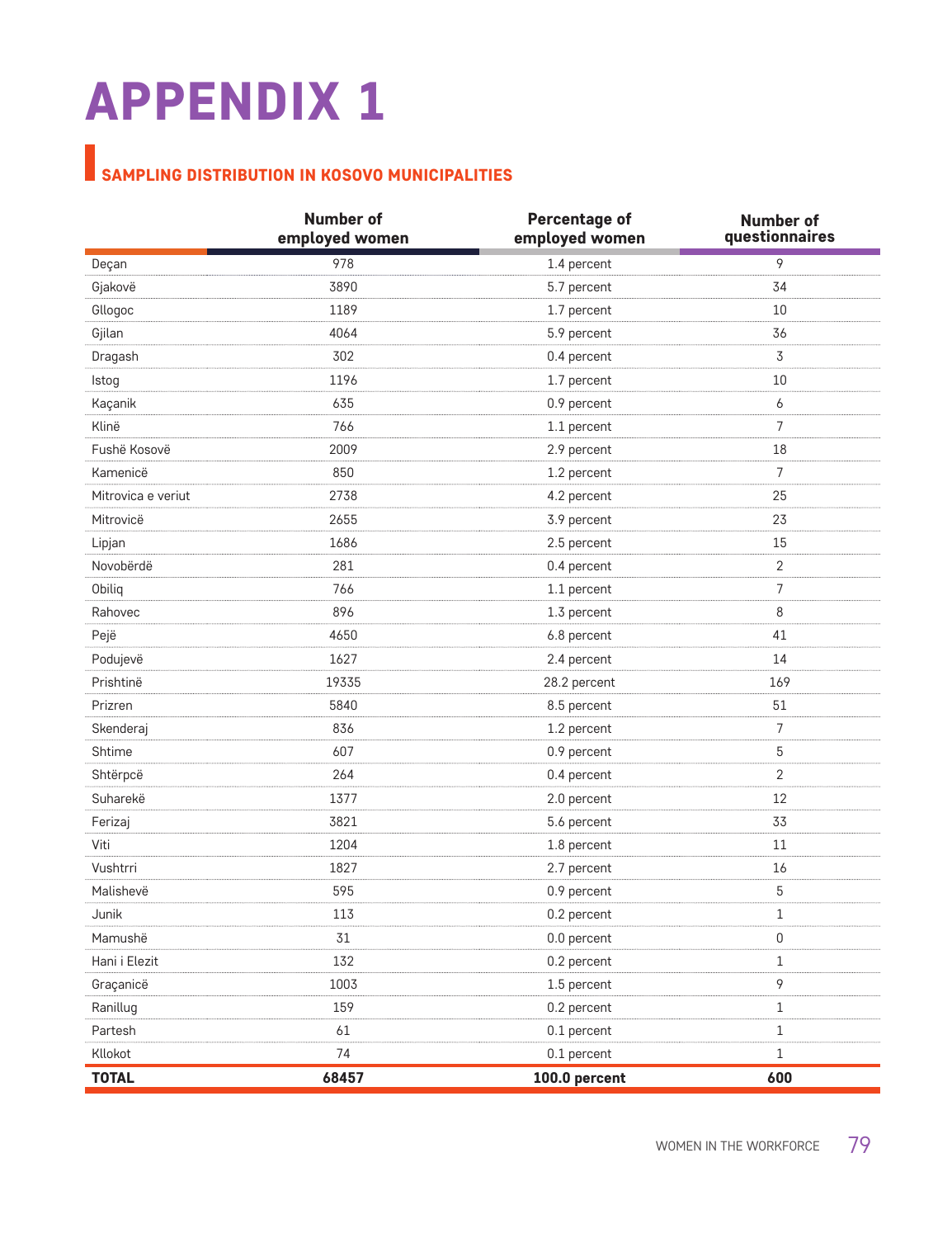# APPENDIX 1

## SAMPLING DISTRIBUTION IN KOSOVO MUNICIPALITIES

| | Number of employed women | Percentage of employed women | Number of questionnaires |
|---|---|---|---|
| Deçan | 978 | 1.4 percent | 9 |
| Gjakovë | 3890 | 5.7 percent | 34 |
| Gllogoc | 1189 | 1.7 percent | 10 |
| Gjilan | 4064 | 5.9 percent | 36 |
| Dragash | 302 | 0.4 percent | 3 |
| Istog | 1196 | 1.7 percent | 10 |
| Kaçanik | 635 | 0.9 percent | 6 |
| Klinë | 766 | 1.1 percent | 7 |
| Fushë Kosovë | 2009 | 2.9 percent | 18 |
| Kamenicë | 850 | 1.2 percent | 7 |
| Mitrovica e veriut | 2738 | 4.2 percent | 25 |
| Mitrovicë | 2655 | 3.9 percent | 23 |
| Lipjan | 1686 | 2.5 percent | 15 |
| Novobërdë | 281 | 0.4 percent | 2 |
| Obiliq | 766 | 1.1 percent | 7 |
| Rahovec | 896 | 1.3 percent | 8 |
| Pejë | 4650 | 6.8 percent | 41 |
| Podujevë | 1627 | 2.4 percent | 14 |
| Prishtinë | 19335 | 28.2 percent | 169 |
| Prizren | 5840 | 8.5 percent | 51 |
| Skenderaj | 836 | 1.2 percent | 7 |
| Shtime | 607 | 0.9 percent | 5 |
| Shtërpcë | 264 | 0.4 percent | 2 |
| Suharekë | 1377 | 2.0 percent | 12 |
| Ferizaj | 3821 | 5.6 percent | 33 |
| Viti | 1204 | 1.8 percent | 11 |
| Vushtrri | 1827 | 2.7 percent | 16 |
| Malishevë | 595 | 0.9 percent | 5 |
| Junik | 113 | 0.2 percent | 1 |
| Mamushë | 31 | 0.0 percent | 0 |
| Hani i Elezit | 132 | 0.2 percent | 1 |
| Graçanicë | 1003 | 1.5 percent | 9 |
| Ranillug | 159 | 0.2 percent | 1 |
| Partesh | 61 | 0.1 percent | 1 |
| Kllokot | 74 | 0.1 percent | 1 |
| **TOTAL** | **68457** | **100.0 percent** | **600** |